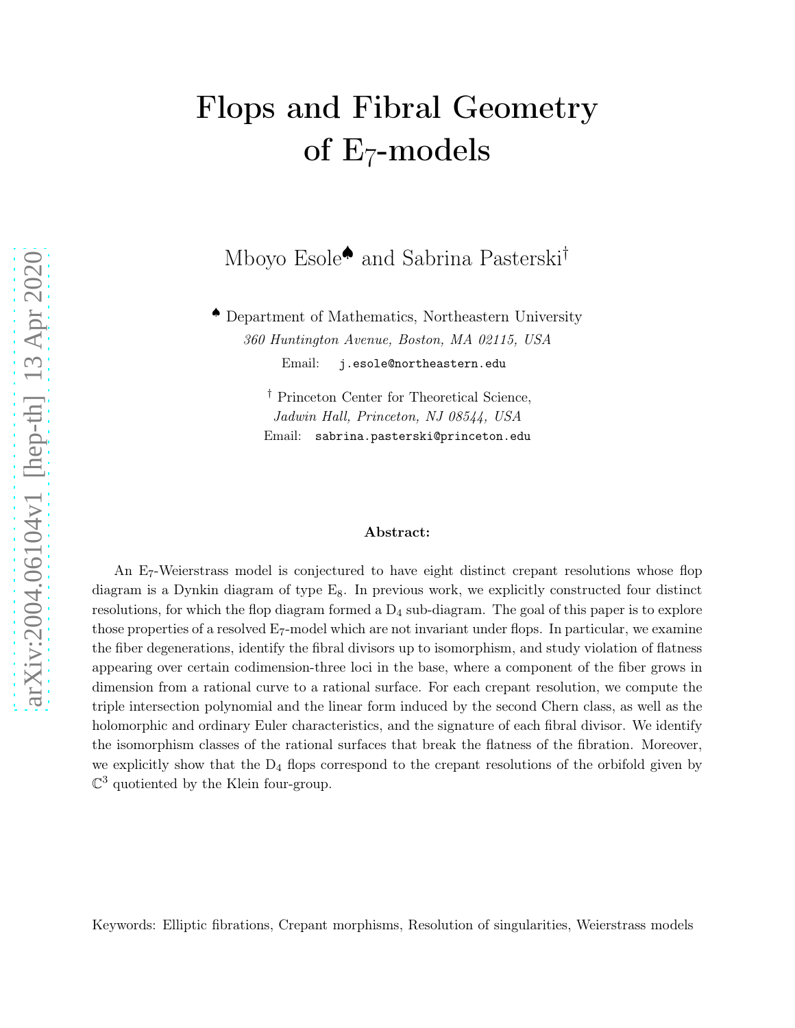# Flops and Fibral Geometry of $\text{E}_7$-models

Mboyo Esole[♠] and Sabrina Pasterski[†]

[♠] Department of Mathematics, Northeastern University
*360 Huntington Avenue, Boston, MA 02115, USA*
Email: `j.esole@northeastern.edu`

[†] Princeton Center for Theoretical Science,
*Jadwin Hall, Princeton, NJ 08544, USA*
Email: `sabrina.pasterski@princeton.edu`

**Abstract:**

An $\text{E}_7$-Weierstrass model is conjectured to have eight distinct crepant resolutions whose flop diagram is a Dynkin diagram of type $\text{E}_8$. In previous work, we explicitly constructed four distinct resolutions, for which the flop diagram formed a $\text{D}_4$ sub-diagram. The goal of this paper is to explore those properties of a resolved $\text{E}_7$-model which are not invariant under flops. In particular, we examine the fiber degenerations, identify the fibral divisors up to isomorphism, and study violation of flatness appearing over certain codimension-three loci in the base, where a component of the fiber grows in dimension from a rational curve to a rational surface. For each crepant resolution, we compute the triple intersection polynomial and the linear form induced by the second Chern class, as well as the holomorphic and ordinary Euler characteristics, and the signature of each fibral divisor. We identify the isomorphism classes of the rational surfaces that break the flatness of the fibration. Moreover, we explicitly show that the $\text{D}_4$ flops correspond to the crepant resolutions of the orbifold given by $\mathbb{C}^3$ quotiented by the Klein four-group.

Keywords: Elliptic fibrations, Crepant morphisms, Resolution of singularities, Weierstrass models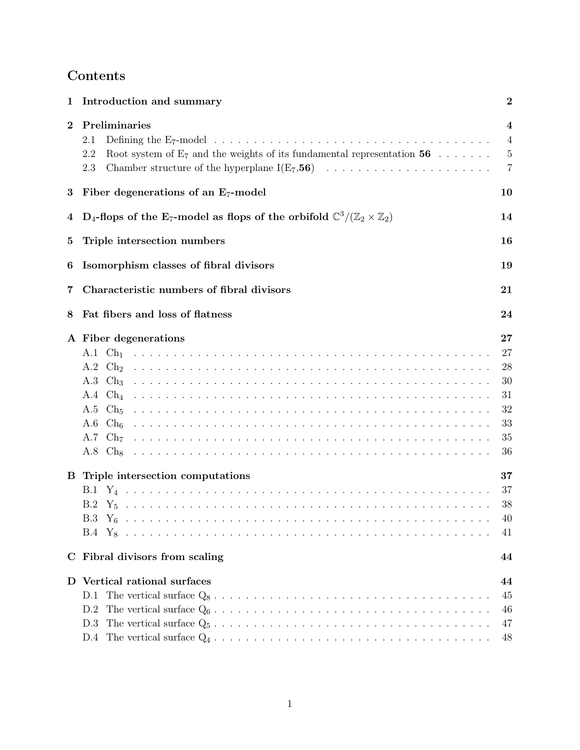# Contents

**1 Introduction and summary** — **2**

**2 Preliminaries** — **4**
- 2.1 Defining the $E_7$-model — 4
- 2.2 Root system of $E_7$ and the weights of its fundamental representation **56** — 5
- 2.3 Chamber structure of the hyperplane I($E_7$,**56**) — 7

**3 Fiber degenerations of an $E_7$-model** — **10**

**4 $D_4$-flops of the $E_7$-model as flops of the orbifold $\mathbb{C}^3/(\mathbb{Z}_2 \times \mathbb{Z}_2)$** — **14**

**5 Triple intersection numbers** — **16**

**6 Isomorphism classes of fibral divisors** — **19**

**7 Characteristic numbers of fibral divisors** — **21**

**8 Fat fibers and loss of flatness** — **24**

**A Fiber degenerations** — **27**
- A.1 $Ch_1$ — 27
- A.2 $Ch_2$ — 28
- A.3 $Ch_3$ — 30
- A.4 $Ch_4$ — 31
- A.5 $Ch_5$ — 32
- A.6 $Ch_6$ — 33
- A.7 $Ch_7$ — 35
- A.8 $Ch_8$ — 36

**B Triple intersection computations** — **37**
- B.1 $Y_4$ — 37
- B.2 $Y_5$ — 38
- B.3 $Y_6$ — 40
- B.4 $Y_8$ — 41

**C Fibral divisors from scaling** — **44**

**D Vertical rational surfaces** — **44**
- D.1 The vertical surface $Q_8$ — 45
- D.2 The vertical surface $Q_6$ — 46
- D.3 The vertical surface $Q_5$ — 47
- D.4 The vertical surface $Q_4$ — 48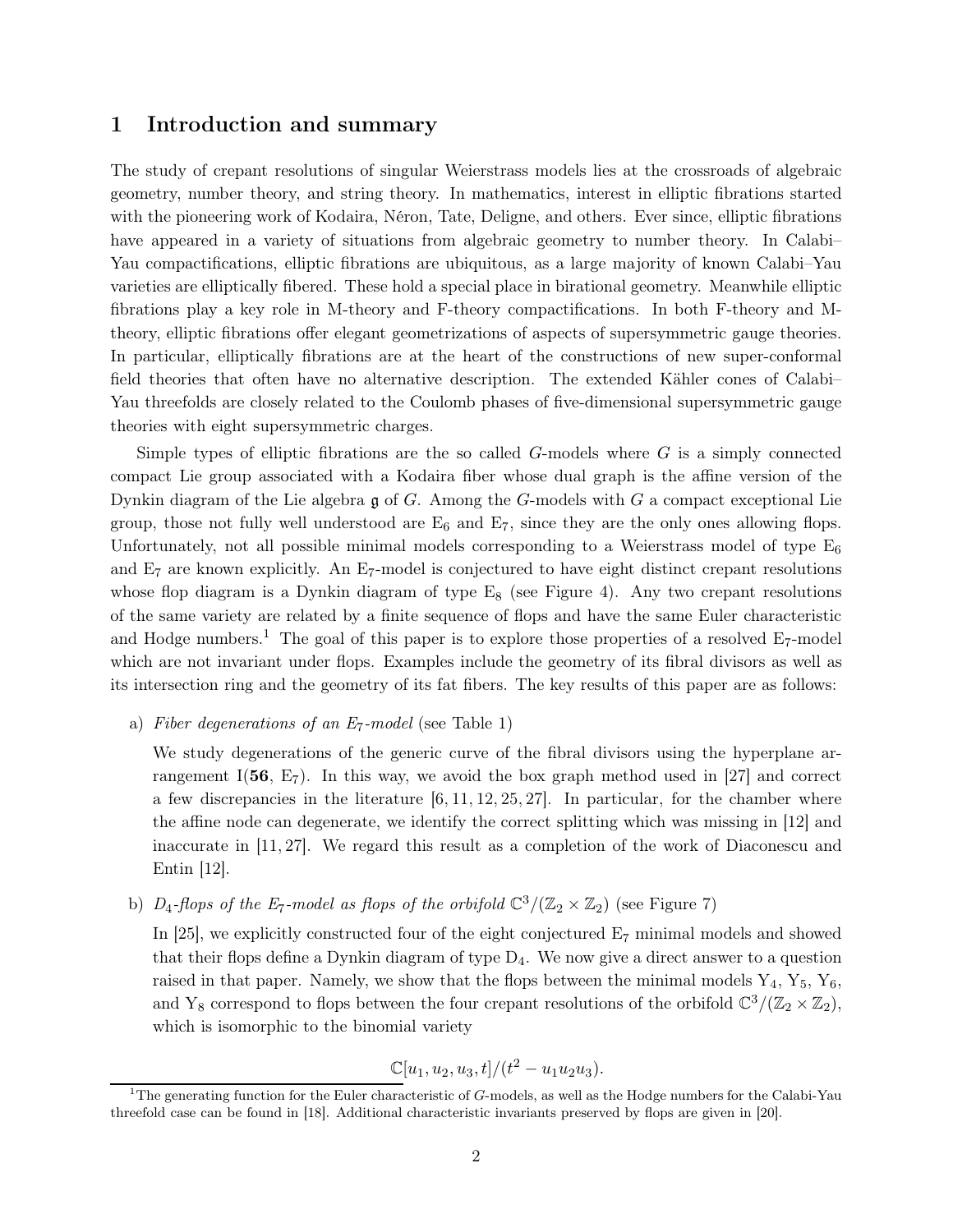## 1 Introduction and summary

The study of crepant resolutions of singular Weierstrass models lies at the crossroads of algebraic geometry, number theory, and string theory. In mathematics, interest in elliptic fibrations started with the pioneering work of Kodaira, Néron, Tate, Deligne, and others. Ever since, elliptic fibrations have appeared in a variety of situations from algebraic geometry to number theory. In Calabi–Yau compactifications, elliptic fibrations are ubiquitous, as a large majority of known Calabi–Yau varieties are elliptically fibered. These hold a special place in birational geometry. Meanwhile elliptic fibrations play a key role in M-theory and F-theory compactifications. In both F-theory and M-theory, elliptic fibrations offer elegant geometrizations of aspects of supersymmetric gauge theories. In particular, elliptically fibrations are at the heart of the constructions of new super-conformal field theories that often have no alternative description. The extended Kähler cones of Calabi–Yau threefolds are closely related to the Coulomb phases of five-dimensional supersymmetric gauge theories with eight supersymmetric charges.

Simple types of elliptic fibrations are the so called $G$-models where $G$ is a simply connected compact Lie group associated with a Kodaira fiber whose dual graph is the affine version of the Dynkin diagram of the Lie algebra $\mathfrak{g}$ of $G$. Among the $G$-models with $G$ a compact exceptional Lie group, those not fully well understood are $E_6$ and $E_7$, since they are the only ones allowing flops. Unfortunately, not all possible minimal models corresponding to a Weierstrass model of type $E_6$ and $E_7$ are known explicitly. An $E_7$-model is conjectured to have eight distinct crepant resolutions whose flop diagram is a Dynkin diagram of type $E_8$ (see Figure 4). Any two crepant resolutions of the same variety are related by a finite sequence of flops and have the same Euler characteristic and Hodge numbers.[1] The goal of this paper is to explore those properties of a resolved $E_7$-model which are not invariant under flops. Examples include the geometry of its fibral divisors as well as its intersection ring and the geometry of its fat fibers. The key results of this paper are as follows:

a) *Fiber degenerations of an $E_7$-model* (see Table 1)

We study degenerations of the generic curve of the fibral divisors using the hyperplane arrangement I(**56**, $E_7$). In this way, we avoid the box graph method used in [27] and correct a few discrepancies in the literature [6, 11, 12, 25, 27]. In particular, for the chamber where the affine node can degenerate, we identify the correct splitting which was missing in [12] and inaccurate in [11, 27]. We regard this result as a completion of the work of Diaconescu and Entin [12].

b) *$D_4$-flops of the $E_7$-model as flops of the orbifold $\mathbb{C}^3/(\mathbb{Z}_2 \times \mathbb{Z}_2)$* (see Figure 7)

In [25], we explicitly constructed four of the eight conjectured $E_7$ minimal models and showed that their flops define a Dynkin diagram of type $D_4$. We now give a direct answer to a question raised in that paper. Namely, we show that the flops between the minimal models $Y_4$, $Y_5$, $Y_6$, and $Y_8$ correspond to flops between the four crepant resolutions of the orbifold $\mathbb{C}^3/(\mathbb{Z}_2 \times \mathbb{Z}_2)$, which is isomorphic to the binomial variety

$$\mathbb{C}[u_1, u_2, u_3, t]/(t^2 - u_1u_2u_3).$$

[1] The generating function for the Euler characteristic of $G$-models, as well as the Hodge numbers for the Calabi-Yau threefold case can be found in [18]. Additional characteristic invariants preserved by flops are given in [20].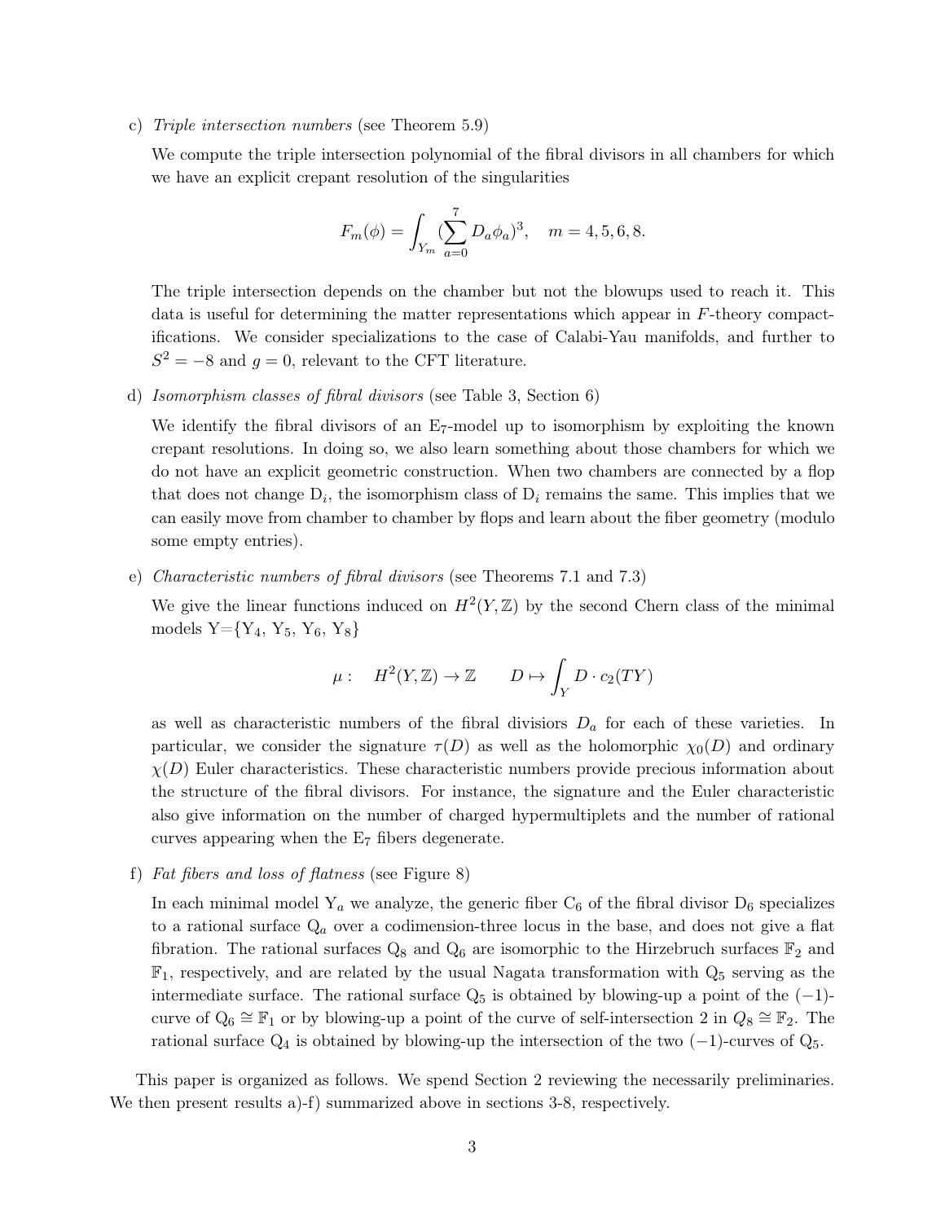c) *Triple intersection numbers* (see Theorem 5.9)

   We compute the triple intersection polynomial of the fibral divisors in all chambers for which we have an explicit crepant resolution of the singularities

$$F_m(\phi) = \int_{Y_m} (\sum_{a=0}^{7} D_a \phi_a)^3, \quad m = 4, 5, 6, 8.$$

   The triple intersection depends on the chamber but not the blowups used to reach it. This data is useful for determining the matter representations which appear in $F$-theory compactifications. We consider specializations to the case of Calabi-Yau manifolds, and further to $S^2 = -8$ and $g = 0$, relevant to the CFT literature.

d) *Isomorphism classes of fibral divisors* (see Table 3, Section 6)

   We identify the fibral divisors of an $\text{E}_7$-model up to isomorphism by exploiting the known crepant resolutions. In doing so, we also learn something about those chambers for which we do not have an explicit geometric construction. When two chambers are connected by a flop that does not change $\text{D}_i$, the isomorphism class of $\text{D}_i$ remains the same. This implies that we can easily move from chamber to chamber by flops and learn about the fiber geometry (modulo some empty entries).

e) *Characteristic numbers of fibral divisors* (see Theorems 7.1 and 7.3)

   We give the linear functions induced on $H^2(Y, \mathbb{Z})$ by the second Chern class of the minimal models Y={$\text{Y}_4$, $\text{Y}_5$, $\text{Y}_6$, $\text{Y}_8$}

$$\mu : \quad H^2(Y, \mathbb{Z}) \to \mathbb{Z} \qquad D \mapsto \int_Y D \cdot c_2(TY)$$

   as well as characteristic numbers of the fibral divisiors $D_a$ for each of these varieties. In particular, we consider the signature $\tau(D)$ as well as the holomorphic $\chi_0(D)$ and ordinary $\chi(D)$ Euler characteristics. These characteristic numbers provide precious information about the structure of the fibral divisors. For instance, the signature and the Euler characteristic also give information on the number of charged hypermultiplets and the number of rational curves appearing when the $\text{E}_7$ fibers degenerate.

f) *Fat fibers and loss of flatness* (see Figure 8)

   In each minimal model $\text{Y}_a$ we analyze, the generic fiber $\text{C}_6$ of the fibral divisor $\text{D}_6$ specializes to a rational surface $\text{Q}_a$ over a codimension-three locus in the base, and does not give a flat fibration. The rational surfaces $\text{Q}_8$ and $\text{Q}_6$ are isomorphic to the Hirzebruch surfaces $\mathbb{F}_2$ and $\mathbb{F}_1$, respectively, and are related by the usual Nagata transformation with $\text{Q}_5$ serving as the intermediate surface. The rational surface $\text{Q}_5$ is obtained by blowing-up a point of the $(-1)$-curve of $\text{Q}_6 \cong \mathbb{F}_1$ or by blowing-up a point of the curve of self-intersection 2 in $Q_8 \cong \mathbb{F}_2$. The rational surface $\text{Q}_4$ is obtained by blowing-up the intersection of the two $(-1)$-curves of $\text{Q}_5$.

This paper is organized as follows. We spend Section 2 reviewing the necessarily preliminaries. We then present results a)-f) summarized above in sections 3-8, respectively.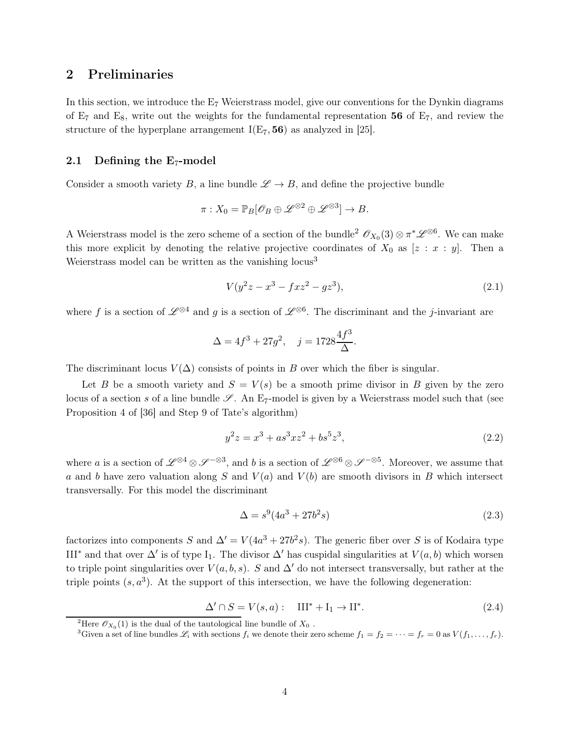## 2 Preliminaries

In this section, we introduce the $\text{E}_7$ Weierstrass model, give our conventions for the Dynkin diagrams of $\text{E}_7$ and $\text{E}_8$, write out the weights for the fundamental representation **56** of $\text{E}_7$, and review the structure of the hyperplane arrangement $\text{I}(\text{E}_7, \mathbf{56})$ as analyzed in [25].

### 2.1 Defining the $\text{E}_7$-model

Consider a smooth variety $B$, a line bundle $\mathscr{L} \to B$, and define the projective bundle

$$\pi : X_0 = \mathbb{P}_B[\mathscr{O}_B \oplus \mathscr{L}^{\otimes 2} \oplus \mathscr{L}^{\otimes 3}] \to B.$$

A Weierstrass model is the zero scheme of a section of the bundle[2] $\mathscr{O}_{X_0}(3) \otimes \pi^* \mathscr{L}^{\otimes 6}$. We can make this more explicit by denoting the relative projective coordinates of $X_0$ as $[z : x : y]$. Then a Weierstrass model can be written as the vanishing locus[3]

$$V(y^2 z - x^3 - f x z^2 - g z^3), \tag{2.1}$$

where $f$ is a section of $\mathscr{L}^{\otimes 4}$ and $g$ is a section of $\mathscr{L}^{\otimes 6}$. The discriminant and the $j$-invariant are

$$\Delta = 4f^3 + 27g^2, \quad j = 1728 \frac{4f^3}{\Delta}.$$

The discriminant locus $V(\Delta)$ consists of points in $B$ over which the fiber is singular.

Let $B$ be a smooth variety and $S = V(s)$ be a smooth prime divisor in $B$ given by the zero locus of a section $s$ of a line bundle $\mathscr{S}$. An $\text{E}_7$-model is given by a Weierstrass model such that (see Proposition 4 of [36] and Step 9 of Tate's algorithm)

$$y^2 z = x^3 + a s^3 x z^2 + b s^5 z^3, \tag{2.2}$$

where $a$ is a section of $\mathscr{L}^{\otimes 4} \otimes \mathscr{S}^{-\otimes 3}$, and $b$ is a section of $\mathscr{L}^{\otimes 6} \otimes \mathscr{S}^{-\otimes 5}$. Moreover, we assume that $a$ and $b$ have zero valuation along $S$ and $V(a)$ and $V(b)$ are smooth divisors in $B$ which intersect transversally. For this model the discriminant

$$\Delta = s^9(4a^3 + 27b^2 s) \tag{2.3}$$

factorizes into components $S$ and $\Delta' = V(4a^3 + 27b^2 s)$. The generic fiber over $S$ is of Kodaira type $\text{III}^*$ and that over $\Delta'$ is of type $\text{I}_1$. The divisor $\Delta'$ has cuspidal singularities at $V(a, b)$ which worsen to triple point singularities over $V(a, b, s)$. $S$ and $\Delta'$ do not intersect transversally, but rather at the triple points $(s, a^3)$. At the support of this intersection, we have the following degeneration:

$$\Delta' \cap S = V(s, a) : \quad \text{III}^* + \text{I}_1 \to \text{II}^*. \tag{2.4}$$

[2] Here $\mathscr{O}_{X_0}(1)$ is the dual of the tautological line bundle of $X_0$ .

[3] Given a set of line bundles $\mathscr{L}_i$ with sections $f_i$ we denote their zero scheme $f_1 = f_2 = \cdots = f_r = 0$ as $V(f_1, \ldots, f_r)$.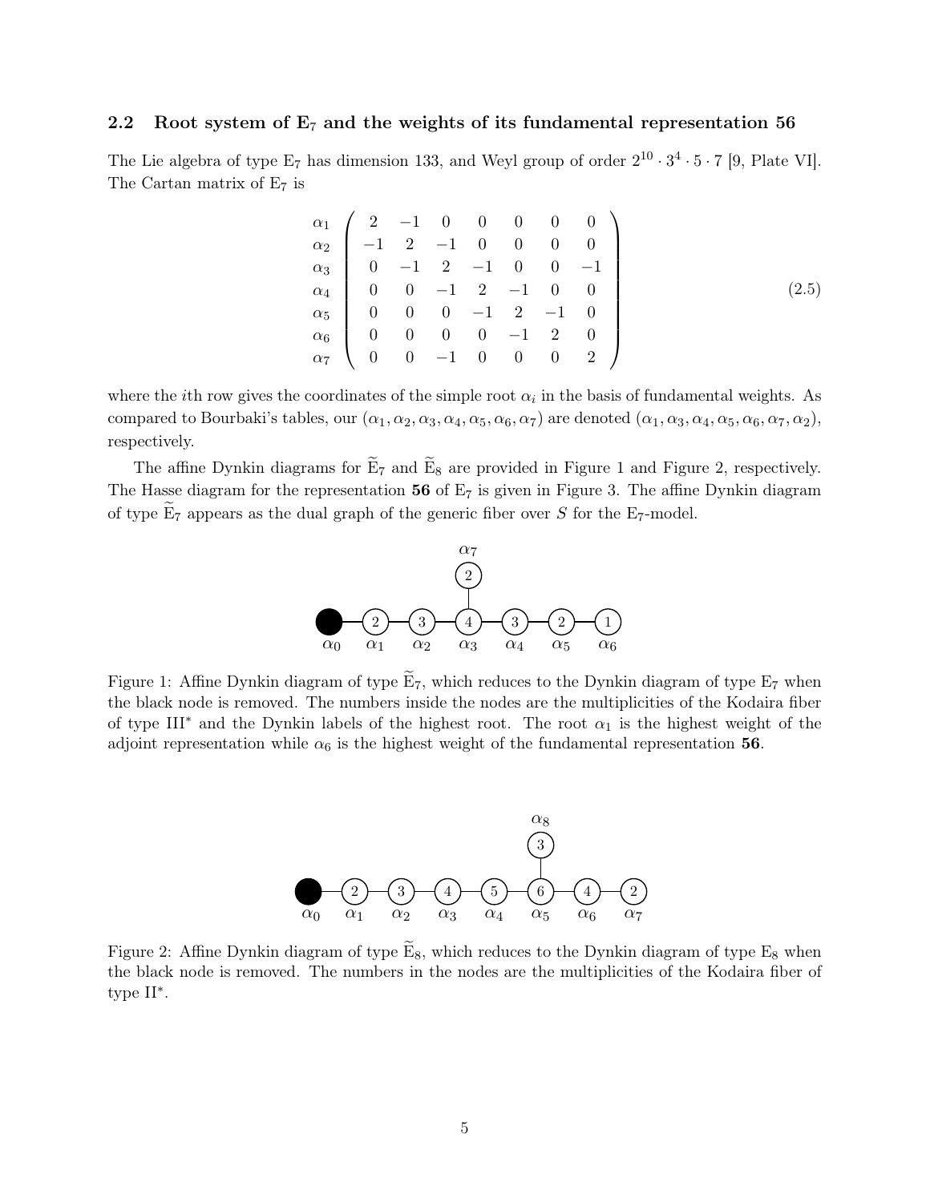### 2.2 Root system of $\mathrm{E}_7$ and the weights of its fundamental representation **56**

The Lie algebra of type $\mathrm{E}_7$ has dimension 133, and Weyl group of order $2^{10} \cdot 3^4 \cdot 5 \cdot 7$ [9, Plate VI]. The Cartan matrix of $\mathrm{E}_7$ is

$$
\begin{array}{c}
\alpha_1 \\ \alpha_2 \\ \alpha_3 \\ \alpha_4 \\ \alpha_5 \\ \alpha_6 \\ \alpha_7
\end{array}
\begin{pmatrix}
2 & -1 & 0 & 0 & 0 & 0 & 0 \\
-1 & 2 & -1 & 0 & 0 & 0 & 0 \\
0 & -1 & 2 & -1 & 0 & 0 & -1 \\
0 & 0 & -1 & 2 & -1 & 0 & 0 \\
0 & 0 & 0 & -1 & 2 & -1 & 0 \\
0 & 0 & 0 & 0 & -1 & 2 & 0 \\
0 & 0 & -1 & 0 & 0 & 0 & 2
\end{pmatrix}
\tag{2.5}
$$

where the $i$th row gives the coordinates of the simple root $\alpha_i$ in the basis of fundamental weights. As compared to Bourbaki's tables, our $(\alpha_1, \alpha_2, \alpha_3, \alpha_4, \alpha_5, \alpha_6, \alpha_7)$ are denoted $(\alpha_1, \alpha_3, \alpha_4, \alpha_5, \alpha_6, \alpha_7, \alpha_2)$, respectively.

The affine Dynkin diagrams for $\widetilde{\mathrm{E}}_7$ and $\widetilde{\mathrm{E}}_8$ are provided in Figure 1 and Figure 2, respectively. The Hasse diagram for the representation **56** of $\mathrm{E}_7$ is given in Figure 3. The affine Dynkin diagram of type $\widetilde{\mathrm{E}}_7$ appears as the dual graph of the generic fiber over $S$ for the $\mathrm{E}_7$-model.

Figure 1: Affine Dynkin diagram of type $\widetilde{\mathrm{E}}_7$, which reduces to the Dynkin diagram of type $\mathrm{E}_7$ when the black node is removed. The numbers inside the nodes are the multiplicities of the Kodaira fiber of type III$^*$ and the Dynkin labels of the highest root. The root $\alpha_1$ is the highest weight of the adjoint representation while $\alpha_6$ is the highest weight of the fundamental representation **56**.

Figure 2: Affine Dynkin diagram of type $\widetilde{\mathrm{E}}_8$, which reduces to the Dynkin diagram of type $\mathrm{E}_8$ when the black node is removed. The numbers in the nodes are the multiplicities of the Kodaira fiber of type II$^*$.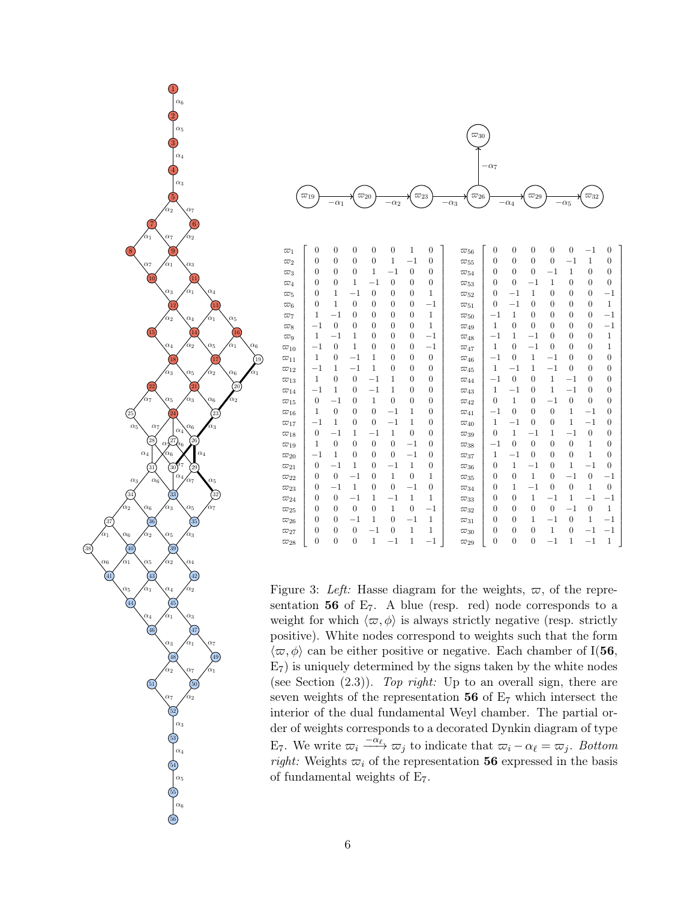$$\varpi_{19} \xrightarrow{-\alpha_1} \varpi_{20} \xrightarrow{-\alpha_2} \varpi_{23} \xrightarrow{-\alpha_3} \varpi_{26} \xrightarrow{-\alpha_4} \varpi_{29} \xrightarrow{-\alpha_5} \varpi_{32}, \qquad \varpi_{26} \xrightarrow{-\alpha_7} \varpi_{30}$$

| Weight | | | | | | | | Weight | | | | | | | |
|---|---|---|---|---|---|---|---|---|---|---|---|---|---|---|---|
| $\varpi_1$ | 0 | 0 | 0 | 0 | 0 | 1 | 0 | $\varpi_{56}$ | 0 | 0 | 0 | 0 | 0 | −1 | 0 |
| $\varpi_2$ | 0 | 0 | 0 | 0 | 1 | −1 | 0 | $\varpi_{55}$ | 0 | 0 | 0 | 0 | −1 | 1 | 0 |
| $\varpi_3$ | 0 | 0 | 0 | 1 | −1 | 0 | 0 | $\varpi_{54}$ | 0 | 0 | 0 | −1 | 1 | 0 | 0 |
| $\varpi_4$ | 0 | 0 | 1 | −1 | 0 | 0 | 0 | $\varpi_{53}$ | 0 | 0 | −1 | 1 | 0 | 0 | 0 |
| $\varpi_5$ | 0 | 1 | −1 | 0 | 0 | 0 | 1 | $\varpi_{52}$ | 0 | −1 | 1 | 0 | 0 | 0 | −1 |
| $\varpi_6$ | 0 | 1 | 0 | 0 | 0 | 0 | −1 | $\varpi_{51}$ | 0 | −1 | 0 | 0 | 0 | 0 | 1 |
| $\varpi_7$ | 1 | −1 | 0 | 0 | 0 | 0 | 1 | $\varpi_{50}$ | −1 | 1 | 0 | 0 | 0 | 0 | −1 |
| $\varpi_8$ | −1 | 0 | 0 | 0 | 0 | 0 | 1 | $\varpi_{49}$ | 1 | 0 | 0 | 0 | 0 | 0 | −1 |
| $\varpi_9$ | 1 | −1 | 1 | 0 | 0 | 0 | −1 | $\varpi_{48}$ | −1 | 1 | −1 | 0 | 0 | 0 | 1 |
| $\varpi_{10}$ | −1 | 0 | 1 | 0 | 0 | 0 | −1 | $\varpi_{47}$ | 1 | 0 | −1 | 0 | 0 | 0 | 1 |
| $\varpi_{11}$ | 1 | 0 | −1 | 1 | 0 | 0 | 0 | $\varpi_{46}$ | −1 | 0 | 1 | −1 | 0 | 0 | 0 |
| $\varpi_{12}$ | −1 | 1 | −1 | 1 | 0 | 0 | 0 | $\varpi_{45}$ | 1 | −1 | 1 | −1 | 0 | 0 | 0 |
| $\varpi_{13}$ | 1 | 0 | 0 | −1 | 1 | 0 | 0 | $\varpi_{44}$ | −1 | 0 | 0 | 1 | −1 | 0 | 0 |
| $\varpi_{14}$ | −1 | 1 | 0 | −1 | 1 | 0 | 0 | $\varpi_{43}$ | 1 | −1 | 0 | 1 | −1 | 0 | 0 |
| $\varpi_{15}$ | 0 | −1 | 0 | 1 | 0 | 0 | 0 | $\varpi_{42}$ | 0 | 1 | 0 | −1 | 0 | 0 | 0 |
| $\varpi_{16}$ | 1 | 0 | 0 | 0 | −1 | 1 | 0 | $\varpi_{41}$ | −1 | 0 | 0 | 0 | 1 | −1 | 0 |
| $\varpi_{17}$ | −1 | 1 | 0 | 0 | −1 | 1 | 0 | $\varpi_{40}$ | 1 | −1 | 0 | 0 | 1 | −1 | 0 |
| $\varpi_{18}$ | 0 | −1 | 1 | −1 | 1 | 0 | 0 | $\varpi_{39}$ | 0 | 1 | −1 | 1 | −1 | 0 | 0 |
| $\varpi_{19}$ | 1 | 0 | 0 | 0 | 0 | −1 | 0 | $\varpi_{38}$ | −1 | 0 | 0 | 0 | 0 | 1 | 0 |
| $\varpi_{20}$ | −1 | 1 | 0 | 0 | 0 | −1 | 0 | $\varpi_{37}$ | 1 | −1 | 0 | 0 | 0 | 1 | 0 |
| $\varpi_{21}$ | 0 | −1 | 1 | 0 | −1 | 1 | 0 | $\varpi_{36}$ | 0 | 1 | −1 | 0 | 1 | −1 | 0 |
| $\varpi_{22}$ | 0 | 0 | −1 | 0 | 1 | 0 | 1 | $\varpi_{35}$ | 0 | 0 | 1 | 0 | −1 | 0 | −1 |
| $\varpi_{23}$ | 0 | −1 | 1 | 0 | 0 | −1 | 0 | $\varpi_{34}$ | 0 | 1 | −1 | 0 | 0 | 1 | 0 |
| $\varpi_{24}$ | 0 | 0 | −1 | 1 | −1 | 1 | 1 | $\varpi_{33}$ | 0 | 0 | 1 | −1 | 1 | −1 | −1 |
| $\varpi_{25}$ | 0 | 0 | 0 | 0 | 1 | 0 | −1 | $\varpi_{32}$ | 0 | 0 | 0 | 0 | −1 | 0 | 1 |
| $\varpi_{26}$ | 0 | 0 | −1 | 1 | 0 | −1 | 1 | $\varpi_{31}$ | 0 | 0 | 1 | −1 | 0 | 1 | −1 |
| $\varpi_{27}$ | 0 | 0 | 0 | −1 | 0 | 1 | 1 | $\varpi_{30}$ | 0 | 0 | 0 | 1 | 0 | −1 | −1 |
| $\varpi_{28}$ | 0 | 0 | 0 | 1 | −1 | 1 | −1 | $\varpi_{29}$ | 0 | 0 | 0 | −1 | 1 | −1 | 1 |

Figure 3: *Left:* Hasse diagram for the weights, $\varpi$, of the representation **56** of $\mathrm{E}_7$. A blue (resp. red) node corresponds to a weight for which $\langle \varpi, \phi \rangle$ is always strictly negative (resp. strictly positive). White nodes correspond to weights such that the form $\langle \varpi, \phi \rangle$ can be either positive or negative. Each chamber of I(**56**, $\mathrm{E}_7$) is uniquely determined by the signs taken by the white nodes (see Section (2.3)). *Top right:* Up to an overall sign, there are seven weights of the representation **56** of $\mathrm{E}_7$ which intersect the interior of the dual fundamental Weyl chamber. The partial order of weights corresponds to a decorated Dynkin diagram of type $\mathrm{E}_7$. We write $\varpi_i \xrightarrow{-\alpha_\ell} \varpi_j$ to indicate that $\varpi_i - \alpha_\ell = \varpi_j$. *Bottom right:* Weights $\varpi_i$ of the representation **56** expressed in the basis of fundamental weights of $\mathrm{E}_7$.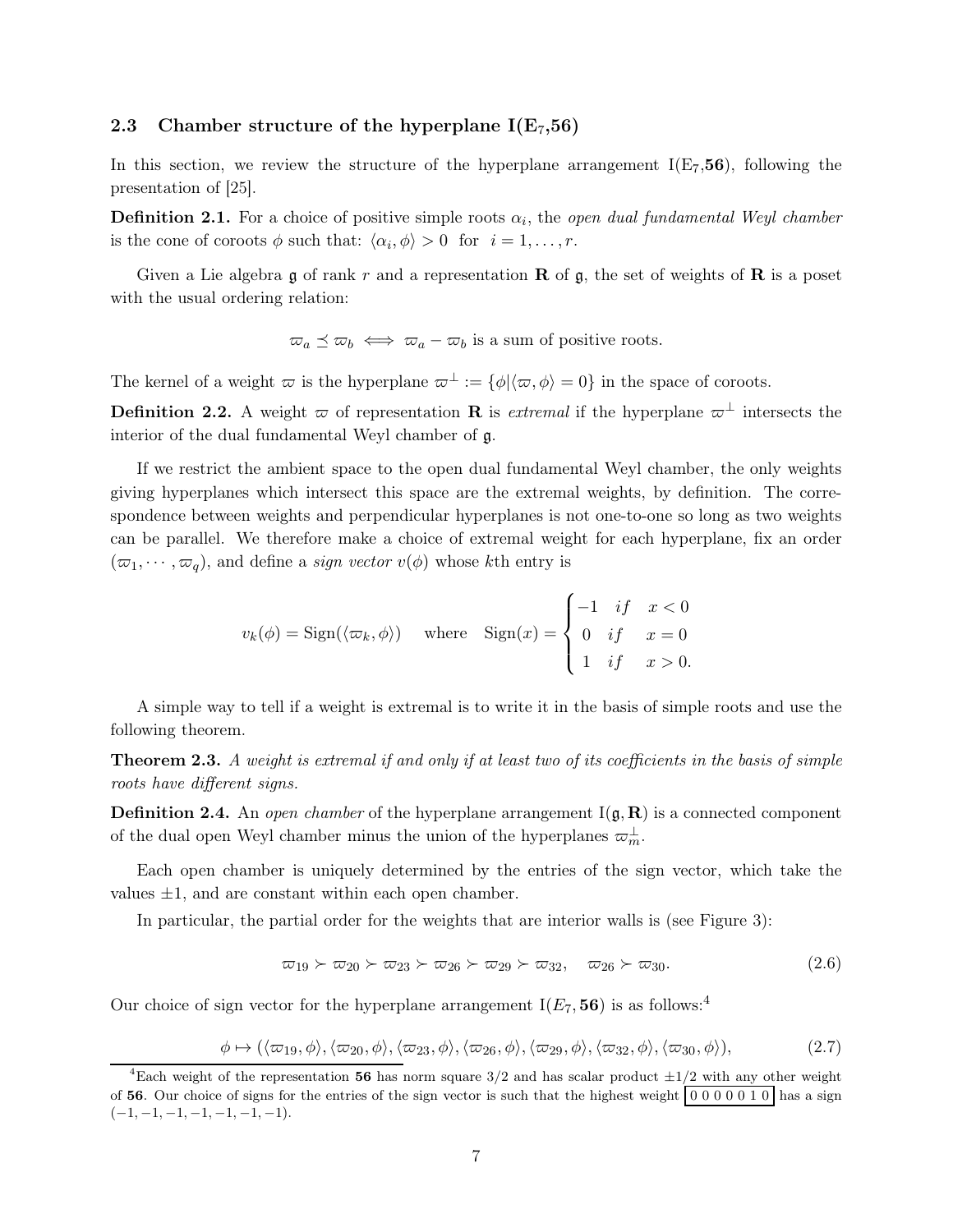### 2.3 Chamber structure of the hyperplane I($E_7$,**56**)

In this section, we review the structure of the hyperplane arrangement I($E_7$,**56**), following the presentation of [25].

**Definition 2.1.** For a choice of positive simple roots $\alpha_i$, the *open dual fundamental Weyl chamber* is the cone of coroots $\phi$ such that: $\langle \alpha_i, \phi \rangle > 0$ for $i = 1, \ldots, r$.

Given a Lie algebra $\mathfrak{g}$ of rank $r$ and a representation $\mathbf{R}$ of $\mathfrak{g}$, the set of weights of $\mathbf{R}$ is a poset with the usual ordering relation:

$$\varpi_a \preceq \varpi_b \iff \varpi_a - \varpi_b \text{ is a sum of positive roots.}$$

The kernel of a weight $\varpi$ is the hyperplane $\varpi^\perp := \{\phi | \langle \varpi, \phi \rangle = 0\}$ in the space of coroots.

**Definition 2.2.** A weight $\varpi$ of representation $\mathbf{R}$ is *extremal* if the hyperplane $\varpi^\perp$ intersects the interior of the dual fundamental Weyl chamber of $\mathfrak{g}$.

If we restrict the ambient space to the open dual fundamental Weyl chamber, the only weights giving hyperplanes which intersect this space are the extremal weights, by definition. The correspondence between weights and perpendicular hyperplanes is not one-to-one so long as two weights can be parallel. We therefore make a choice of extremal weight for each hyperplane, fix an order $(\varpi_1, \cdots, \varpi_q)$, and define a *sign vector* $v(\phi)$ whose $k$th entry is

$$v_k(\phi) = \text{Sign}(\langle \varpi_k, \phi \rangle) \quad \text{where} \quad \text{Sign}(x) = \begin{cases} -1 & if \quad x < 0 \\ 0 & if \quad x = 0 \\ 1 & if \quad x > 0. \end{cases}$$

A simple way to tell if a weight is extremal is to write it in the basis of simple roots and use the following theorem.

**Theorem 2.3.** *A weight is extremal if and only if at least two of its coefficients in the basis of simple roots have different signs.*

**Definition 2.4.** An *open chamber* of the hyperplane arrangement I($\mathfrak{g}, \mathbf{R}$) is a connected component of the dual open Weyl chamber minus the union of the hyperplanes $\varpi_m^\perp$.

Each open chamber is uniquely determined by the entries of the sign vector, which take the values $\pm 1$, and are constant within each open chamber.

In particular, the partial order for the weights that are interior walls is (see Figure 3):

$$\varpi_{19} \succ \varpi_{20} \succ \varpi_{23} \succ \varpi_{26} \succ \varpi_{29} \succ \varpi_{32}, \quad \varpi_{26} \succ \varpi_{30}. \tag{2.6}$$

Our choice of sign vector for the hyperplane arrangement I($E_7$, **56**) is as follows:[4]

$$\phi \mapsto (\langle \varpi_{19}, \phi \rangle, \langle \varpi_{20}, \phi \rangle, \langle \varpi_{23}, \phi \rangle, \langle \varpi_{26}, \phi \rangle, \langle \varpi_{29}, \phi \rangle, \langle \varpi_{32}, \phi \rangle, \langle \varpi_{30}, \phi \rangle), \tag{2.7}$$

[4] Each weight of the representation **56** has norm square 3/2 and has scalar product $\pm 1/2$ with any other weight of **56**. Our choice of signs for the entries of the sign vector is such that the highest weight $\boxed{0\ 0\ 0\ 0\ 0\ 1\ 0}$ has a sign $(-1, -1, -1, -1, -1, -1, -1)$.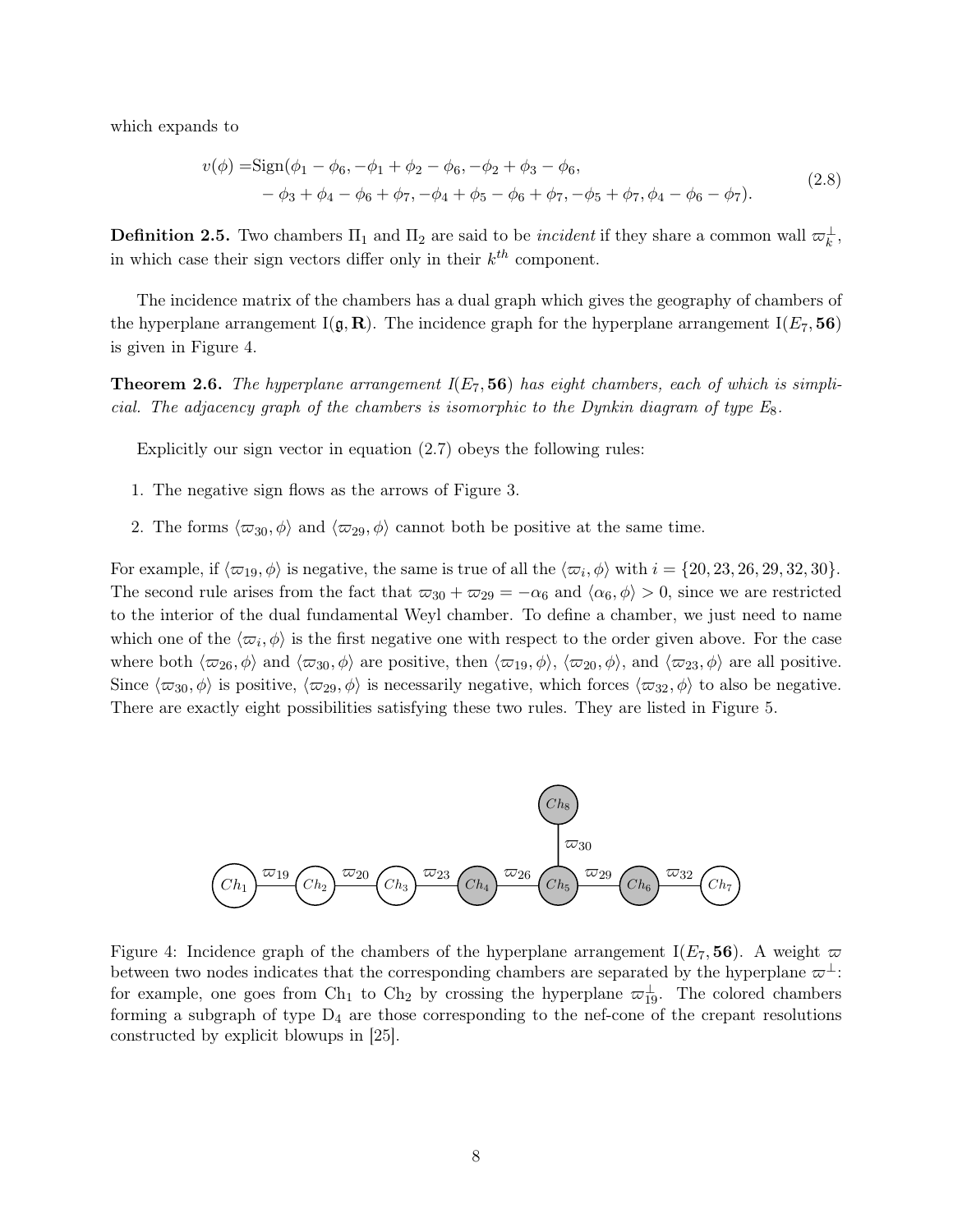which expands to

$$
\begin{aligned}
v(\phi) = &\text{Sign}(\phi_1 - \phi_6, -\phi_1 + \phi_2 - \phi_6, -\phi_2 + \phi_3 - \phi_6, \\
&- \phi_3 + \phi_4 - \phi_6 + \phi_7, -\phi_4 + \phi_5 - \phi_6 + \phi_7, -\phi_5 + \phi_7, \phi_4 - \phi_6 - \phi_7).
\end{aligned}
\tag{2.8}
$$

**Definition 2.5.** Two chambers $\Pi_1$ and $\Pi_2$ are said to be *incident* if they share a common wall $\varpi_k^\perp$, in which case their sign vectors differ only in their $k^{th}$ component.

The incidence matrix of the chambers has a dual graph which gives the geography of chambers of the hyperplane arrangement $\mathrm{I}(\mathfrak{g}, \mathbf{R})$. The incidence graph for the hyperplane arrangement $\mathrm{I}(E_7, \mathbf{56})$ is given in Figure 4.

**Theorem 2.6.** *The hyperplane arrangement $I(E_7, \mathbf{56})$ has eight chambers, each of which is simplicial. The adjacency graph of the chambers is isomorphic to the Dynkin diagram of type $E_8$.*

Explicitly our sign vector in equation (2.7) obeys the following rules:

1. The negative sign flows as the arrows of Figure 3.
2. The forms $\langle \varpi_{30}, \phi \rangle$ and $\langle \varpi_{29}, \phi \rangle$ cannot both be positive at the same time.

For example, if $\langle \varpi_{19}, \phi \rangle$ is negative, the same is true of all the $\langle \varpi_i, \phi \rangle$ with $i = \{20, 23, 26, 29, 32, 30\}$. The second rule arises from the fact that $\varpi_{30} + \varpi_{29} = -\alpha_6$ and $\langle \alpha_6, \phi \rangle > 0$, since we are restricted to the interior of the dual fundamental Weyl chamber. To define a chamber, we just need to name which one of the $\langle \varpi_i, \phi \rangle$ is the first negative one with respect to the order given above. For the case where both $\langle \varpi_{26}, \phi \rangle$ and $\langle \varpi_{30}, \phi \rangle$ are positive, then $\langle \varpi_{19}, \phi \rangle$, $\langle \varpi_{20}, \phi \rangle$, and $\langle \varpi_{23}, \phi \rangle$ are all positive. Since $\langle \varpi_{30}, \phi \rangle$ is positive, $\langle \varpi_{29}, \phi \rangle$ is necessarily negative, which forces $\langle \varpi_{32}, \phi \rangle$ to also be negative. There are exactly eight possibilities satisfying these two rules. They are listed in Figure 5.

Figure 4: Incidence graph of the chambers of the hyperplane arrangement $\mathrm{I}(E_7, \mathbf{56})$. A weight $\varpi$ between two nodes indicates that the corresponding chambers are separated by the hyperplane $\varpi^\perp$: for example, one goes from $\mathrm{Ch}_1$ to $\mathrm{Ch}_2$ by crossing the hyperplane $\varpi_{19}^\perp$. The colored chambers forming a subgraph of type $\mathrm{D}_4$ are those corresponding to the nef-cone of the crepant resolutions constructed by explicit blowups in [25].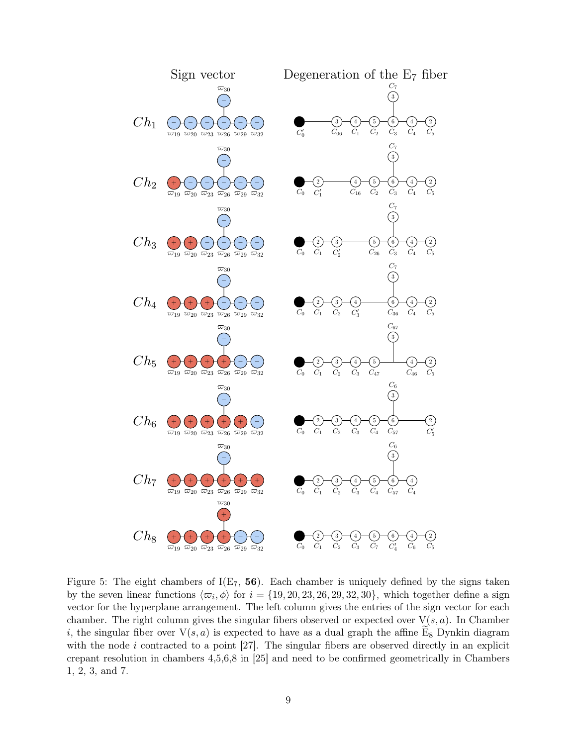Figure 5: The eight chambers of $\mathrm{I}(\mathrm{E}_7, \mathbf{56})$. Each chamber is uniquely defined by the signs taken by the seven linear functions $\langle \varpi_i, \phi \rangle$ for $i = \{19, 20, 23, 26, 29, 32, 30\}$, which together define a sign vector for the hyperplane arrangement. The left column gives the entries of the sign vector for each chamber. The right column gives the singular fibers observed or expected over $\mathrm{V}(s, a)$. In Chamber $i$, the singular fiber over $\mathrm{V}(s, a)$ is expected to have as a dual graph the affine $\widetilde{\mathrm{E}}_8$ Dynkin diagram with the node $i$ contracted to a point [27]. The singular fibers are observed directly in an explicit crepant resolution in chambers 4,5,6,8 in [25] and need to be confirmed geometrically in Chambers 1, 2, 3, and 7.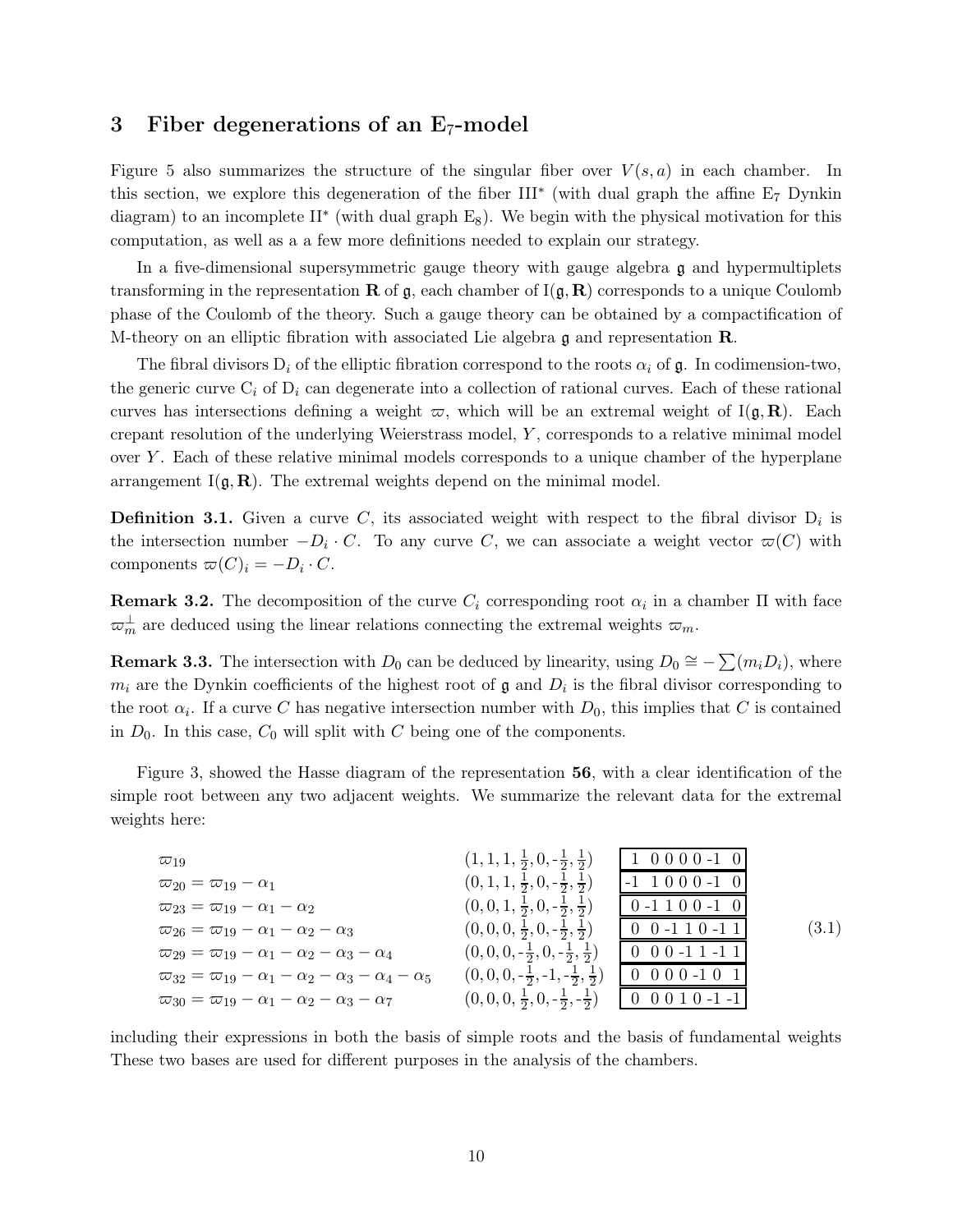## 3 Fiber degenerations of an $E_7$-model

Figure 5 also summarizes the structure of the singular fiber over $V(s,a)$ in each chamber. In this section, we explore this degeneration of the fiber III$^*$ (with dual graph the affine $E_7$ Dynkin diagram) to an incomplete II$^*$ (with dual graph $E_8$). We begin with the physical motivation for this computation, as well as a a few more definitions needed to explain our strategy.

In a five-dimensional supersymmetric gauge theory with gauge algebra $\mathfrak{g}$ and hypermultiplets transforming in the representation $\mathbf{R}$ of $\mathfrak{g}$, each chamber of $\mathrm{I}(\mathfrak{g},\mathbf{R})$ corresponds to a unique Coulomb phase of the Coulomb of the theory. Such a gauge theory can be obtained by a compactification of M-theory on an elliptic fibration with associated Lie algebra $\mathfrak{g}$ and representation $\mathbf{R}$.

The fibral divisors $\mathrm{D}_i$ of the elliptic fibration correspond to the roots $\alpha_i$ of $\mathfrak{g}$. In codimension-two, the generic curve $\mathrm{C}_i$ of $\mathrm{D}_i$ can degenerate into a collection of rational curves. Each of these rational curves has intersections defining a weight $\varpi$, which will be an extremal weight of $\mathrm{I}(\mathfrak{g},\mathbf{R})$. Each crepant resolution of the underlying Weierstrass model, $Y$, corresponds to a relative minimal model over $Y$. Each of these relative minimal models corresponds to a unique chamber of the hyperplane arrangement $\mathrm{I}(\mathfrak{g},\mathbf{R})$. The extremal weights depend on the minimal model.

**Definition 3.1.** Given a curve $C$, its associated weight with respect to the fibral divisor $\mathrm{D}_i$ is the intersection number $-D_i\cdot C$. To any curve $C$, we can associate a weight vector $\varpi(C)$ with components $\varpi(C)_i = -D_i\cdot C$.

**Remark 3.2.** The decomposition of the curve $C_i$ corresponding root $\alpha_i$ in a chamber $\Pi$ with face $\varpi_m^\perp$ are deduced using the linear relations connecting the extremal weights $\varpi_m$.

**Remark 3.3.** The intersection with $D_0$ can be deduced by linearity, using $D_0 \cong -\sum(m_i D_i)$, where $m_i$ are the Dynkin coefficients of the highest root of $\mathfrak{g}$ and $D_i$ is the fibral divisor corresponding to the root $\alpha_i$. If a curve $C$ has negative intersection number with $D_0$, this implies that $C$ is contained in $D_0$. In this case, $C_0$ will split with $C$ being one of the components.

Figure 3, showed the Hasse diagram of the representation **56**, with a clear identification of the simple root between any two adjacent weights. We summarize the relevant data for the extremal weights here:

$$
\begin{array}{lll}
\varpi_{19} & (1,1,1,\tfrac{1}{2},0,-\tfrac{1}{2},\tfrac{1}{2}) & \boxed{1\ 0\ 0\ 0\ 0\ \text{-}1\ 0} \\
\varpi_{20}=\varpi_{19}-\alpha_1 & (0,1,1,\tfrac{1}{2},0,-\tfrac{1}{2},\tfrac{1}{2}) & \boxed{\text{-}1\ 1\ 0\ 0\ 0\ \text{-}1\ 0} \\
\varpi_{23}=\varpi_{19}-\alpha_1-\alpha_2 & (0,0,1,\tfrac{1}{2},0,-\tfrac{1}{2},\tfrac{1}{2}) & \boxed{0\ \text{-}1\ 1\ 0\ 0\ \text{-}1\ 0} \\
\varpi_{26}=\varpi_{19}-\alpha_1-\alpha_2-\alpha_3 & (0,0,0,\tfrac{1}{2},0,-\tfrac{1}{2},\tfrac{1}{2}) & \boxed{0\ 0\ \text{-}1\ 1\ 0\ \text{-}1\ 1} \\
\varpi_{29}=\varpi_{19}-\alpha_1-\alpha_2-\alpha_3-\alpha_4 & (0,0,0,-\tfrac{1}{2},0,-\tfrac{1}{2},\tfrac{1}{2}) & \boxed{0\ 0\ 0\ \text{-}1\ 1\ \text{-}1\ 1} \\
\varpi_{32}=\varpi_{19}-\alpha_1-\alpha_2-\alpha_3-\alpha_4-\alpha_5 & (0,0,0,-\tfrac{1}{2},-1,-\tfrac{1}{2},\tfrac{1}{2}) & \boxed{0\ 0\ 0\ 0\ \text{-}1\ 0\ 1} \\
\varpi_{30}=\varpi_{19}-\alpha_1-\alpha_2-\alpha_3-\alpha_7 & (0,0,0,\tfrac{1}{2},0,-\tfrac{1}{2},-\tfrac{1}{2}) & \boxed{0\ 0\ 0\ 1\ 0\ \text{-}1\ \text{-}1}
\end{array}
\tag{3.1}
$$

including their expressions in both the basis of simple roots and the basis of fundamental weights These two bases are used for different purposes in the analysis of the chambers.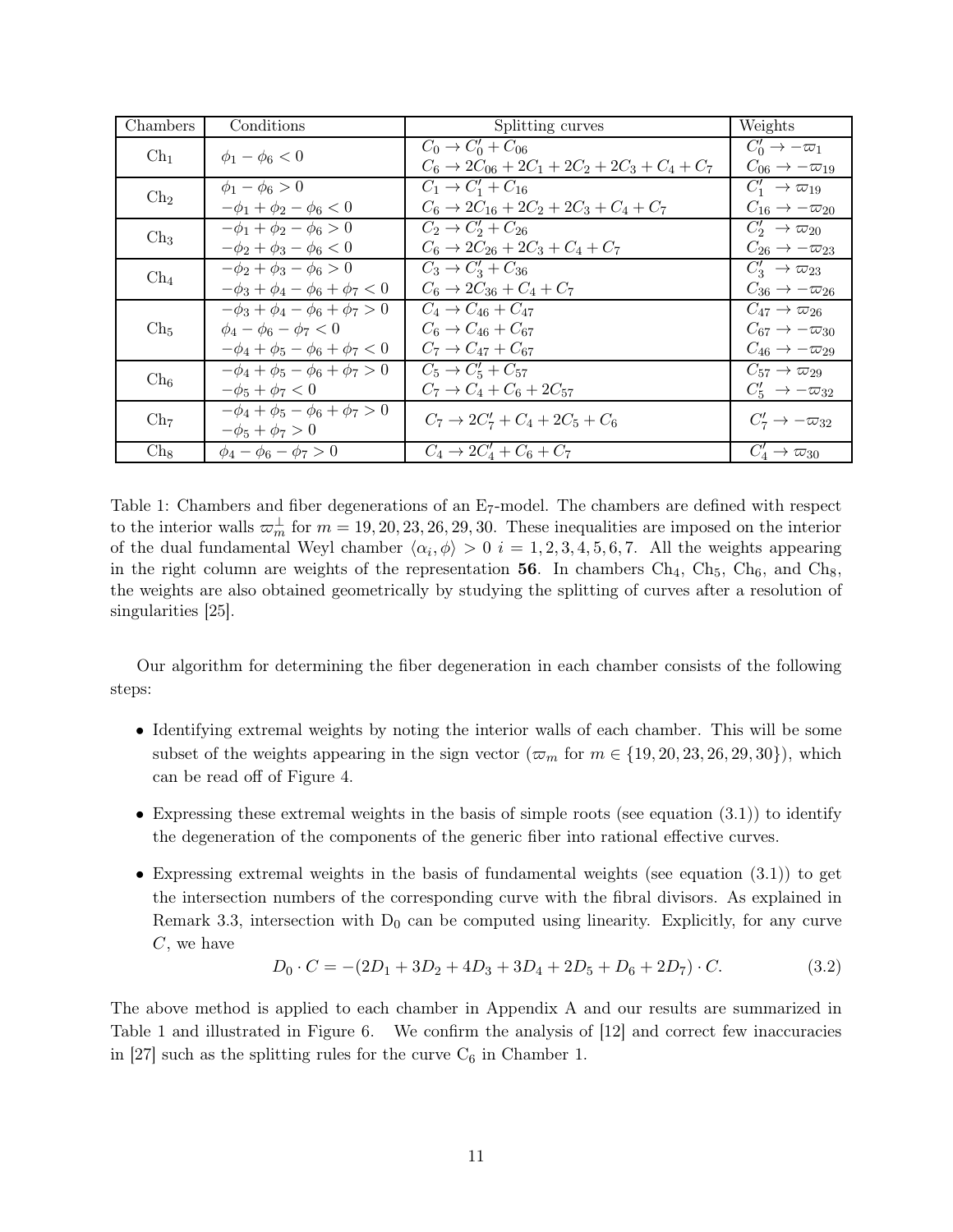| Chambers | Conditions | Splitting curves | Weights |
|---|---|---|---|
| $\text{Ch}_1$ | $\phi_1 - \phi_6 < 0$ | $C_0 \to C_0' + C_{06}$<br>$C_6 \to 2C_{06} + 2C_1 + 2C_2 + 2C_3 + C_4 + C_7$ | $C_0' \to -\varpi_1$<br>$C_{06} \to -\varpi_{19}$ |
| $\text{Ch}_2$ | $\phi_1 - \phi_6 > 0$<br>$-\phi_1 + \phi_2 - \phi_6 < 0$ | $C_1 \to C_1' + C_{16}$<br>$C_6 \to 2C_{16} + 2C_2 + 2C_3 + C_4 + C_7$ | $C_1' \to \varpi_{19}$<br>$C_{16} \to -\varpi_{20}$ |
| $\text{Ch}_3$ | $-\phi_1 + \phi_2 - \phi_6 > 0$<br>$-\phi_2 + \phi_3 - \phi_6 < 0$ | $C_2 \to C_2' + C_{26}$<br>$C_6 \to 2C_{26} + 2C_3 + C_4 + C_7$ | $C_2' \to \varpi_{20}$<br>$C_{26} \to -\varpi_{23}$ |
| $\text{Ch}_4$ | $-\phi_2 + \phi_3 - \phi_6 > 0$<br>$-\phi_3 + \phi_4 - \phi_6 + \phi_7 < 0$ | $C_3 \to C_3' + C_{36}$<br>$C_6 \to 2C_{36} + C_4 + C_7$ | $C_3' \to \varpi_{23}$<br>$C_{36} \to -\varpi_{26}$ |
| $\text{Ch}_5$ | $-\phi_3 + \phi_4 - \phi_6 + \phi_7 > 0$<br>$\phi_4 - \phi_6 - \phi_7 < 0$<br>$-\phi_4 + \phi_5 - \phi_6 + \phi_7 < 0$ | $C_4 \to C_{46} + C_{47}$<br>$C_6 \to C_{46} + C_{67}$<br>$C_7 \to C_{47} + C_{67}$ | $C_{47} \to \varpi_{26}$<br>$C_{67} \to -\varpi_{30}$<br>$C_{46} \to -\varpi_{29}$ |
| $\text{Ch}_6$ | $-\phi_4 + \phi_5 - \phi_6 + \phi_7 > 0$<br>$-\phi_5 + \phi_7 < 0$ | $C_5 \to C_5' + C_{57}$<br>$C_7 \to C_4 + C_6 + 2C_{57}$ | $C_{57} \to \varpi_{29}$<br>$C_5' \to -\varpi_{32}$ |
| $\text{Ch}_7$ | $-\phi_4 + \phi_5 - \phi_6 + \phi_7 > 0$<br>$-\phi_5 + \phi_7 > 0$ | $C_7 \to 2C_7' + C_4 + 2C_5 + C_6$ | $C_7' \to -\varpi_{32}$ |
| $\text{Ch}_8$ | $\phi_4 - \phi_6 - \phi_7 > 0$ | $C_4 \to 2C_4' + C_6 + C_7$ | $C_4' \to \varpi_{30}$ |

Table 1: Chambers and fiber degenerations of an E$_7$-model. The chambers are defined with respect to the interior walls $\varpi_m^\perp$ for $m = 19, 20, 23, 26, 29, 30$. These inequalities are imposed on the interior of the dual fundamental Weyl chamber $\langle \alpha_i, \phi \rangle > 0$ $i = 1, 2, 3, 4, 5, 6, 7$. All the weights appearing in the right column are weights of the representation **56**. In chambers $\text{Ch}_4$, $\text{Ch}_5$, $\text{Ch}_6$, and $\text{Ch}_8$, the weights are also obtained geometrically by studying the splitting of curves after a resolution of singularities [25].

Our algorithm for determining the fiber degeneration in each chamber consists of the following steps:

- Identifying extremal weights by noting the interior walls of each chamber. This will be some subset of the weights appearing in the sign vector ($\varpi_m$ for $m \in \{19, 20, 23, 26, 29, 30\}$), which can be read off of Figure 4.
- Expressing these extremal weights in the basis of simple roots (see equation (3.1)) to identify the degeneration of the components of the generic fiber into rational effective curves.
- Expressing extremal weights in the basis of fundamental weights (see equation (3.1)) to get the intersection numbers of the corresponding curve with the fibral divisors. As explained in Remark 3.3, intersection with $D_0$ can be computed using linearity. Explicitly, for any curve $C$, we have

$$D_0 \cdot C = -(2D_1 + 3D_2 + 4D_3 + 3D_4 + 2D_5 + D_6 + 2D_7) \cdot C. \tag{3.2}$$

The above method is applied to each chamber in Appendix A and our results are summarized in Table 1 and illustrated in Figure 6. We confirm the analysis of [12] and correct few inaccuracies in [27] such as the splitting rules for the curve $C_6$ in Chamber 1.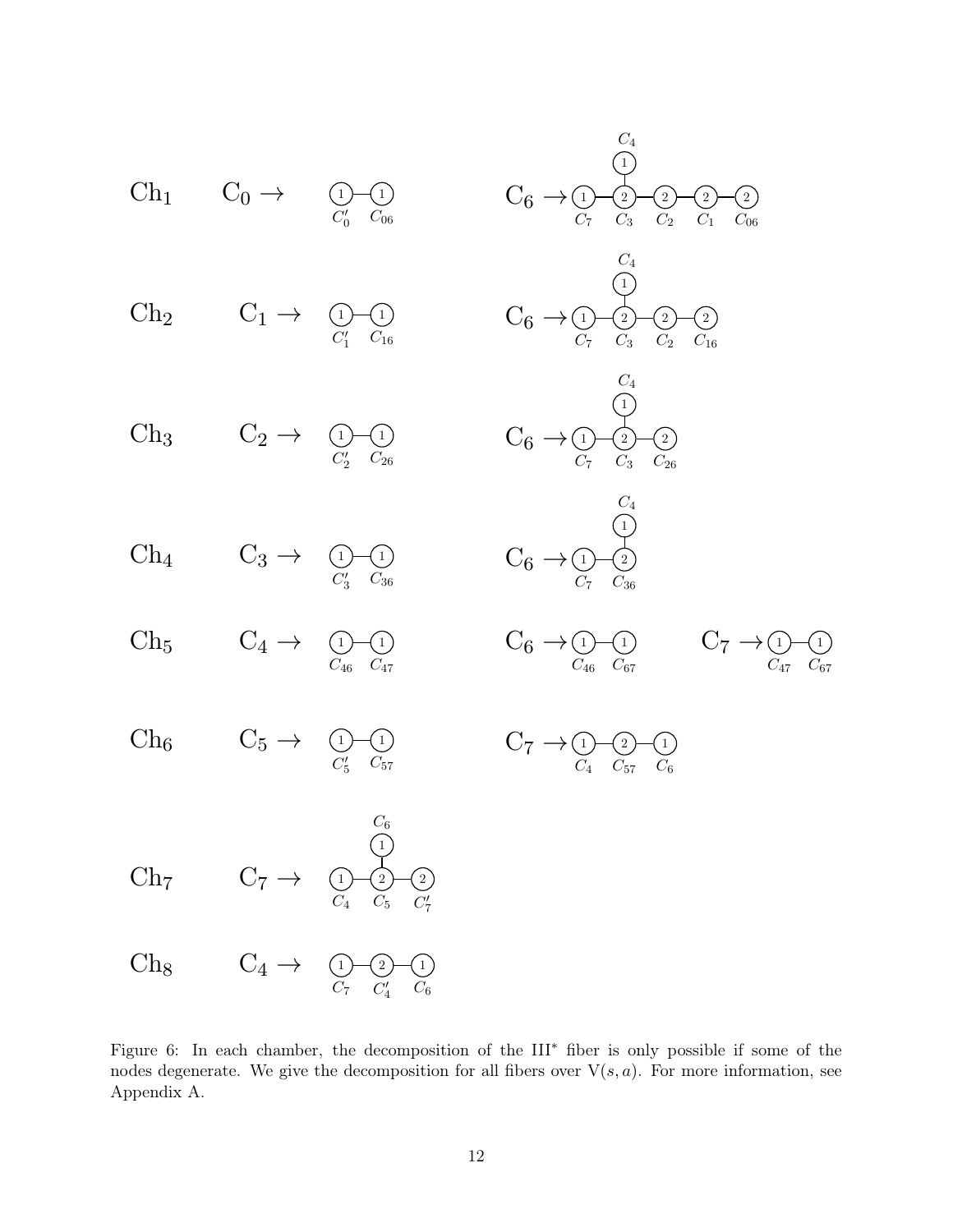Ch$_1$ C$_0$ $\rightarrow$ $C_0'$ (1) — $C_{06}$ (1)  C$_6$ $\rightarrow$ $C_7$ (1) — $C_3$ (2) — $C_2$ (2) — $C_1$ (2) — $C_{06}$ (2), with $C_4$ (1) attached to $C_3$

Ch$_2$ C$_1$ $\rightarrow$ $C_1'$ (1) — $C_{16}$ (1)  C$_6$ $\rightarrow$ $C_7$ (1) — $C_3$ (2) — $C_2$ (2) — $C_{16}$ (2), with $C_4$ (1) attached to $C_3$

Ch$_3$ C$_2$ $\rightarrow$ $C_2'$ (1) — $C_{26}$ (1)  C$_6$ $\rightarrow$ $C_7$ (1) — $C_3$ (2) — $C_{26}$ (2), with $C_4$ (1) attached to $C_3$

Ch$_4$ C$_3$ $\rightarrow$ $C_3'$ (1) — $C_{36}$ (1)  C$_6$ $\rightarrow$ $C_7$ (1) — $C_{36}$ (2), with $C_4$ (1) attached to $C_{36}$

Ch$_5$ C$_4$ $\rightarrow$ $C_{46}$ (1) — $C_{47}$ (1)  C$_6$ $\rightarrow$ $C_{46}$ (1) — $C_{67}$ (1)  C$_7$ $\rightarrow$ $C_{47}$ (1) — $C_{67}$ (1)

Ch$_6$ C$_5$ $\rightarrow$ $C_5'$ (1) — $C_{57}$ (1)  C$_7$ $\rightarrow$ $C_4$ (1) — $C_{57}$ (2) — $C_6$ (1)

Ch$_7$ C$_7$ $\rightarrow$ $C_4$ (1) — $C_5$ (2) — $C_7'$ (2), with $C_6$ (1) attached to $C_5$

Ch$_8$ C$_4$ $\rightarrow$ $C_7$ (1) — $C_4'$ (2) — $C_6$ (1)

Figure 6: In each chamber, the decomposition of the III$^*$ fiber is only possible if some of the nodes degenerate. We give the decomposition for all fibers over $\mathrm{V}(s,a)$. For more information, see Appendix A.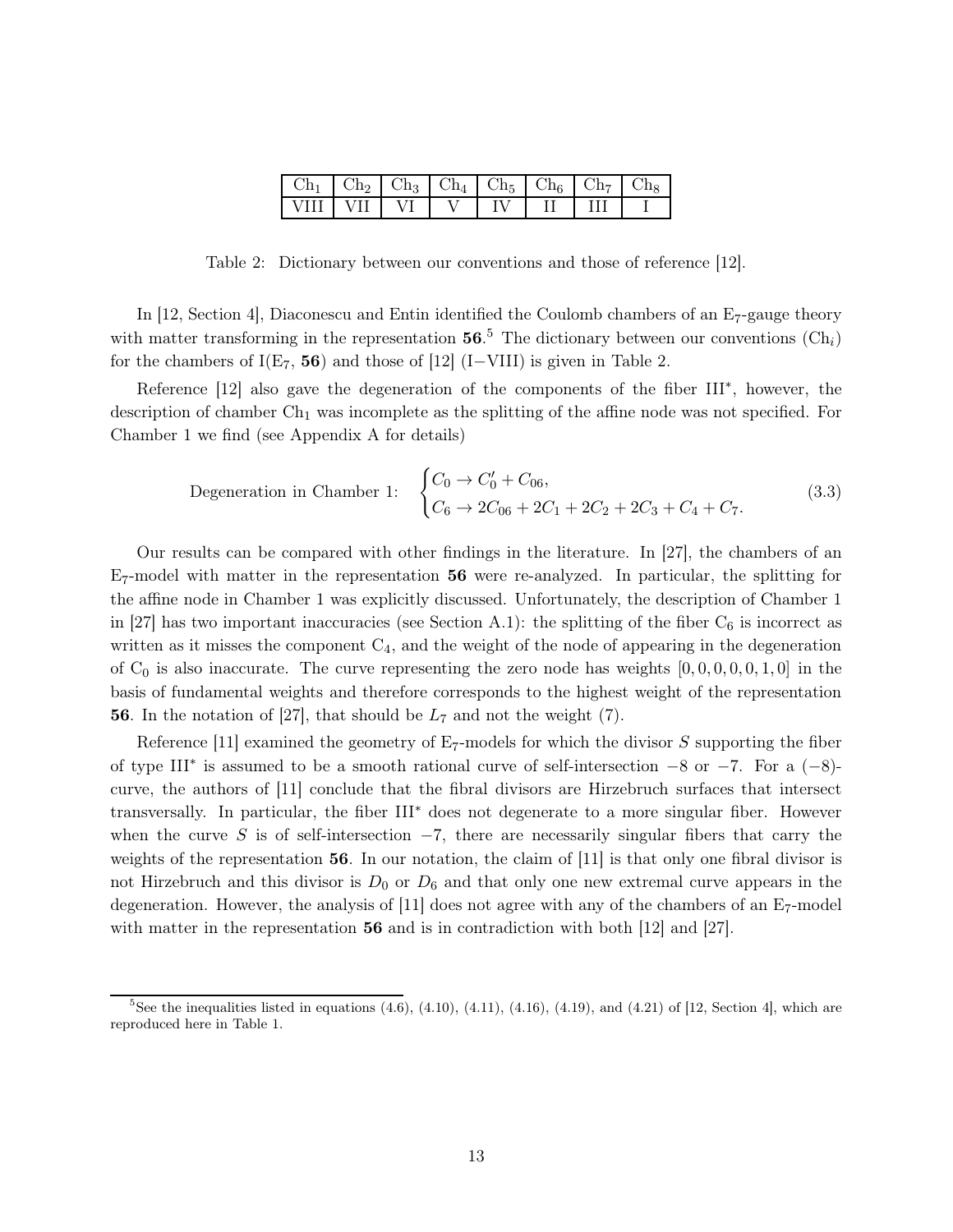| $\text{Ch}_1$ | $\text{Ch}_2$ | $\text{Ch}_3$ | $\text{Ch}_4$ | $\text{Ch}_5$ | $\text{Ch}_6$ | $\text{Ch}_7$ | $\text{Ch}_8$ |
|---|---|---|---|---|---|---|---|
| VIII | VII | VI | V | IV | II | III | I |

Table 2: Dictionary between our conventions and those of reference [12].

In [12, Section 4], Diaconescu and Entin identified the Coulomb chambers of an $\text{E}_7$-gauge theory with matter transforming in the representation **56**.[5] The dictionary between our conventions ($\text{Ch}_i$) for the chambers of $\text{I}(\text{E}_7, \mathbf{56})$ and those of [12] (I−VIII) is given in Table 2.

Reference [12] also gave the degeneration of the components of the fiber III$^*$, however, the description of chamber $\text{Ch}_1$ was incomplete as the splitting of the affine node was not specified. For Chamber 1 we find (see Appendix A for details)

$$\text{Degeneration in Chamber 1:} \quad \begin{cases} C_0 \to C_0' + C_{06}, \\ C_6 \to 2C_{06} + 2C_1 + 2C_2 + 2C_3 + C_4 + C_7. \end{cases} \tag{3.3}$$

Our results can be compared with other findings in the literature. In [27], the chambers of an $\text{E}_7$-model with matter in the representation **56** were re-analyzed. In particular, the splitting for the affine node in Chamber 1 was explicitly discussed. Unfortunately, the description of Chamber 1 in [27] has two important inaccuracies (see Section A.1): the splitting of the fiber $\text{C}_6$ is incorrect as written as it misses the component $\text{C}_4$, and the weight of the node of appearing in the degeneration of $\text{C}_0$ is also inaccurate. The curve representing the zero node has weights $[0, 0, 0, 0, 0, 1, 0]$ in the basis of fundamental weights and therefore corresponds to the highest weight of the representation **56**. In the notation of [27], that should be $L_7$ and not the weight (7).

Reference [11] examined the geometry of $\text{E}_7$-models for which the divisor $S$ supporting the fiber of type III$^*$ is assumed to be a smooth rational curve of self-intersection $-8$ or $-7$. For a $(-8)$-curve, the authors of [11] conclude that the fibral divisors are Hirzebruch surfaces that intersect transversally. In particular, the fiber III$^*$ does not degenerate to a more singular fiber. However when the curve $S$ is of self-intersection $-7$, there are necessarily singular fibers that carry the weights of the representation **56**. In our notation, the claim of [11] is that only one fibral divisor is not Hirzebruch and this divisor is $D_0$ or $D_6$ and that only one new extremal curve appears in the degeneration. However, the analysis of [11] does not agree with any of the chambers of an $\text{E}_7$-model with matter in the representation **56** and is in contradiction with both [12] and [27].

[5] See the inequalities listed in equations (4.6), (4.10), (4.11), (4.16), (4.19), and (4.21) of [12, Section 4], which are reproduced here in Table 1.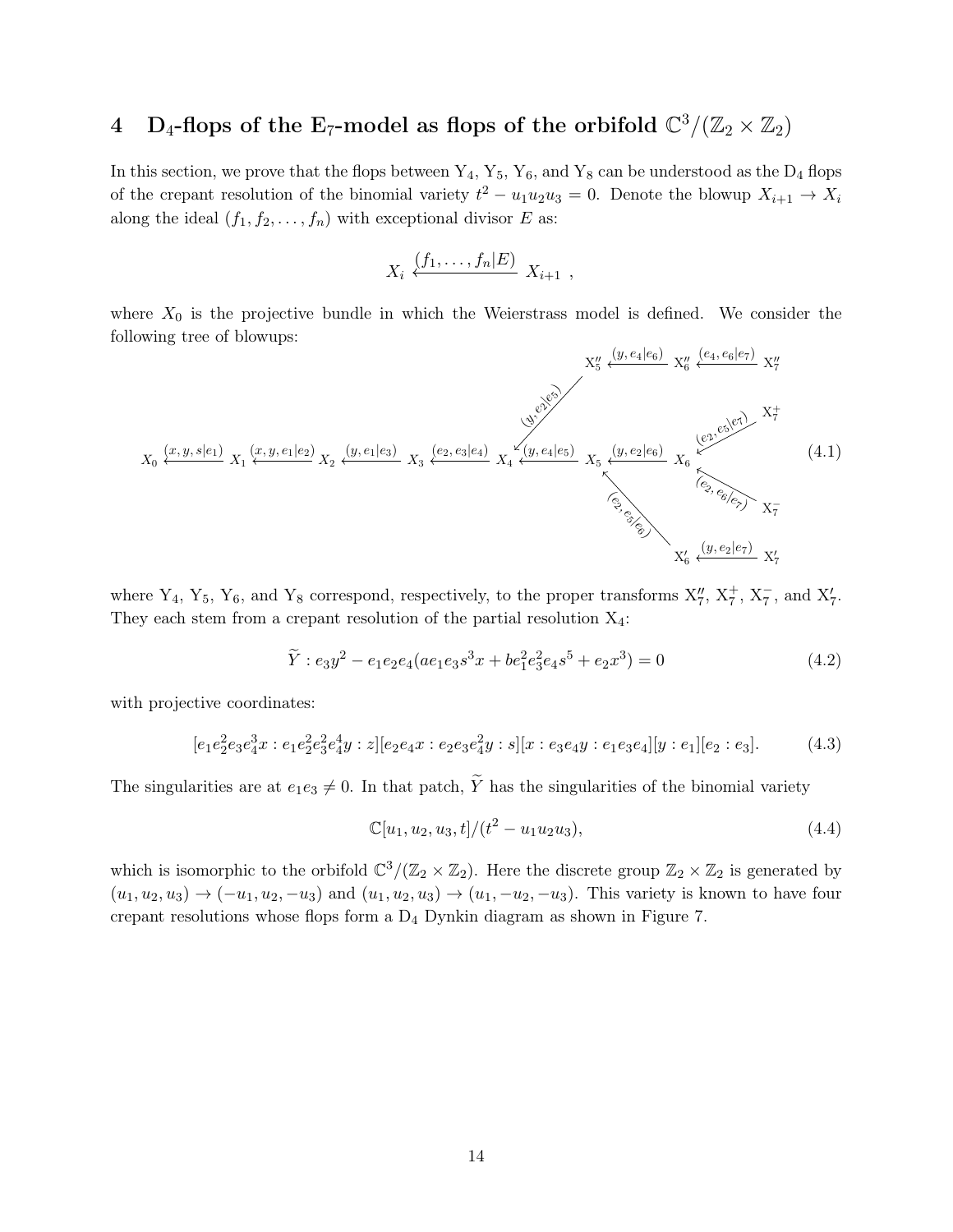# 4 D$_4$-flops of the E$_7$-model as flops of the orbifold $\mathbb{C}^3/(\mathbb{Z}_2 \times \mathbb{Z}_2)$

In this section, we prove that the flops between Y$_4$, Y$_5$, Y$_6$, and Y$_8$ can be understood as the D$_4$ flops of the crepant resolution of the binomial variety $t^2 - u_1 u_2 u_3 = 0$. Denote the blowup $X_{i+1} \to X_i$ along the ideal $(f_1, f_2, \ldots, f_n)$ with exceptional divisor $E$ as:

$$X_i \xleftarrow{(f_1, \ldots, f_n | E)} X_{i+1} \ ,$$

where $X_0$ is the projective bundle in which the Weierstrass model is defined. We consider the following tree of blowups:

$$X_0 \xleftarrow{(x,y,s|e_1)} X_1 \xleftarrow{(x,y,e_1|e_2)} X_2 \xleftarrow{(y,e_1|e_3)} X_3 \xleftarrow{(e_2,e_3|e_4)} X_4 \xleftarrow{(y,e_4|e_5)} X_5 \xleftarrow{(y,e_2|e_6)} X_6 \tag{4.1}$$

with the branches

$$X_4 \xleftarrow{(y,e_2|e_5)} X''_5 \xleftarrow{(y,e_4|e_6)} X''_6 \xleftarrow{(e_4,e_6|e_7)} X''_7,$$

$$X_6 \xleftarrow{(e_2,e_5|e_7)} X^+_7, \qquad X_6 \xleftarrow{(e_2,e_6|e_7)} X^-_7,$$

$$X_5 \xleftarrow{(e_2,e_5|e_6)} X'_6 \xleftarrow{(y,e_2|e_7)} X'_7,$$

where Y$_4$, Y$_5$, Y$_6$, and Y$_8$ correspond, respectively, to the proper transforms X$''_7$, X$^+_7$, X$^-_7$, and X$'_7$. They each stem from a crepant resolution of the partial resolution X$_4$:

$$\widetilde{Y} : e_3 y^2 - e_1 e_2 e_4 (a e_1 e_3 s^3 x + b e_1^2 e_3^2 e_4 s^5 + e_2 x^3) = 0 \tag{4.2}$$

with projective coordinates:

$$[e_1 e_2^2 e_3 e_4^3 x : e_1 e_2^2 e_3^2 e_4^4 y : z][e_2 e_4 x : e_2 e_3 e_4^2 y : s][x : e_3 e_4 y : e_1 e_3 e_4][y : e_1][e_2 : e_3]. \tag{4.3}$$

The singularities are at $e_1 e_3 \neq 0$. In that patch, $\widetilde{Y}$ has the singularities of the binomial variety

$$\mathbb{C}[u_1, u_2, u_3, t]/(t^2 - u_1 u_2 u_3), \tag{4.4}$$

which is isomorphic to the orbifold $\mathbb{C}^3/(\mathbb{Z}_2 \times \mathbb{Z}_2)$. Here the discrete group $\mathbb{Z}_2 \times \mathbb{Z}_2$ is generated by $(u_1, u_2, u_3) \to (-u_1, u_2, -u_3)$ and $(u_1, u_2, u_3) \to (u_1, -u_2, -u_3)$. This variety is known to have four crepant resolutions whose flops form a D$_4$ Dynkin diagram as shown in Figure 7.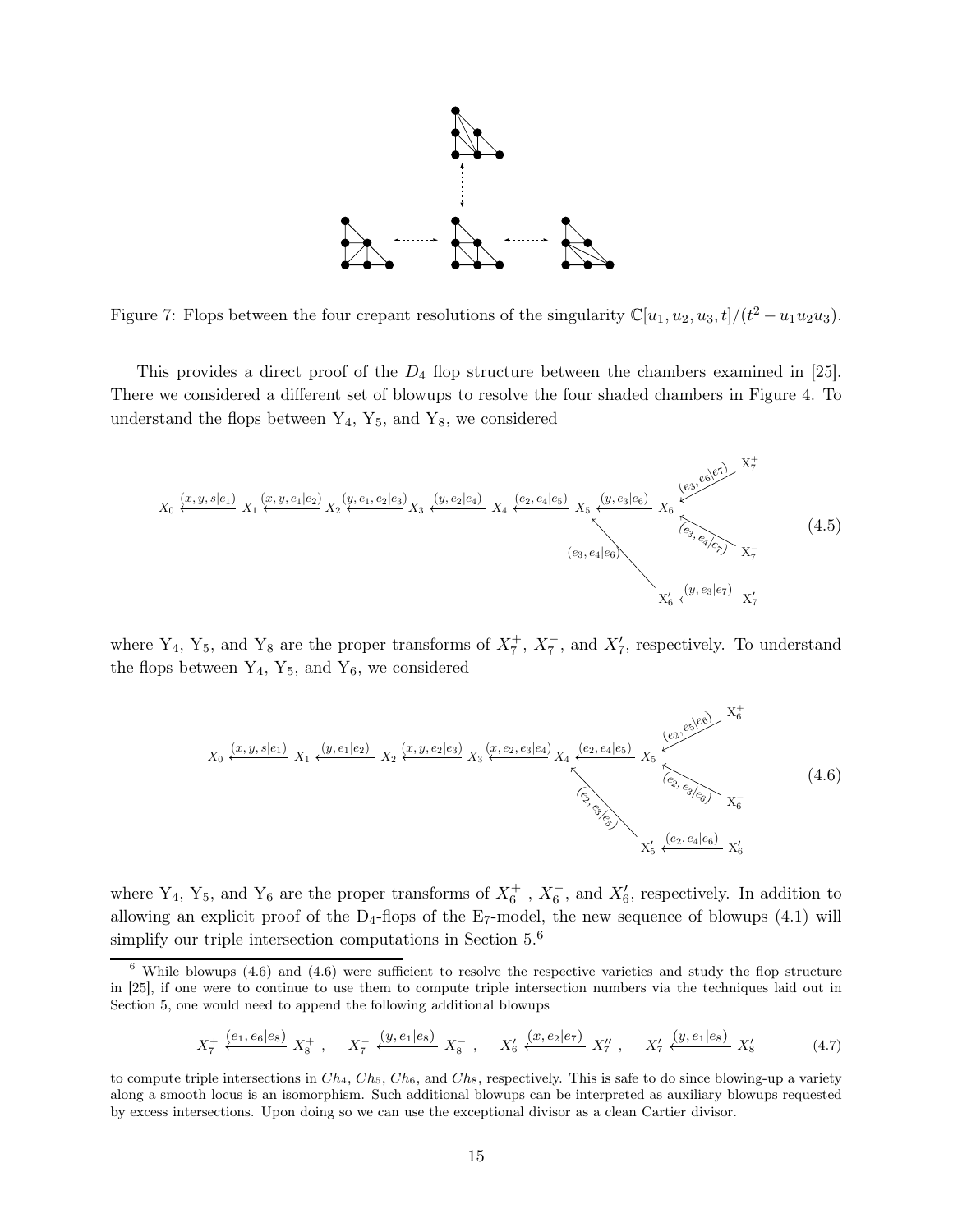Figure 7: Flops between the four crepant resolutions of the singularity $\mathbb{C}[u_1,u_2,u_3,t]/(t^2-u_1u_2u_3)$.

This provides a direct proof of the $D_4$ flop structure between the chambers examined in [25]. There we considered a different set of blowups to resolve the four shaded chambers in Figure 4. To understand the flops between $\mathrm{Y}_4$, $\mathrm{Y}_5$, and $\mathrm{Y}_8$, we considered

$$
X_0 \xleftarrow{(x,y,s|e_1)} X_1 \xleftarrow{(x,y,e_1|e_2)} X_2 \xleftarrow{(y,e_1,e_2|e_3)} X_3 \xleftarrow{(y,e_2|e_4)} X_4 \xleftarrow{(e_2,e_4|e_5)} X_5 \xleftarrow{(y,e_3|e_6)} X_6 \quad
\begin{cases} X_6 \xleftarrow{(e_3,e_6|e_7)} \mathrm{X}_7^+ \\ X_6 \xleftarrow{(e_3,e_4|e_7)} \mathrm{X}_7^- \\ X_5 \xleftarrow{(e_3,e_4|e_6)} \mathrm{X}_6' \xleftarrow{(y,e_3|e_7)} \mathrm{X}_7' \end{cases}
\tag{4.5}
$$

where $\mathrm{Y}_4$, $\mathrm{Y}_5$, and $\mathrm{Y}_8$ are the proper transforms of $X_7^+$, $X_7^-$, and $X_7'$, respectively. To understand the flops between $\mathrm{Y}_4$, $\mathrm{Y}_5$, and $\mathrm{Y}_6$, we considered

$$
X_0 \xleftarrow{(x,y,s|e_1)} X_1 \xleftarrow{(y,e_1|e_2)} X_2 \xleftarrow{(x,y,e_2|e_3)} X_3 \xleftarrow{(x,e_2,e_3|e_4)} X_4 \xleftarrow{(e_2,e_4|e_5)} X_5 \quad
\begin{cases} X_5 \xleftarrow{(e_2,e_5|e_6)} \mathrm{X}_6^+ \\ X_5 \xleftarrow{(e_2,e_3|e_6)} \mathrm{X}_6^- \\ X_4 \xleftarrow{(e_2,e_3|e_5)} \mathrm{X}_5' \xleftarrow{(e_2,e_4|e_6)} \mathrm{X}_6' \end{cases}
\tag{4.6}
$$

where $\mathrm{Y}_4$, $\mathrm{Y}_5$, and $\mathrm{Y}_6$ are the proper transforms of $X_6^+$ , $X_6^-$, and $X_6'$, respectively. In addition to allowing an explicit proof of the $\mathrm{D}_4$-flops of the $\mathrm{E}_7$-model, the new sequence of blowups (4.1) will simplify our triple intersection computations in Section 5.[6]

[6] While blowups (4.6) and (4.6) were sufficient to resolve the respective varieties and study the flop structure in [25], if one were to continue to use them to compute triple intersection numbers via the techniques laid out in Section 5, one would need to append the following additional blowups

$$
X_7^+ \xleftarrow{(e_1,e_6|e_8)} X_8^+ , \quad X_7^- \xleftarrow{(y,e_1|e_8)} X_8^- , \quad X_6' \xleftarrow{(x,e_2|e_7)} X_7'' , \quad X_7' \xleftarrow{(y,e_1|e_8)} X_8' \tag{4.7}
$$

to compute triple intersections in $Ch_4$, $Ch_5$, $Ch_6$, and $Ch_8$, respectively. This is safe to do since blowing-up a variety along a smooth locus is an isomorphism. Such additional blowups can be interpreted as auxiliary blowups requested by excess intersections. Upon doing so we can use the exceptional divisor as a clean Cartier divisor.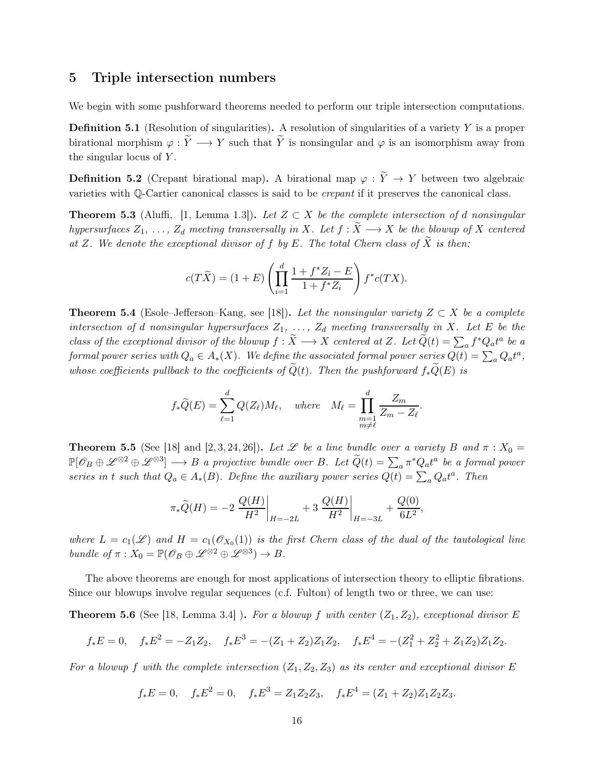## 5 Triple intersection numbers

We begin with some pushforward theorems needed to perform our triple intersection computations.

**Definition 5.1** (Resolution of singularities)**.** A resolution of singularities of a variety $Y$ is a proper birational morphism $\varphi : \widetilde{Y} \longrightarrow Y$ such that $\widetilde{Y}$ is nonsingular and $\varphi$ is an isomorphism away from the singular locus of $Y$.

**Definition 5.2** (Crepant birational map)**.** A birational map $\varphi : \widetilde{Y} \to Y$ between two algebraic varieties with $\mathbb{Q}$-Cartier canonical classes is said to be *crepant* if it preserves the canonical class.

**Theorem 5.3** (Aluffi, [1, Lemma 1.3])**.** *Let $Z \subset X$ be the complete intersection of $d$ nonsingular hypersurfaces $Z_1, \ldots, Z_d$ meeting transversally in $X$. Let $f : \widetilde{X} \longrightarrow X$ be the blowup of $X$ centered at $Z$. We denote the exceptional divisor of $f$ by $E$. The total Chern class of $\widetilde{X}$ is then:*

$$c(T\widetilde{X}) = (1+E)\left(\prod_{i=1}^{d} \frac{1+f^*Z_i - E}{1+f^*Z_i}\right) f^*c(TX).$$

**Theorem 5.4** (Esole–Jefferson–Kang, see [18])**.** *Let the nonsingular variety $Z \subset X$ be a complete intersection of $d$ nonsingular hypersurfaces $Z_1, \ldots, Z_d$ meeting transversally in $X$. Let $E$ be the class of the exceptional divisor of the blowup $f : \widetilde{X} \longrightarrow X$ centered at $Z$. Let $\widetilde{Q}(t) = \sum_a f^*Q_a t^a$ be a formal power series with $Q_a \in A_*(X)$. We define the associated formal power series $Q(t) = \sum_a Q_a t^a$, whose coefficients pullback to the coefficients of $\widetilde{Q}(t)$. Then the pushforward $f_*\widetilde{Q}(E)$ is*

$$f_*\widetilde{Q}(E) = \sum_{\ell=1}^{d} Q(Z_\ell) M_\ell, \quad \text{where} \quad M_\ell = \prod_{\substack{m=1\\ m\neq \ell}}^{d} \frac{Z_m}{Z_m - Z_\ell}.$$

**Theorem 5.5** (See [18] and [2, 3, 24, 26])**.** *Let $\mathscr{L}$ be a line bundle over a variety $B$ and $\pi : X_0 = \mathbb{P}[\mathscr{O}_B \oplus \mathscr{L}^{\otimes 2} \oplus \mathscr{L}^{\otimes 3}] \longrightarrow B$ a projective bundle over $B$. Let $\widetilde{Q}(t) = \sum_a \pi^* Q_a t^a$ be a formal power series in $t$ such that $Q_a \in A_*(B)$. Define the auxiliary power series $Q(t) = \sum_a Q_a t^a$. Then*

$$\pi_* \widetilde{Q}(H) = -2\left.\frac{Q(H)}{H^2}\right|_{H=-2L} + 3\left.\frac{Q(H)}{H^2}\right|_{H=-3L} + \frac{Q(0)}{6L^2},$$

*where $L = c_1(\mathscr{L})$ and $H = c_1(\mathscr{O}_{X_0}(1))$ is the first Chern class of the dual of the tautological line bundle of $\pi : X_0 = \mathbb{P}(\mathscr{O}_B \oplus \mathscr{L}^{\otimes 2} \oplus \mathscr{L}^{\otimes 3}) \to B$.*

The above theorems are enough for most applications of intersection theory to elliptic fibrations. Since our blowups involve regular sequences (c.f. Fulton) of length two or three, we can use:

**Theorem 5.6** (See [18, Lemma 3.4] )**.** *For a blowup $f$ with center $(Z_1, Z_2)$, exceptional divisor $E$*

$$f_*E = 0, \quad f_*E^2 = -Z_1Z_2, \quad f_*E^3 = -(Z_1+Z_2)Z_1Z_2, \quad f_*E^4 = -(Z_1^2+Z_2^2+Z_1Z_2)Z_1Z_2.$$

*For a blowup $f$ with the complete intersection $(Z_1, Z_2, Z_3)$ as its center and exceptional divisor $E$*

$$f_*E = 0, \quad f_*E^2 = 0, \quad f_*E^3 = Z_1Z_2Z_3, \quad f_*E^4 = (Z_1+Z_2)Z_1Z_2Z_3.$$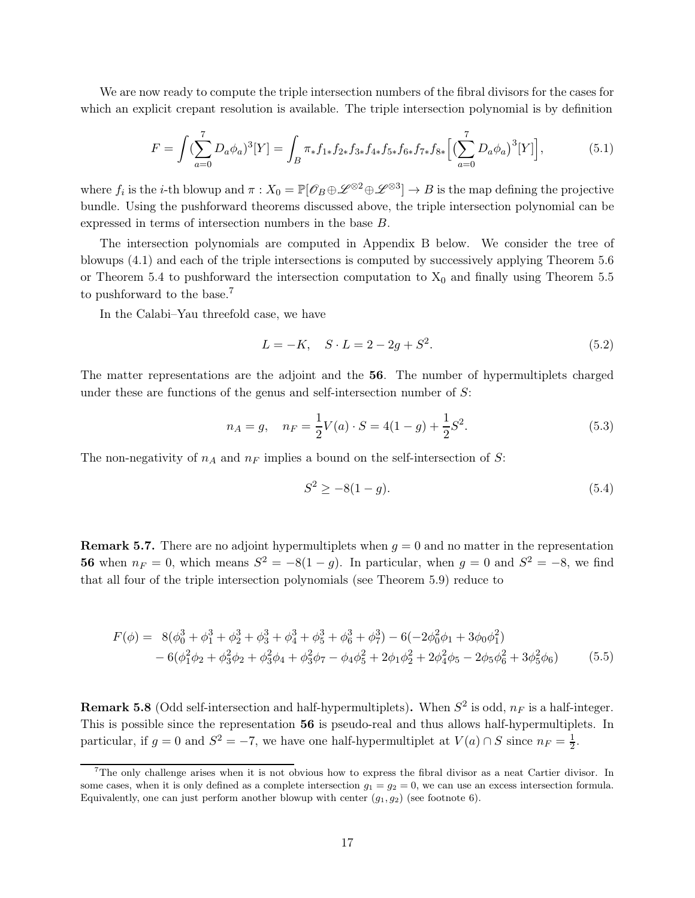We are now ready to compute the triple intersection numbers of the fibral divisors for the cases for which an explicit crepant resolution is available. The triple intersection polynomial is by definition

$$F = \int (\sum_{a=0}^{7} D_a \phi_a)^3 [Y] = \int_B \pi_* f_{1*} f_{2*} f_{3*} f_{4*} f_{5*} f_{6*} f_{7*} f_{8*} \Big[ \big(\sum_{a=0}^{7} D_a \phi_a\big)^3 [Y] \Big], \tag{5.1}$$

where $f_i$ is the $i$-th blowup and $\pi : X_0 = \mathbb{P}[\mathscr{O}_B \oplus \mathscr{L}^{\otimes 2} \oplus \mathscr{L}^{\otimes 3}] \to B$ is the map defining the projective bundle. Using the pushforward theorems discussed above, the triple intersection polynomial can be expressed in terms of intersection numbers in the base $B$.

The intersection polynomials are computed in Appendix B below. We consider the tree of blowups (4.1) and each of the triple intersections is computed by successively applying Theorem 5.6 or Theorem 5.4 to pushforward the intersection computation to $X_0$ and finally using Theorem 5.5 to pushforward to the base.[7]

In the Calabi–Yau threefold case, we have

$$L = -K, \quad S \cdot L = 2 - 2g + S^2. \tag{5.2}$$

The matter representations are the adjoint and the **56**. The number of hypermultiplets charged under these are functions of the genus and self-intersection number of $S$:

$$n_A = g, \quad n_F = \frac{1}{2} V(a) \cdot S = 4(1-g) + \frac{1}{2} S^2. \tag{5.3}$$

The non-negativity of $n_A$ and $n_F$ implies a bound on the self-intersection of $S$:

$$S^2 \geq -8(1-g). \tag{5.4}$$

**Remark 5.7.** There are no adjoint hypermultiplets when $g = 0$ and no matter in the representation **56** when $n_F = 0$, which means $S^2 = -8(1-g)$. In particular, when $g = 0$ and $S^2 = -8$, we find that all four of the triple intersection polynomials (see Theorem 5.9) reduce to

$$\begin{aligned} F(\phi) = \ & 8(\phi_0^3 + \phi_1^3 + \phi_2^3 + \phi_3^3 + \phi_4^3 + \phi_5^3 + \phi_6^3 + \phi_7^3) - 6(-2\phi_0^2\phi_1 + 3\phi_0\phi_1^2) \\ & - 6(\phi_1^2\phi_2 + \phi_3^2\phi_2 + \phi_3^2\phi_4 + \phi_3^2\phi_7 - \phi_4\phi_5^2 + 2\phi_1\phi_2^2 + 2\phi_4^2\phi_5 - 2\phi_5\phi_6^2 + 3\phi_5^2\phi_6) \end{aligned} \tag{5.5}$$

**Remark 5.8** (Odd self-intersection and half-hypermultiplets)**.** When $S^2$ is odd, $n_F$ is a half-integer. This is possible since the representation **56** is pseudo-real and thus allows half-hypermultiplets. In particular, if $g = 0$ and $S^2 = -7$, we have one half-hypermultiplet at $V(a) \cap S$ since $n_F = \frac{1}{2}$.

[7] The only challenge arises when it is not obvious how to express the fibral divisor as a neat Cartier divisor. In some cases, when it is only defined as a complete intersection $g_1 = g_2 = 0$, we can use an excess intersection formula. Equivalently, one can just perform another blowup with center $(g_1, g_2)$ (see footnote 6).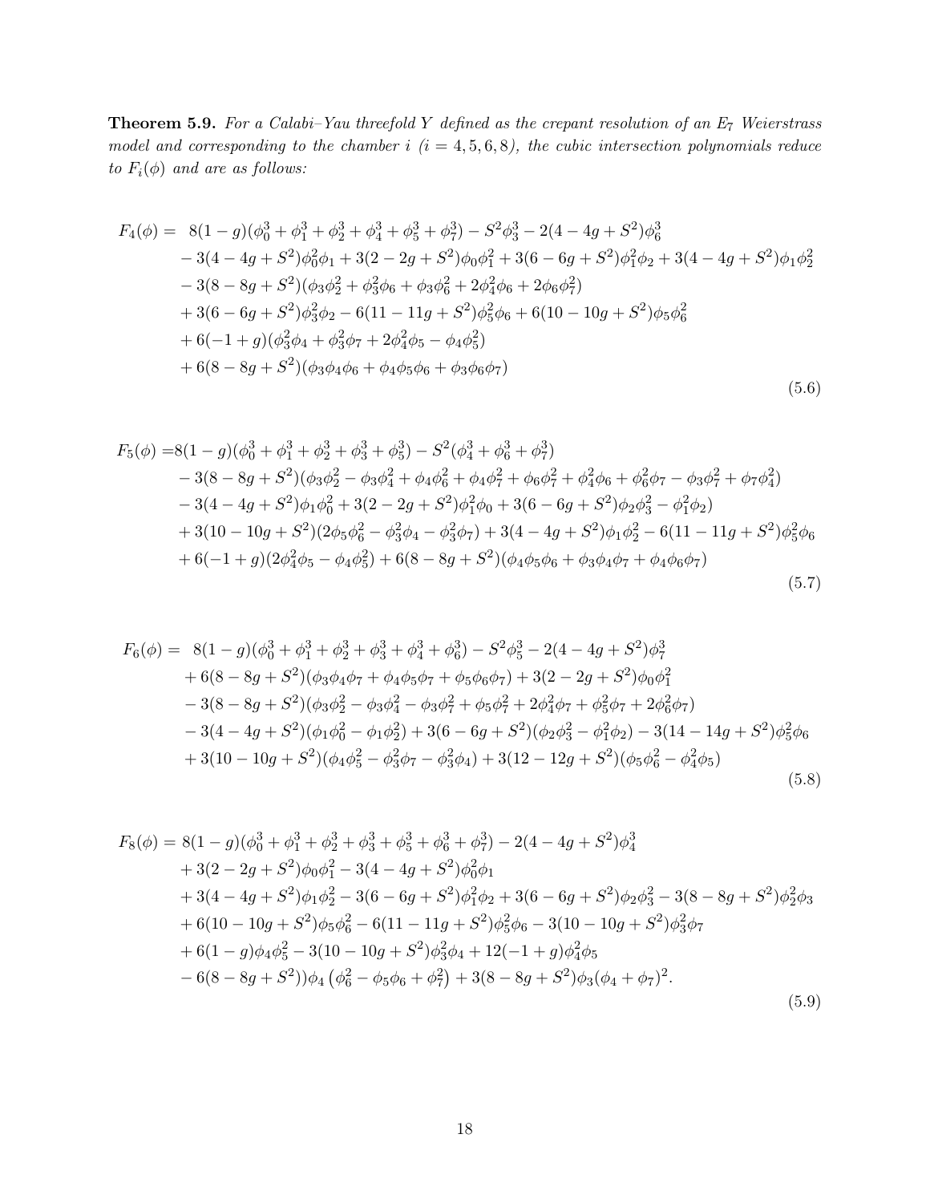**Theorem 5.9.** *For a Calabi–Yau threefold $Y$ defined as the crepant resolution of an $E_7$ Weierstrass model and corresponding to the chamber $i$ ($i = 4, 5, 6, 8$), the cubic intersection polynomials reduce to $F_i(\phi)$ and are as follows:*

$$
\begin{aligned}
F_4(\phi) = \ & 8(1-g)(\phi_0^3+\phi_1^3+\phi_2^3+\phi_4^3+\phi_5^3+\phi_7^3) - S^2\phi_3^3 - 2(4-4g+S^2)\phi_6^3 \\
& - 3(4-4g+S^2)\phi_0^2\phi_1 + 3(2-2g+S^2)\phi_0\phi_1^2 + 3(6-6g+S^2)\phi_1^2\phi_2 + 3(4-4g+S^2)\phi_1\phi_2^2 \\
& - 3(8-8g+S^2)(\phi_3\phi_2^2+\phi_3^2\phi_6+\phi_3\phi_6^2+2\phi_4^2\phi_6+2\phi_6\phi_7^2) \\
& + 3(6-6g+S^2)\phi_3^2\phi_2 - 6(11-11g+S^2)\phi_5^2\phi_6 + 6(10-10g+S^2)\phi_5\phi_6^2 \\
& + 6(-1+g)(\phi_3^2\phi_4+\phi_3^2\phi_7+2\phi_4^2\phi_5-\phi_4\phi_5^2) \\
& + 6(8-8g+S^2)(\phi_3\phi_4\phi_6+\phi_4\phi_5\phi_6+\phi_3\phi_6\phi_7)
\end{aligned}
\tag{5.6}
$$

$$
\begin{aligned}
F_5(\phi) = \ & 8(1-g)(\phi_0^3+\phi_1^3+\phi_2^3+\phi_3^3+\phi_5^3) - S^2(\phi_4^3+\phi_6^3+\phi_7^3) \\
& - 3(8-8g+S^2)(\phi_3\phi_2^2-\phi_3\phi_4^2+\phi_4\phi_6^2+\phi_4\phi_7^2+\phi_6\phi_7^2+\phi_4^2\phi_6+\phi_6^2\phi_7-\phi_3\phi_7^2+\phi_7\phi_4^2) \\
& - 3(4-4g+S^2)\phi_1\phi_0^2 + 3(2-2g+S^2)\phi_1^2\phi_0 + 3(6-6g+S^2)(\phi_2\phi_3^2-\phi_1^2\phi_2) \\
& + 3(10-10g+S^2)(2\phi_5\phi_6^2-\phi_3^2\phi_4-\phi_3^2\phi_7) + 3(4-4g+S^2)\phi_1\phi_2^2 - 6(11-11g+S^2)\phi_5^2\phi_6 \\
& + 6(-1+g)(2\phi_4^2\phi_5-\phi_4\phi_5^2) + 6(8-8g+S^2)(\phi_4\phi_5\phi_6+\phi_3\phi_4\phi_7+\phi_4\phi_6\phi_7)
\end{aligned}
\tag{5.7}
$$

$$
\begin{aligned}
F_6(\phi) = \ & 8(1-g)(\phi_0^3+\phi_1^3+\phi_2^3+\phi_3^3+\phi_4^3+\phi_6^3) - S^2\phi_5^3 - 2(4-4g+S^2)\phi_7^3 \\
& + 6(8-8g+S^2)(\phi_3\phi_4\phi_7+\phi_4\phi_5\phi_7+\phi_5\phi_6\phi_7) + 3(2-2g+S^2)\phi_0\phi_1^2 \\
& - 3(8-8g+S^2)(\phi_3\phi_2^2-\phi_3\phi_4^2-\phi_3\phi_7^2+\phi_5\phi_7^2+2\phi_4^2\phi_7+\phi_5^2\phi_7+2\phi_6^2\phi_7) \\
& - 3(4-4g+S^2)(\phi_1\phi_0^2-\phi_1\phi_2^2) + 3(6-6g+S^2)(\phi_2\phi_3^2-\phi_1^2\phi_2) - 3(14-14g+S^2)\phi_5^2\phi_6 \\
& + 3(10-10g+S^2)(\phi_4\phi_5^2-\phi_3^2\phi_7-\phi_3^2\phi_4) + 3(12-12g+S^2)(\phi_5\phi_6^2-\phi_4^2\phi_5)
\end{aligned}
\tag{5.8}
$$

$$
\begin{aligned}
F_8(\phi) = \ & 8(1-g)(\phi_0^3+\phi_1^3+\phi_2^3+\phi_3^3+\phi_5^3+\phi_6^3+\phi_7^3) - 2(4-4g+S^2)\phi_4^3 \\
& + 3(2-2g+S^2)\phi_0\phi_1^2 - 3(4-4g+S^2)\phi_0^2\phi_1 \\
& + 3(4-4g+S^2)\phi_1\phi_2^2 - 3(6-6g+S^2)\phi_1^2\phi_2 + 3(6-6g+S^2)\phi_2\phi_3^2 - 3(8-8g+S^2)\phi_2^2\phi_3 \\
& + 6(10-10g+S^2)\phi_5\phi_6^2 - 6(11-11g+S^2)\phi_5^2\phi_6 - 3(10-10g+S^2)\phi_3^2\phi_7 \\
& + 6(1-g)\phi_4\phi_5^2 - 3(10-10g+S^2)\phi_3^2\phi_4 + 12(-1+g)\phi_4^2\phi_5 \\
& - 6(8-8g+S^2))\phi_4\left(\phi_6^2-\phi_5\phi_6+\phi_7^2\right) + 3(8-8g+S^2)\phi_3(\phi_4+\phi_7)^2.
\end{aligned}
\tag{5.9}
$$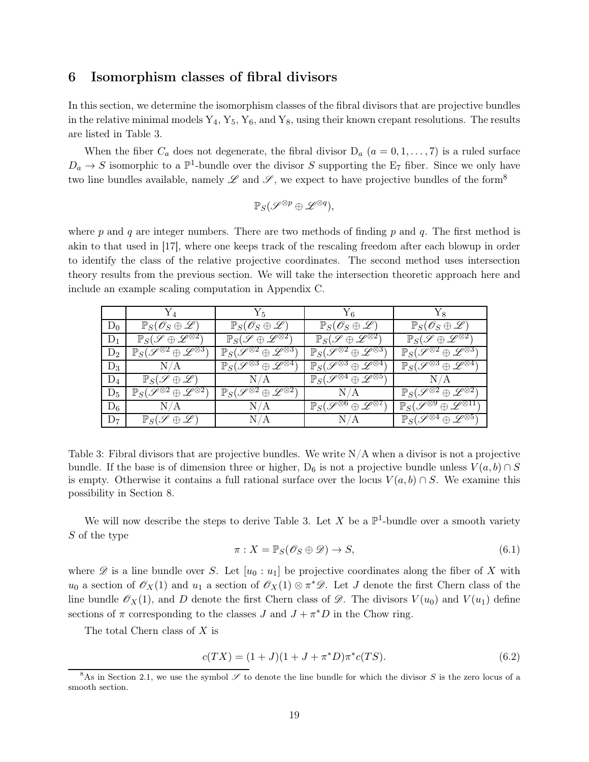## 6 Isomorphism classes of fibral divisors

In this section, we determine the isomorphism classes of the fibral divisors that are projective bundles in the relative minimal models $\mathrm{Y}_4$, $\mathrm{Y}_5$, $\mathrm{Y}_6$, and $\mathrm{Y}_8$, using their known crepant resolutions. The results are listed in Table 3.

When the fiber $C_a$ does not degenerate, the fibral divisor $\mathrm{D}_a$ ($a = 0, 1, \dots, 7$) is a ruled surface $D_a \to S$ isomorphic to a $\mathbb{P}^1$-bundle over the divisor $S$ supporting the $\mathrm{E}_7$ fiber. Since we only have two line bundles available, namely $\mathscr{L}$ and $\mathscr{S}$, we expect to have projective bundles of the form[8]

$$\mathbb{P}_S(\mathscr{S}^{\otimes p} \oplus \mathscr{L}^{\otimes q}),$$

where $p$ and $q$ are integer numbers. There are two methods of finding $p$ and $q$. The first method is akin to that used in [17], where one keeps track of the rescaling freedom after each blowup in order to identify the class of the relative projective coordinates. The second method uses intersection theory results from the previous section. We will take the intersection theoretic approach here and include an example scaling computation in Appendix C.

| | $\mathrm{Y}_4$ | $\mathrm{Y}_5$ | $\mathrm{Y}_6$ | $\mathrm{Y}_8$ |
|---|---|---|---|---|
| $\mathrm{D}_0$ | $\mathbb{P}_S(\mathscr{O}_S \oplus \mathscr{L})$ | $\mathbb{P}_S(\mathscr{O}_S \oplus \mathscr{L})$ | $\mathbb{P}_S(\mathscr{O}_S \oplus \mathscr{L})$ | $\mathbb{P}_S(\mathscr{O}_S \oplus \mathscr{L})$ |
| $\mathrm{D}_1$ | $\mathbb{P}_S(\mathscr{S} \oplus \mathscr{L}^{\otimes 2})$ | $\mathbb{P}_S(\mathscr{S} \oplus \mathscr{L}^{\otimes 2})$ | $\mathbb{P}_S(\mathscr{S} \oplus \mathscr{L}^{\otimes 2})$ | $\mathbb{P}_S(\mathscr{S} \oplus \mathscr{L}^{\otimes 2})$ |
| $\mathrm{D}_2$ | $\mathbb{P}_S(\mathscr{S}^{\otimes 2} \oplus \mathscr{L}^{\otimes 3})$ | $\mathbb{P}_S(\mathscr{S}^{\otimes 2} \oplus \mathscr{L}^{\otimes 3})$ | $\mathbb{P}_S(\mathscr{S}^{\otimes 2} \oplus \mathscr{L}^{\otimes 3})$ | $\mathbb{P}_S(\mathscr{S}^{\otimes 2} \oplus \mathscr{L}^{\otimes 3})$ |
| $\mathrm{D}_3$ | N/A | $\mathbb{P}_S(\mathscr{S}^{\otimes 3} \oplus \mathscr{L}^{\otimes 4})$ | $\mathbb{P}_S(\mathscr{S}^{\otimes 3} \oplus \mathscr{L}^{\otimes 4})$ | $\mathbb{P}_S(\mathscr{S}^{\otimes 3} \oplus \mathscr{L}^{\otimes 4})$ |
| $\mathrm{D}_4$ | $\mathbb{P}_S(\mathscr{S} \oplus \mathscr{L})$ | N/A | $\mathbb{P}_S(\mathscr{S}^{\otimes 4} \oplus \mathscr{L}^{\otimes 5})$ | N/A |
| $\mathrm{D}_5$ | $\mathbb{P}_S(\mathscr{S}^{\otimes 2} \oplus \mathscr{L}^{\otimes 2})$ | $\mathbb{P}_S(\mathscr{S}^{\otimes 2} \oplus \mathscr{L}^{\otimes 2})$ | N/A | $\mathbb{P}_S(\mathscr{S}^{\otimes 2} \oplus \mathscr{L}^{\otimes 2})$ |
| $\mathrm{D}_6$ | N/A | N/A | $\mathbb{P}_S(\mathscr{S}^{\otimes 6} \oplus \mathscr{L}^{\otimes 7})$ | $\mathbb{P}_S(\mathscr{S}^{\otimes 9} \oplus \mathscr{L}^{\otimes 11})$ |
| $\mathrm{D}_7$ | $\mathbb{P}_S(\mathscr{S} \oplus \mathscr{L})$ | N/A | N/A | $\mathbb{P}_S(\mathscr{S}^{\otimes 4} \oplus \mathscr{L}^{\otimes 5})$ |

Table 3: Fibral divisors that are projective bundles. We write N/A when a divisor is not a projective bundle. If the base is of dimension three or higher, $\mathrm{D}_6$ is not a projective bundle unless $V(a, b) \cap S$ is empty. Otherwise it contains a full rational surface over the locus $V(a, b) \cap S$. We examine this possibility in Section 8.

We will now describe the steps to derive Table 3. Let $X$ be a $\mathbb{P}^1$-bundle over a smooth variety $S$ of the type

$$\pi : X = \mathbb{P}_S(\mathscr{O}_S \oplus \mathscr{D}) \to S, \tag{6.1}$$

where $\mathscr{D}$ is a line bundle over $S$. Let $[u_0 : u_1]$ be projective coordinates along the fiber of $X$ with $u_0$ a section of $\mathscr{O}_X(1)$ and $u_1$ a section of $\mathscr{O}_X(1) \otimes \pi^*\mathscr{D}$. Let $J$ denote the first Chern class of the line bundle $\mathscr{O}_X(1)$, and $D$ denote the first Chern class of $\mathscr{D}$. The divisors $V(u_0)$ and $V(u_1)$ define sections of $\pi$ corresponding to the classes $J$ and $J + \pi^*D$ in the Chow ring.

The total Chern class of $X$ is

$$c(TX) = (1 + J)(1 + J + \pi^*D)\pi^*c(TS). \tag{6.2}$$

[8] As in Section 2.1, we use the symbol $\mathscr{S}$ to denote the line bundle for which the divisor $S$ is the zero locus of a smooth section.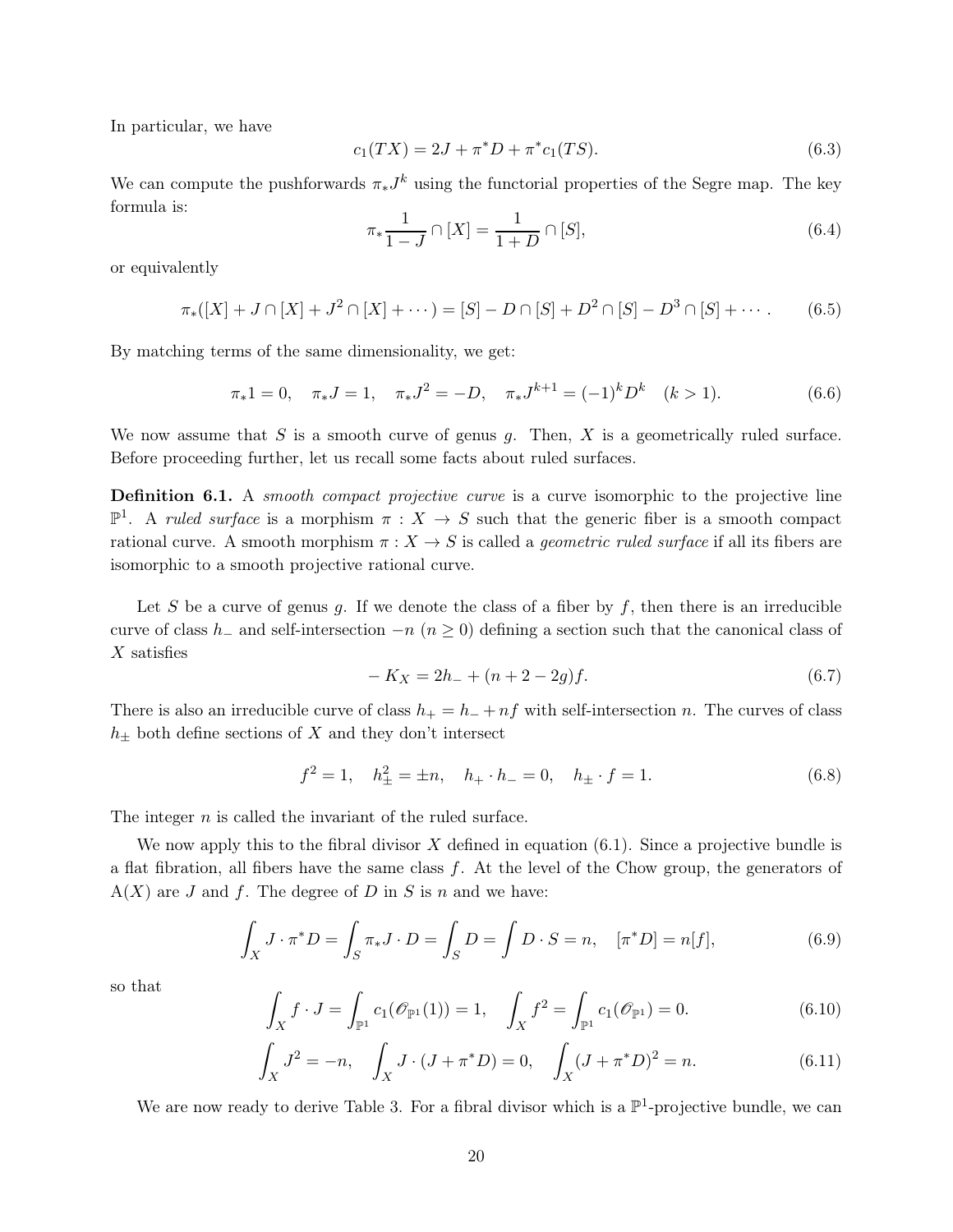In particular, we have

$$c_1(TX) = 2J + \pi^* D + \pi^* c_1(TS). \tag{6.3}$$

We can compute the pushforwards $\pi_* J^k$ using the functorial properties of the Segre map. The key formula is:

$$\pi_* \frac{1}{1-J} \cap [X] = \frac{1}{1+D} \cap [S], \tag{6.4}$$

or equivalently

$$\pi_*([X] + J \cap [X] + J^2 \cap [X] + \cdots) = [S] - D \cap [S] + D^2 \cap [S] - D^3 \cap [S] + \cdots . \tag{6.5}$$

By matching terms of the same dimensionality, we get:

$$\pi_* 1 = 0, \quad \pi_* J = 1, \quad \pi_* J^2 = -D, \quad \pi_* J^{k+1} = (-1)^k D^k \quad (k > 1). \tag{6.6}$$

We now assume that $S$ is a smooth curve of genus $g$. Then, $X$ is a geometrically ruled surface. Before proceeding further, let us recall some facts about ruled surfaces.

**Definition 6.1.** A *smooth compact projective curve* is a curve isomorphic to the projective line $\mathbb{P}^1$. A *ruled surface* is a morphism $\pi : X \to S$ such that the generic fiber is a smooth compact rational curve. A smooth morphism $\pi : X \to S$ is called a *geometric ruled surface* if all its fibers are isomorphic to a smooth projective rational curve.

Let $S$ be a curve of genus $g$. If we denote the class of a fiber by $f$, then there is an irreducible curve of class $h_-$ and self-intersection $-n$ ($n \geq 0$) defining a section such that the canonical class of $X$ satisfies

$$-K_X = 2h_- + (n + 2 - 2g)f. \tag{6.7}$$

There is also an irreducible curve of class $h_+ = h_- + nf$ with self-intersection $n$. The curves of class $h_\pm$ both define sections of $X$ and they don't intersect

$$f^2 = 1, \quad h_\pm^2 = \pm n, \quad h_+ \cdot h_- = 0, \quad h_\pm \cdot f = 1. \tag{6.8}$$

The integer $n$ is called the invariant of the ruled surface.

We now apply this to the fibral divisor $X$ defined in equation (6.1). Since a projective bundle is a flat fibration, all fibers have the same class $f$. At the level of the Chow group, the generators of $\mathrm{A}(X)$ are $J$ and $f$. The degree of $D$ in $S$ is $n$ and we have:

$$\int_X J \cdot \pi^* D = \int_S \pi_* J \cdot D = \int_S D = \int D \cdot S = n, \quad [\pi^* D] = n[f], \tag{6.9}$$

so that

$$\int_X f \cdot J = \int_{\mathbb{P}^1} c_1(\mathscr{O}_{\mathbb{P}^1}(1)) = 1, \quad \int_X f^2 = \int_{\mathbb{P}^1} c_1(\mathscr{O}_{\mathbb{P}^1}) = 0. \tag{6.10}$$

$$\int_X J^2 = -n, \quad \int_X J \cdot (J + \pi^* D) = 0, \quad \int_X (J + \pi^* D)^2 = n. \tag{6.11}$$

We are now ready to derive Table 3. For a fibral divisor which is a $\mathbb{P}^1$-projective bundle, we can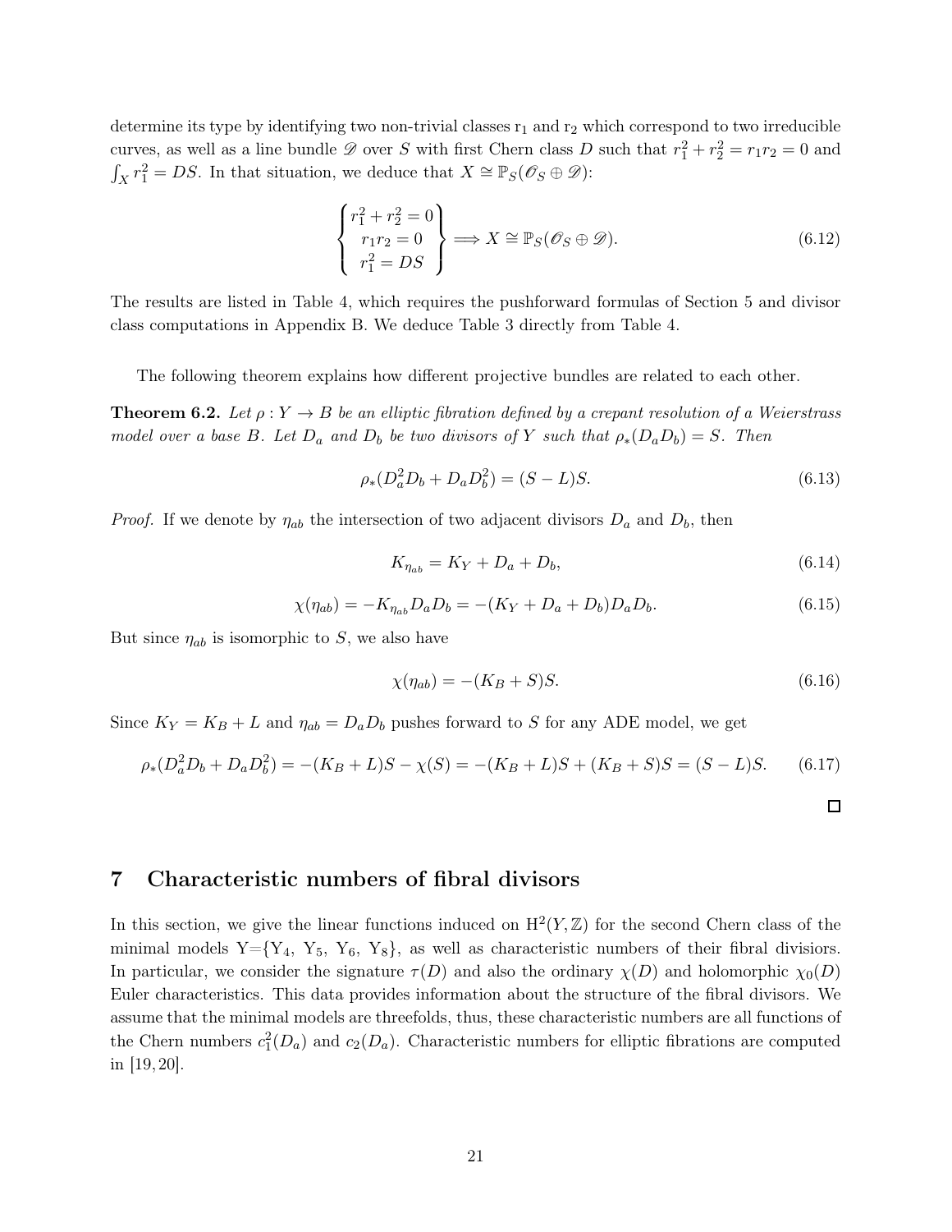determine its type by identifying two non-trivial classes $\mathrm{r}_1$ and $\mathrm{r}_2$ which correspond to two irreducible curves, as well as a line bundle $\mathscr{D}$ over $S$ with first Chern class $D$ such that $r_1^2 + r_2^2 = r_1 r_2 = 0$ and $\int_X r_1^2 = DS$. In that situation, we deduce that $X \cong \mathbb{P}_S(\mathscr{O}_S \oplus \mathscr{D})$:

$$\begin{Bmatrix} r_1^2 + r_2^2 = 0 \\ r_1 r_2 = 0 \\ r_1^2 = DS \end{Bmatrix} \Longrightarrow X \cong \mathbb{P}_S(\mathscr{O}_S \oplus \mathscr{D}). \tag{6.12}$$

The results are listed in Table 4, which requires the pushforward formulas of Section 5 and divisor class computations in Appendix B. We deduce Table 3 directly from Table 4.

The following theorem explains how different projective bundles are related to each other.

**Theorem 6.2.** *Let $\rho : Y \to B$ be an elliptic fibration defined by a crepant resolution of a Weierstrass model over a base $B$. Let $D_a$ and $D_b$ be two divisors of $Y$ such that $\rho_*(D_a D_b) = S$. Then*

$$\rho_*(D_a^2 D_b + D_a D_b^2) = (S - L)S. \tag{6.13}$$

*Proof.* If we denote by $\eta_{ab}$ the intersection of two adjacent divisors $D_a$ and $D_b$, then

$$K_{\eta_{ab}} = K_Y + D_a + D_b, \tag{6.14}$$

$$\chi(\eta_{ab}) = -K_{\eta_{ab}} D_a D_b = -(K_Y + D_a + D_b) D_a D_b. \tag{6.15}$$

But since $\eta_{ab}$ is isomorphic to $S$, we also have

$$\chi(\eta_{ab}) = -(K_B + S)S. \tag{6.16}$$

Since $K_Y = K_B + L$ and $\eta_{ab} = D_a D_b$ pushes forward to $S$ for any ADE model, we get

$$\rho_*(D_a^2 D_b + D_a D_b^2) = -(K_B + L)S - \chi(S) = -(K_B + L)S + (K_B + S)S = (S - L)S. \tag{6.17}$$

□

# 7 Characteristic numbers of fibral divisors

In this section, we give the linear functions induced on $\mathrm{H}^2(Y, \mathbb{Z})$ for the second Chern class of the minimal models Y={$\mathrm{Y}_4$, $\mathrm{Y}_5$, $\mathrm{Y}_6$, $\mathrm{Y}_8$}, as well as characteristic numbers of their fibral divisors. In particular, we consider the signature $\tau(D)$ and also the ordinary $\chi(D)$ and holomorphic $\chi_0(D)$ Euler characteristics. This data provides information about the structure of the fibral divisors. We assume that the minimal models are threefolds, thus, these characteristic numbers are all functions of the Chern numbers $c_1^2(D_a)$ and $c_2(D_a)$. Characteristic numbers for elliptic fibrations are computed in [19, 20].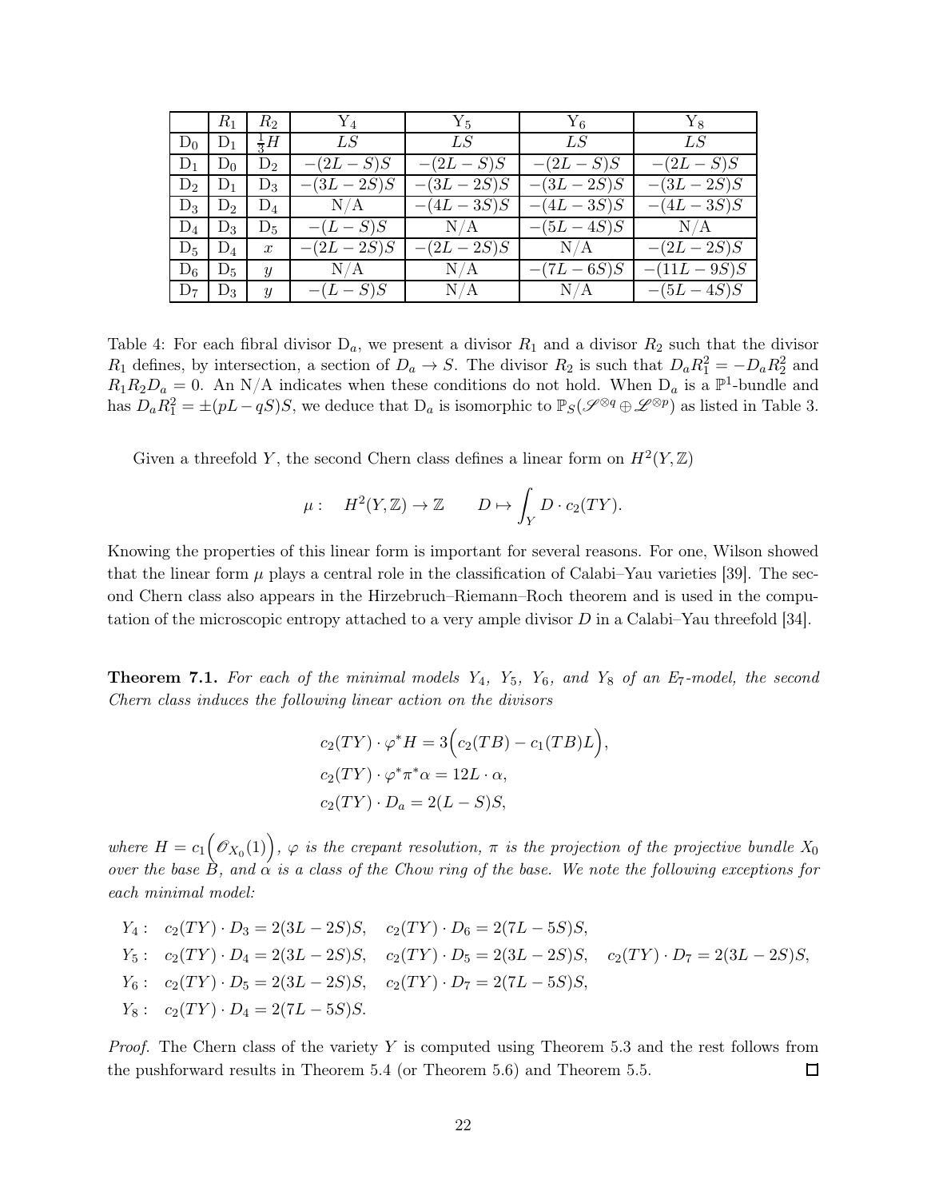|  | $R_1$ | $R_2$ | $\mathrm{Y}_4$ | $\mathrm{Y}_5$ | $\mathrm{Y}_6$ | $\mathrm{Y}_8$ |
|---|---|---|---|---|---|---|
| $\mathrm{D}_0$ | $\mathrm{D}_1$ | $\frac{1}{3}H$ | $LS$ | $LS$ | $LS$ | $LS$ |
| $\mathrm{D}_1$ | $\mathrm{D}_0$ | $\mathrm{D}_2$ | $-(2L-S)S$ | $-(2L-S)S$ | $-(2L-S)S$ | $-(2L-S)S$ |
| $\mathrm{D}_2$ | $\mathrm{D}_1$ | $\mathrm{D}_3$ | $-(3L-2S)S$ | $-(3L-2S)S$ | $-(3L-2S)S$ | $-(3L-2S)S$ |
| $\mathrm{D}_3$ | $\mathrm{D}_2$ | $\mathrm{D}_4$ | N/A | $-(4L-3S)S$ | $-(4L-3S)S$ | $-(4L-3S)S$ |
| $\mathrm{D}_4$ | $\mathrm{D}_3$ | $\mathrm{D}_5$ | $-(L-S)S$ | N/A | $-(5L-4S)S$ | N/A |
| $\mathrm{D}_5$ | $\mathrm{D}_4$ | $x$ | $-(2L-2S)S$ | $-(2L-2S)S$ | N/A | $-(2L-2S)S$ |
| $\mathrm{D}_6$ | $\mathrm{D}_5$ | $y$ | N/A | N/A | $-(7L-6S)S$ | $-(11L-9S)S$ |
| $\mathrm{D}_7$ | $\mathrm{D}_3$ | $y$ | $-(L-S)S$ | N/A | N/A | $-(5L-4S)S$ |

Table 4: For each fibral divisor $\mathrm{D}_a$, we present a divisor $R_1$ and a divisor $R_2$ such that the divisor $R_1$ defines, by intersection, a section of $D_a \to S$. The divisor $R_2$ is such that $D_a R_1^2 = -D_a R_2^2$ and $R_1 R_2 D_a = 0$. An N/A indicates when these conditions do not hold. When $\mathrm{D}_a$ is a $\mathbb{P}^1$-bundle and has $D_a R_1^2 = \pm(pL - qS)S$, we deduce that $\mathrm{D}_a$ is isomorphic to $\mathbb{P}_S(\mathscr{S}^{\otimes q} \oplus \mathscr{L}^{\otimes p})$ as listed in Table 3.

Given a threefold $Y$, the second Chern class defines a linear form on $H^2(Y, \mathbb{Z})$

$$\mu: \quad H^2(Y,\mathbb{Z}) \to \mathbb{Z} \qquad D \mapsto \int_Y D \cdot c_2(TY).$$

Knowing the properties of this linear form is important for several reasons. For one, Wilson showed that the linear form $\mu$ plays a central role in the classification of Calabi–Yau varieties [39]. The second Chern class also appears in the Hirzebruch–Riemann–Roch theorem and is used in the computation of the microscopic entropy attached to a very ample divisor $D$ in a Calabi–Yau threefold [34].

**Theorem 7.1.** *For each of the minimal models $Y_4$, $Y_5$, $Y_6$, and $Y_8$ of an $E_7$-model, the second Chern class induces the following linear action on the divisors*

$$\begin{aligned}
&c_2(TY) \cdot \varphi^* H = 3\Big(c_2(TB) - c_1(TB)L\Big),\\
&c_2(TY) \cdot \varphi^* \pi^* \alpha = 12L \cdot \alpha,\\
&c_2(TY) \cdot D_a = 2(L-S)S,
\end{aligned}$$

*where $H = c_1\Big(\mathscr{O}_{X_0}(1)\Big)$, $\varphi$ is the crepant resolution, $\pi$ is the projection of the projective bundle $X_0$ over the base $B$, and $\alpha$ is a class of the Chow ring of the base. We note the following exceptions for each minimal model:*

$$\begin{aligned}
&Y_4: \quad c_2(TY)\cdot D_3 = 2(3L-2S)S, \quad c_2(TY)\cdot D_6 = 2(7L-5S)S,\\
&Y_5: \quad c_2(TY)\cdot D_4 = 2(3L-2S)S, \quad c_2(TY)\cdot D_5 = 2(3L-2S)S, \quad c_2(TY)\cdot D_7 = 2(3L-2S)S,\\
&Y_6: \quad c_2(TY)\cdot D_5 = 2(3L-2S)S, \quad c_2(TY)\cdot D_7 = 2(7L-5S)S,\\
&Y_8: \quad c_2(TY)\cdot D_4 = 2(7L-5S)S.
\end{aligned}$$

*Proof.* The Chern class of the variety $Y$ is computed using Theorem 5.3 and the rest follows from the pushforward results in Theorem 5.4 (or Theorem 5.6) and Theorem 5.5. □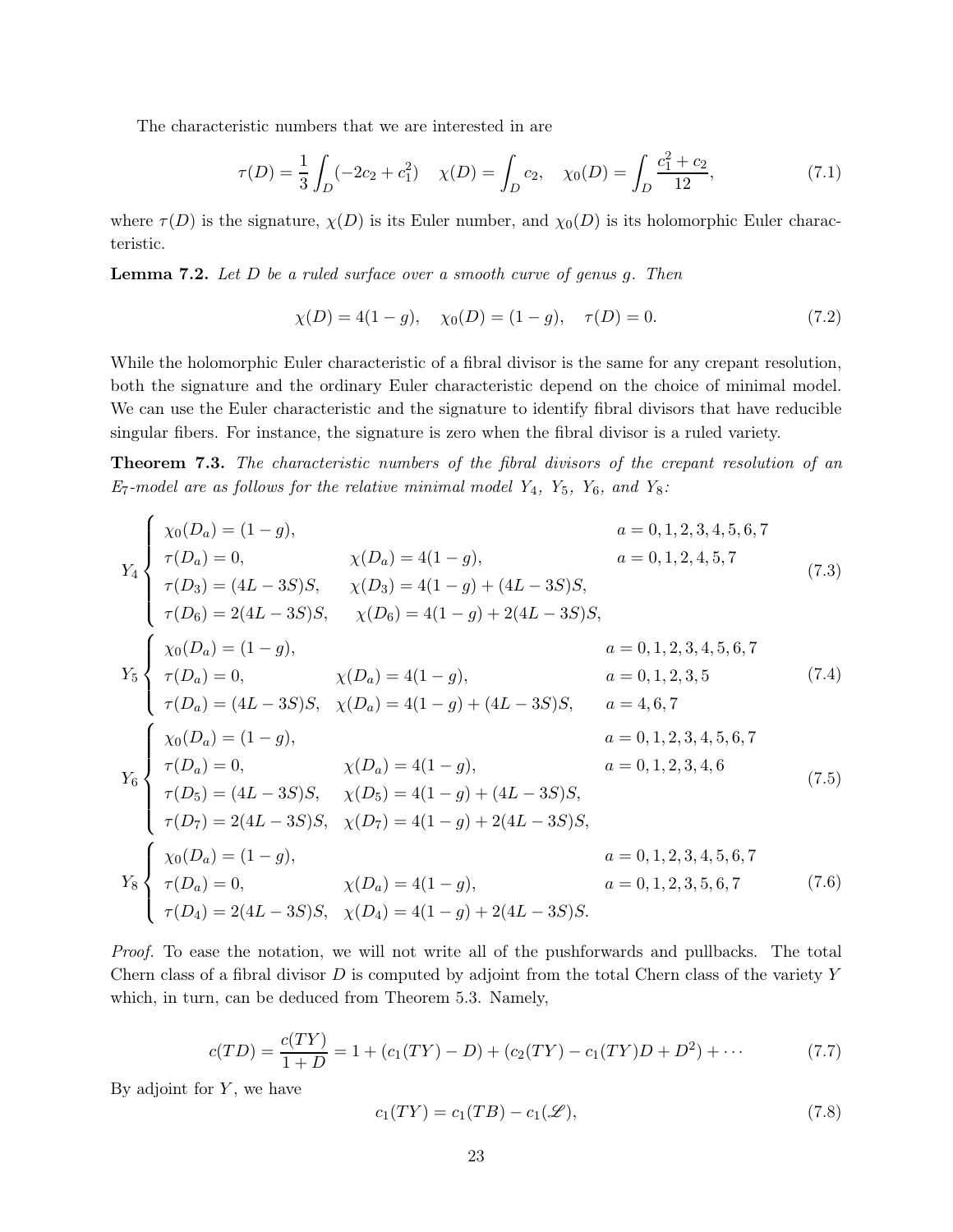The characteristic numbers that we are interested in are

$$\tau(D) = \frac{1}{3}\int_D (-2c_2 + c_1^2) \quad \chi(D) = \int_D c_2, \quad \chi_0(D) = \int_D \frac{c_1^2 + c_2}{12}, \tag{7.1}$$

where $\tau(D)$ is the signature, $\chi(D)$ is its Euler number, and $\chi_0(D)$ is its holomorphic Euler characteristic.

**Lemma 7.2.** *Let $D$ be a ruled surface over a smooth curve of genus $g$. Then*

$$\chi(D) = 4(1-g), \quad \chi_0(D) = (1-g), \quad \tau(D) = 0. \tag{7.2}$$

While the holomorphic Euler characteristic of a fibral divisor is the same for any crepant resolution, both the signature and the ordinary Euler characteristic depend on the choice of minimal model. We can use the Euler characteristic and the signature to identify fibral divisors that have reducible singular fibers. For instance, the signature is zero when the fibral divisor is a ruled variety.

**Theorem 7.3.** *The characteristic numbers of the fibral divisors of the crepant resolution of an $E_7$-model are as follows for the relative minimal model $Y_4$, $Y_5$, $Y_6$, and $Y_8$:*

$$Y_4 \begin{cases} \chi_0(D_a) = (1-g), & a = 0,1,2,3,4,5,6,7 \\ \tau(D_a) = 0, \quad \chi(D_a) = 4(1-g), & a = 0,1,2,4,5,7 \\ \tau(D_3) = (4L-3S)S, \quad \chi(D_3) = 4(1-g) + (4L-3S)S, & \\ \tau(D_6) = 2(4L-3S)S, \quad \chi(D_6) = 4(1-g) + 2(4L-3S)S, & \end{cases} \tag{7.3}$$

$$Y_5 \begin{cases} \chi_0(D_a) = (1-g), & a = 0,1,2,3,4,5,6,7 \\ \tau(D_a) = 0, \quad \chi(D_a) = 4(1-g), & a = 0,1,2,3,5 \\ \tau(D_a) = (4L-3S)S, \quad \chi(D_a) = 4(1-g) + (4L-3S)S, & a = 4,6,7 \end{cases} \tag{7.4}$$

$$Y_6 \begin{cases} \chi_0(D_a) = (1-g), & a = 0,1,2,3,4,5,6,7 \\ \tau(D_a) = 0, \quad \chi(D_a) = 4(1-g), & a = 0,1,2,3,4,6 \\ \tau(D_5) = (4L-3S)S, \quad \chi(D_5) = 4(1-g) + (4L-3S)S, & \\ \tau(D_7) = 2(4L-3S)S, \quad \chi(D_7) = 4(1-g) + 2(4L-3S)S, & \end{cases} \tag{7.5}$$

$$Y_8 \begin{cases} \chi_0(D_a) = (1-g), & a = 0,1,2,3,4,5,6,7 \\ \tau(D_a) = 0, \quad \chi(D_a) = 4(1-g), & a = 0,1,2,3,5,6,7 \\ \tau(D_4) = 2(4L-3S)S, \quad \chi(D_4) = 4(1-g) + 2(4L-3S)S. & \end{cases} \tag{7.6}$$

*Proof.* To ease the notation, we will not write all of the pushforwards and pullbacks. The total Chern class of a fibral divisor $D$ is computed by adjoint from the total Chern class of the variety $Y$ which, in turn, can be deduced from Theorem 5.3. Namely,

$$c(TD) = \frac{c(TY)}{1+D} = 1 + (c_1(TY) - D) + (c_2(TY) - c_1(TY)D + D^2) + \cdots \tag{7.7}$$

By adjoint for $Y$, we have

$$c_1(TY) = c_1(TB) - c_1(\mathscr{L}), \tag{7.8}$$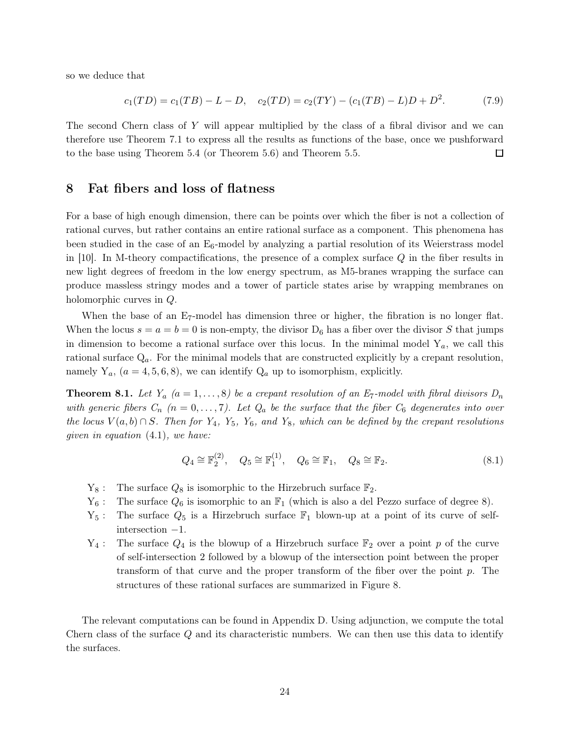so we deduce that

$$c_1(TD) = c_1(TB) - L - D, \quad c_2(TD) = c_2(TY) - (c_1(TB) - L)D + D^2. \tag{7.9}$$

The second Chern class of $Y$ will appear multiplied by the class of a fibral divisor and we can therefore use Theorem 7.1 to express all the results as functions of the base, once we pushforward to the base using Theorem 5.4 (or Theorem 5.6) and Theorem 5.5. $\square$

## 8 Fat fibers and loss of flatness

For a base of high enough dimension, there can be points over which the fiber is not a collection of rational curves, but rather contains an entire rational surface as a component. This phenomena has been studied in the case of an $\mathrm{E}_6$-model by analyzing a partial resolution of its Weierstrass model in [10]. In M-theory compactifications, the presence of a complex surface $Q$ in the fiber results in new light degrees of freedom in the low energy spectrum, as M5-branes wrapping the surface can produce massless stringy modes and a tower of particle states arise by wrapping membranes on holomorphic curves in $Q$.

When the base of an $\mathrm{E}_7$-model has dimension three or higher, the fibration is no longer flat. When the locus $s = a = b = 0$ is non-empty, the divisor $\mathrm{D}_6$ has a fiber over the divisor $S$ that jumps in dimension to become a rational surface over this locus. In the minimal model $\mathrm{Y}_a$, we call this rational surface $\mathrm{Q}_a$. For the minimal models that are constructed explicitly by a crepant resolution, namely $\mathrm{Y}_a$, $(a = 4, 5, 6, 8)$, we can identify $\mathrm{Q}_a$ up to isomorphism, explicitly.

**Theorem 8.1.** *Let $Y_a$ $(a = 1, \ldots, 8)$ be a crepant resolution of an $E_7$-model with fibral divisors $D_n$ with generic fibers $C_n$ $(n = 0, \ldots, 7)$. Let $Q_a$ be the surface that the fiber $C_6$ degenerates into over the locus $V(a, b) \cap S$. Then for $Y_4$, $Y_5$, $Y_6$, and $Y_8$, which can be defined by the crepant resolutions given in equation* (4.1)*, we have:*

$$Q_4 \cong \mathbb{F}_2^{(2)}, \quad Q_5 \cong \mathbb{F}_1^{(1)}, \quad Q_6 \cong \mathbb{F}_1, \quad Q_8 \cong \mathbb{F}_2. \tag{8.1}$$

- $\mathrm{Y}_8$ : The surface $Q_8$ is isomorphic to the Hirzebruch surface $\mathbb{F}_2$.
- $\mathrm{Y}_6$ : The surface $Q_6$ is isomorphic to an $\mathbb{F}_1$ (which is also a del Pezzo surface of degree 8).
- $\mathrm{Y}_5$ : The surface $Q_5$ is a Hirzebruch surface $\mathbb{F}_1$ blown-up at a point of its curve of self-intersection $-1$.
- $\mathrm{Y}_4$ : The surface $Q_4$ is the blowup of a Hirzebruch surface $\mathbb{F}_2$ over a point $p$ of the curve of self-intersection 2 followed by a blowup of the intersection point between the proper transform of that curve and the proper transform of the fiber over the point $p$. The structures of these rational surfaces are summarized in Figure 8.

The relevant computations can be found in Appendix D. Using adjunction, we compute the total Chern class of the surface $Q$ and its characteristic numbers. We can then use this data to identify the surfaces.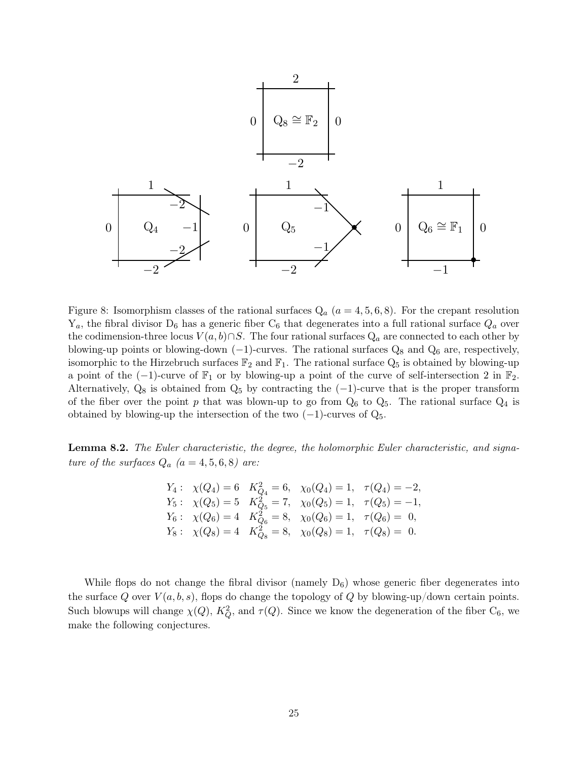Figure 8: Isomorphism classes of the rational surfaces $\mathrm{Q}_a$ ($a = 4, 5, 6, 8$). For the crepant resolution $\mathrm{Y}_a$, the fibral divisor $\mathrm{D}_6$ has a generic fiber $\mathrm{C}_6$ that degenerates into a full rational surface $Q_a$ over the codimension-three locus $V(a, b) \cap S$. The four rational surfaces $\mathrm{Q}_a$ are connected to each other by blowing-up points or blowing-down $(-1)$-curves. The rational surfaces $\mathrm{Q}_8$ and $\mathrm{Q}_6$ are, respectively, isomorphic to the Hirzebruch surfaces $\mathbb{F}_2$ and $\mathbb{F}_1$. The rational surface $\mathrm{Q}_5$ is obtained by blowing-up a point of the $(-1)$-curve of $\mathbb{F}_1$ or by blowing-up a point of the curve of self-intersection 2 in $\mathbb{F}_2$. Alternatively, $\mathrm{Q}_8$ is obtained from $\mathrm{Q}_5$ by contracting the $(-1)$-curve that is the proper transform of the fiber over the point $p$ that was blown-up to go from $\mathrm{Q}_6$ to $\mathrm{Q}_5$. The rational surface $\mathrm{Q}_4$ is obtained by blowing-up the intersection of the two $(-1)$-curves of $\mathrm{Q}_5$.

**Lemma 8.2.** *The Euler characteristic, the degree, the holomorphic Euler characteristic, and signature of the surfaces $Q_a$ ($a = 4, 5, 6, 8$) are:*

$$
\begin{aligned}
Y_4 :&\quad \chi(Q_4) = 6 \quad K_{Q_4}^2 = 6, \quad \chi_0(Q_4) = 1, \quad \tau(Q_4) = -2,\\
Y_5 :&\quad \chi(Q_5) = 5 \quad K_{Q_5}^2 = 7, \quad \chi_0(Q_5) = 1, \quad \tau(Q_5) = -1,\\
Y_6 :&\quad \chi(Q_6) = 4 \quad K_{Q_6}^2 = 8, \quad \chi_0(Q_6) = 1, \quad \tau(Q_6) = \ 0,\\
Y_8 :&\quad \chi(Q_8) = 4 \quad K_{Q_8}^2 = 8, \quad \chi_0(Q_8) = 1, \quad \tau(Q_8) = \ 0.
\end{aligned}
$$

While flops do not change the fibral divisor (namely $\mathrm{D}_6$) whose generic fiber degenerates into the surface $Q$ over $V(a, b, s)$, flops do change the topology of $Q$ by blowing-up/down certain points. Such blowups will change $\chi(Q)$, $K_Q^2$, and $\tau(Q)$. Since we know the degeneration of the fiber $\mathrm{C}_6$, we make the following conjectures.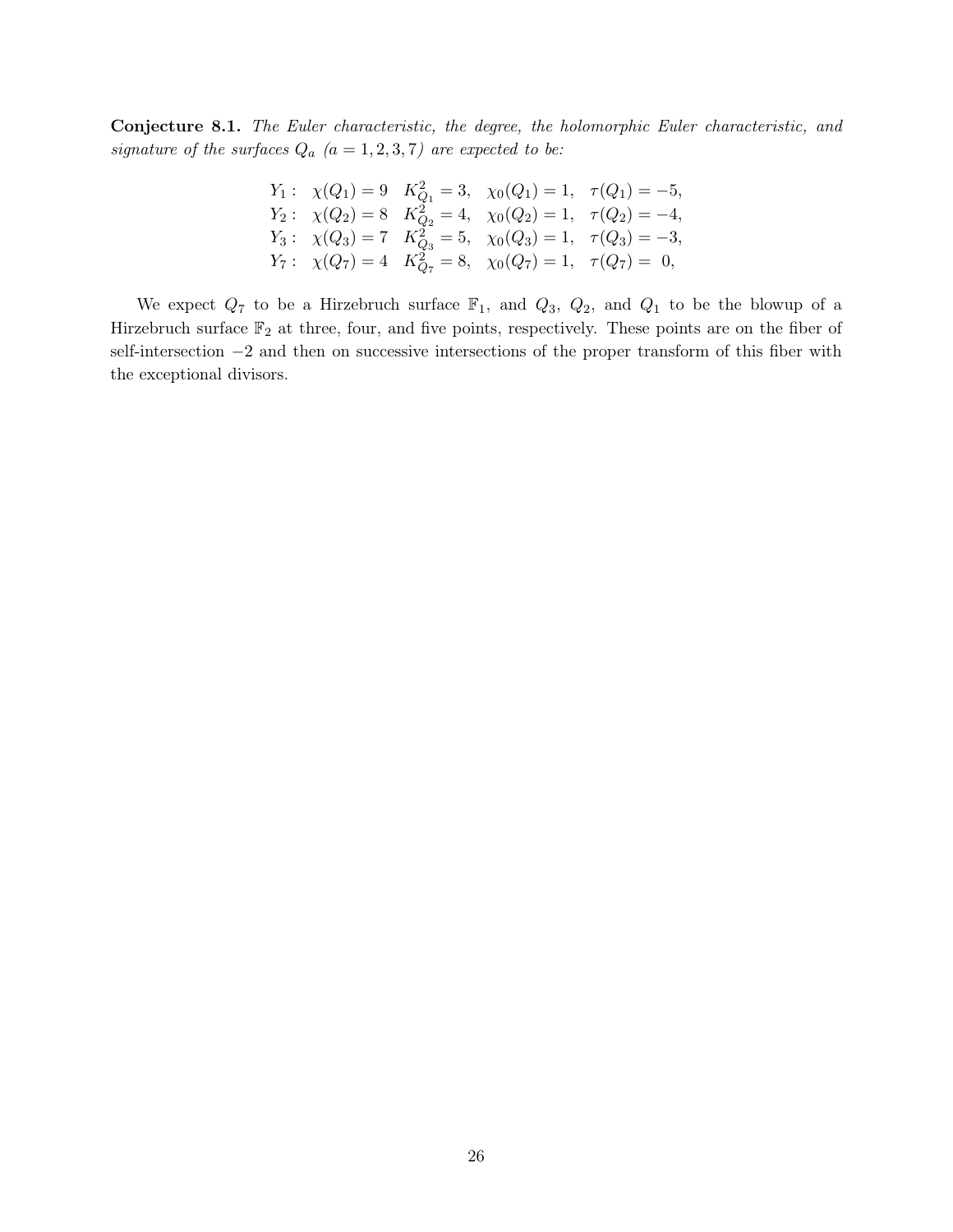**Conjecture 8.1.** *The Euler characteristic, the degree, the holomorphic Euler characteristic, and signature of the surfaces $Q_a$ ($a = 1, 2, 3, 7$) are expected to be:*

$$
\begin{array}{lllll}
Y_1: & \chi(Q_1) = 9 & K_{Q_1}^2 = 3, & \chi_0(Q_1) = 1, & \tau(Q_1) = -5, \\
Y_2: & \chi(Q_2) = 8 & K_{Q_2}^2 = 4, & \chi_0(Q_2) = 1, & \tau(Q_2) = -4, \\
Y_3: & \chi(Q_3) = 7 & K_{Q_3}^2 = 5, & \chi_0(Q_3) = 1, & \tau(Q_3) = -3, \\
Y_7: & \chi(Q_7) = 4 & K_{Q_7}^2 = 8, & \chi_0(Q_7) = 1, & \tau(Q_7) = \ 0,
\end{array}
$$

We expect $Q_7$ to be a Hirzebruch surface $\mathbb{F}_1$, and $Q_3$, $Q_2$, and $Q_1$ to be the blowup of a Hirzebruch surface $\mathbb{F}_2$ at three, four, and five points, respectively. These points are on the fiber of self-intersection $-2$ and then on successive intersections of the proper transform of this fiber with the exceptional divisors.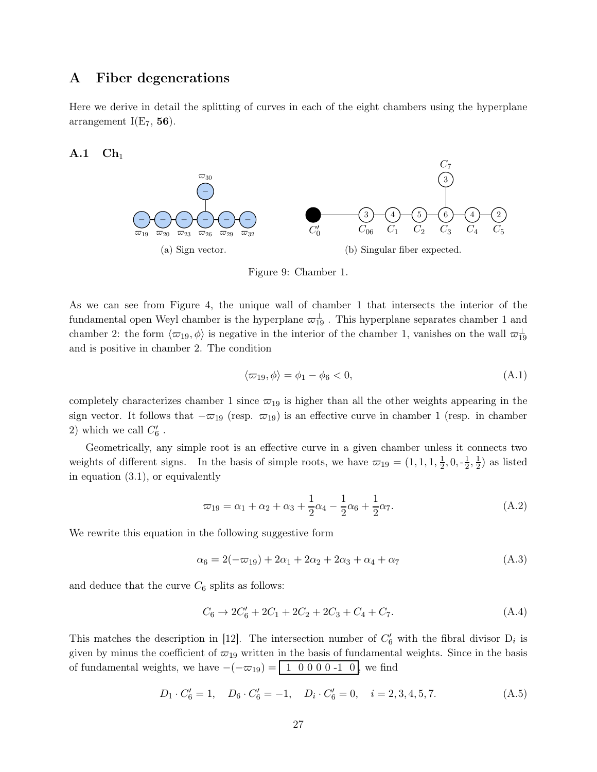# A Fiber degenerations

Here we derive in detail the splitting of curves in each of the eight chambers using the hyperplane arrangement I(E$_7$, **56**).

## A.1 Ch$_1$

(a) Sign vector.

(b) Singular fiber expected.

Figure 9: Chamber 1.

As we can see from Figure 4, the unique wall of chamber 1 that intersects the interior of the fundamental open Weyl chamber is the hyperplane $\varpi_{19}^{\perp}$ . This hyperplane separates chamber 1 and chamber 2: the form $\langle \varpi_{19}, \phi \rangle$ is negative in the interior of the chamber 1, vanishes on the wall $\varpi_{19}^{\perp}$ and is positive in chamber 2. The condition

$$
\langle \varpi_{19}, \phi \rangle = \phi_1 - \phi_6 < 0, \tag{A.1}
$$

completely characterizes chamber 1 since $\varpi_{19}$ is higher than all the other weights appearing in the sign vector. It follows that $-\varpi_{19}$ (resp. $\varpi_{19}$) is an effective curve in chamber 1 (resp. in chamber 2) which we call $C'_6$ .

Geometrically, any simple root is an effective curve in a given chamber unless it connects two weights of different signs. In the basis of simple roots, we have $\varpi_{19} = (1, 1, 1, \frac{1}{2}, 0, -\frac{1}{2}, \frac{1}{2})$ as listed in equation (3.1), or equivalently

$$
\varpi_{19} = \alpha_1 + \alpha_2 + \alpha_3 + \frac{1}{2}\alpha_4 - \frac{1}{2}\alpha_6 + \frac{1}{2}\alpha_7. \tag{A.2}
$$

We rewrite this equation in the following suggestive form

$$
\alpha_6 = 2(-\varpi_{19}) + 2\alpha_1 + 2\alpha_2 + 2\alpha_3 + \alpha_4 + \alpha_7 \tag{A.3}
$$

and deduce that the curve $C_6$ splits as follows:

$$
C_6 \to 2C'_6 + 2C_1 + 2C_2 + 2C_3 + C_4 + C_7. \tag{A.4}
$$

This matches the description in [12]. The intersection number of $C'_6$ with the fibral divisor $D_i$ is given by minus the coefficient of $\varpi_{19}$ written in the basis of fundamental weights. Since in the basis of fundamental weights, we have $-(-\varpi_{19}) = \boxed{1\ 0\ 0\ 0\ 0\ \text{-}1\ \ 0}$, we find

$$
D_1 \cdot C'_6 = 1, \quad D_6 \cdot C'_6 = -1, \quad D_i \cdot C'_6 = 0, \quad i = 2, 3, 4, 5, 7. \tag{A.5}
$$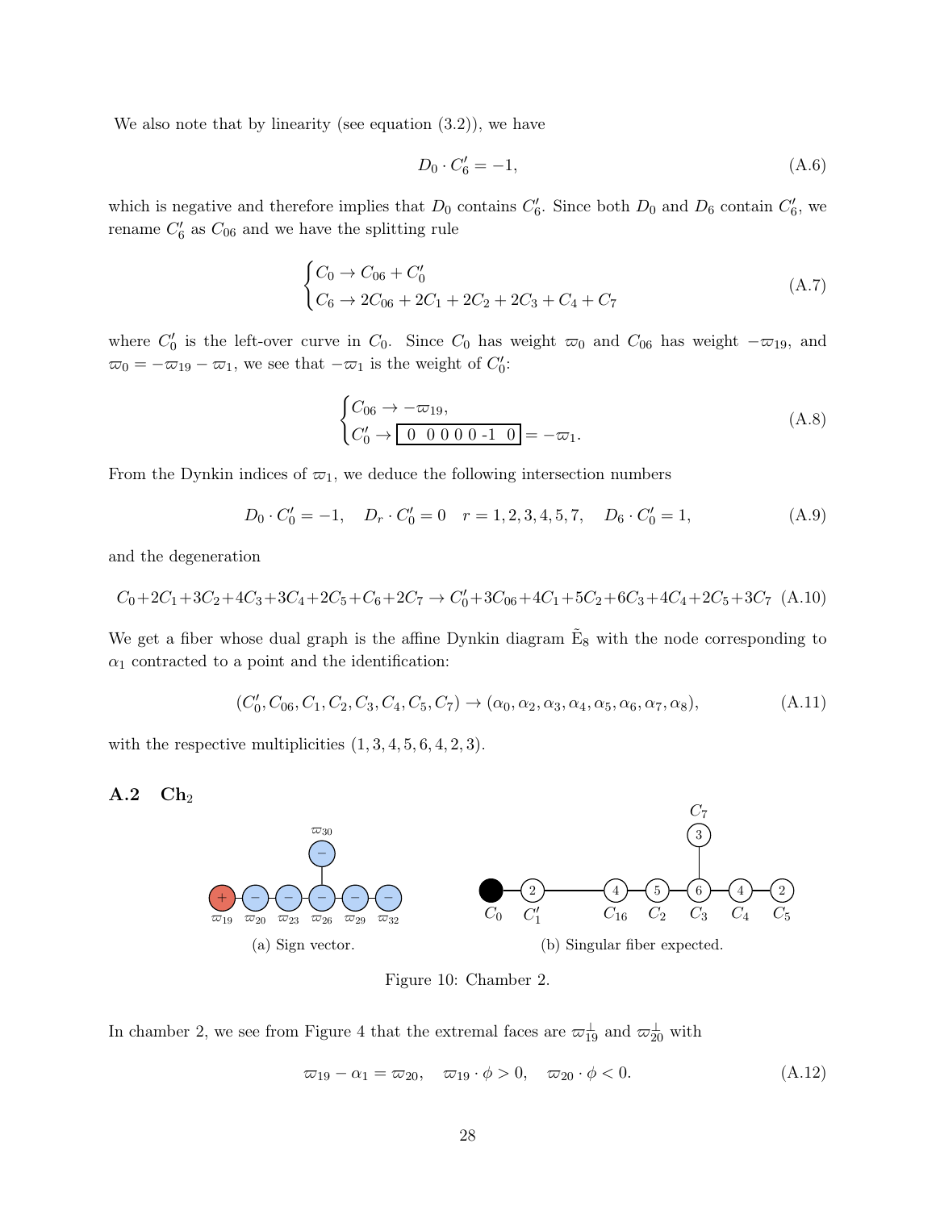We also note that by linearity (see equation (3.2)), we have

$$D_0 \cdot C_6' = -1, \tag{A.6}$$

which is negative and therefore implies that $D_0$ contains $C_6'$. Since both $D_0$ and $D_6$ contain $C_6'$, we rename $C_6'$ as $C_{06}$ and we have the splitting rule

$$\begin{cases} C_0 \to C_{06} + C_0' \\ C_6 \to 2C_{06} + 2C_1 + 2C_2 + 2C_3 + C_4 + C_7 \end{cases} \tag{A.7}$$

where $C_0'$ is the left-over curve in $C_0$. Since $C_0$ has weight $\varpi_0$ and $C_{06}$ has weight $-\varpi_{19}$, and $\varpi_0 = -\varpi_{19} - \varpi_1$, we see that $-\varpi_1$ is the weight of $C_0'$:

$$\begin{cases} C_{06} \to -\varpi_{19}, \\ C_0' \to \boxed{\ 0 \ \ 0\ 0\ 0\ 0\ \text{-1}\ \ 0\ } = -\varpi_1. \end{cases} \tag{A.8}$$

From the Dynkin indices of $\varpi_1$, we deduce the following intersection numbers

$$D_0 \cdot C_0' = -1, \quad D_r \cdot C_0' = 0 \quad r = 1, 2, 3, 4, 5, 7, \quad D_6 \cdot C_0' = 1, \tag{A.9}$$

and the degeneration

$$C_0 + 2C_1 + 3C_2 + 4C_3 + 3C_4 + 2C_5 + C_6 + 2C_7 \to C_0' + 3C_{06} + 4C_1 + 5C_2 + 6C_3 + 4C_4 + 2C_5 + 3C_7 \tag{A.10}$$

We get a fiber whose dual graph is the affine Dynkin diagram $\tilde{\text{E}}_8$ with the node corresponding to $\alpha_1$ contracted to a point and the identification:

$$(C_0', C_{06}, C_1, C_2, C_3, C_4, C_5, C_7) \to (\alpha_0, \alpha_2, \alpha_3, \alpha_4, \alpha_5, \alpha_6, \alpha_7, \alpha_8), \tag{A.11}$$

with the respective multiplicities $(1, 3, 4, 5, 6, 4, 2, 3)$.

### A.2 Ch$_2$

(a) Sign vector.

(b) Singular fiber expected.

Figure 10: Chamber 2.

In chamber 2, we see from Figure 4 that the extremal faces are $\varpi_{19}^{\perp}$ and $\varpi_{20}^{\perp}$ with

$$\varpi_{19} - \alpha_1 = \varpi_{20}, \quad \varpi_{19} \cdot \phi > 0, \quad \varpi_{20} \cdot \phi < 0. \tag{A.12}$$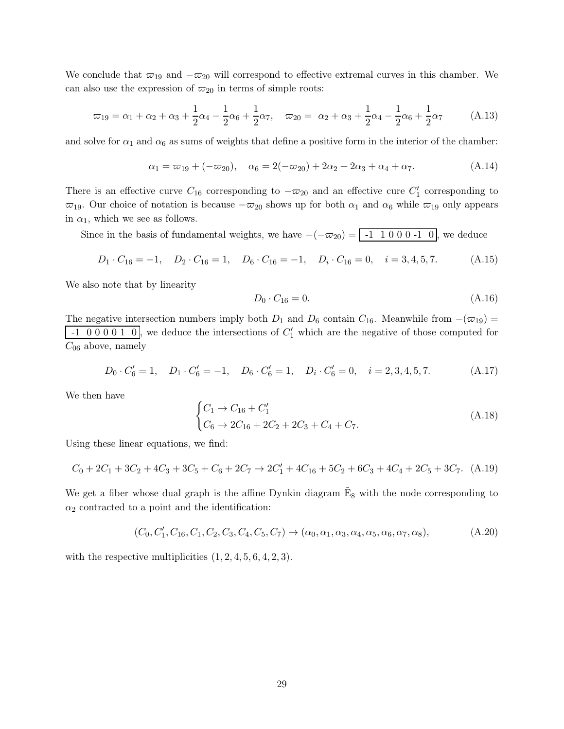We conclude that $\varpi_{19}$ and $-\varpi_{20}$ will correspond to effective extremal curves in this chamber. We can also use the expression of $\varpi_{20}$ in terms of simple roots:

$$\varpi_{19} = \alpha_1 + \alpha_2 + \alpha_3 + \frac{1}{2}\alpha_4 - \frac{1}{2}\alpha_6 + \frac{1}{2}\alpha_7, \quad \varpi_{20} = \alpha_2 + \alpha_3 + \frac{1}{2}\alpha_4 - \frac{1}{2}\alpha_6 + \frac{1}{2}\alpha_7 \tag{A.13}$$

and solve for $\alpha_1$ and $\alpha_6$ as sums of weights that define a positive form in the interior of the chamber:

$$\alpha_1 = \varpi_{19} + (-\varpi_{20}), \quad \alpha_6 = 2(-\varpi_{20}) + 2\alpha_2 + 2\alpha_3 + \alpha_4 + \alpha_7. \tag{A.14}$$

There is an effective curve $C_{16}$ corresponding to $-\varpi_{20}$ and an effective cure $C_1'$ corresponding to $\varpi_{19}$. Our choice of notation is because $-\varpi_{20}$ shows up for both $\alpha_1$ and $\alpha_6$ while $\varpi_{19}$ only appears in $\alpha_1$, which we see as follows.

Since in the basis of fundamental weights, we have $-(-\varpi_{20}) =$ $\boxed{\text{-1 1 0 0 0 -1 0}}$, we deduce

$$D_1 \cdot C_{16} = -1, \quad D_2 \cdot C_{16} = 1, \quad D_6 \cdot C_{16} = -1, \quad D_i \cdot C_{16} = 0, \quad i = 3, 4, 5, 7. \tag{A.15}$$

We also note that by linearity

$$D_0 \cdot C_{16} = 0. \tag{A.16}$$

The negative intersection numbers imply both $D_1$ and $D_6$ contain $C_{16}$. Meanwhile from $-(\varpi_{19}) =$ $\boxed{\text{-1 0 0 0 0 1 0}}$, we deduce the intersections of $C_1'$ which are the negative of those computed for $C_{06}$ above, namely

$$D_0 \cdot C_6' = 1, \quad D_1 \cdot C_6' = -1, \quad D_6 \cdot C_6' = 1, \quad D_i \cdot C_6' = 0, \quad i = 2, 3, 4, 5, 7. \tag{A.17}$$

We then have

$$\begin{cases} C_1 \to C_{16} + C_1' \\ C_6 \to 2C_{16} + 2C_2 + 2C_3 + C_4 + C_7. \end{cases} \tag{A.18}$$

Using these linear equations, we find:

$$C_0 + 2C_1 + 3C_2 + 4C_3 + 3C_5 + C_6 + 2C_7 \to 2C_1' + 4C_{16} + 5C_2 + 6C_3 + 4C_4 + 2C_5 + 3C_7. \tag{A.19}$$

We get a fiber whose dual graph is the affine Dynkin diagram $\tilde{\text{E}}_8$ with the node corresponding to $\alpha_2$ contracted to a point and the identification:

$$(C_0, C_1', C_{16}, C_1, C_2, C_3, C_4, C_5, C_7) \to (\alpha_0, \alpha_1, \alpha_3, \alpha_4, \alpha_5, \alpha_6, \alpha_7, \alpha_8), \tag{A.20}$$

with the respective multiplicities $(1, 2, 4, 5, 6, 4, 2, 3)$.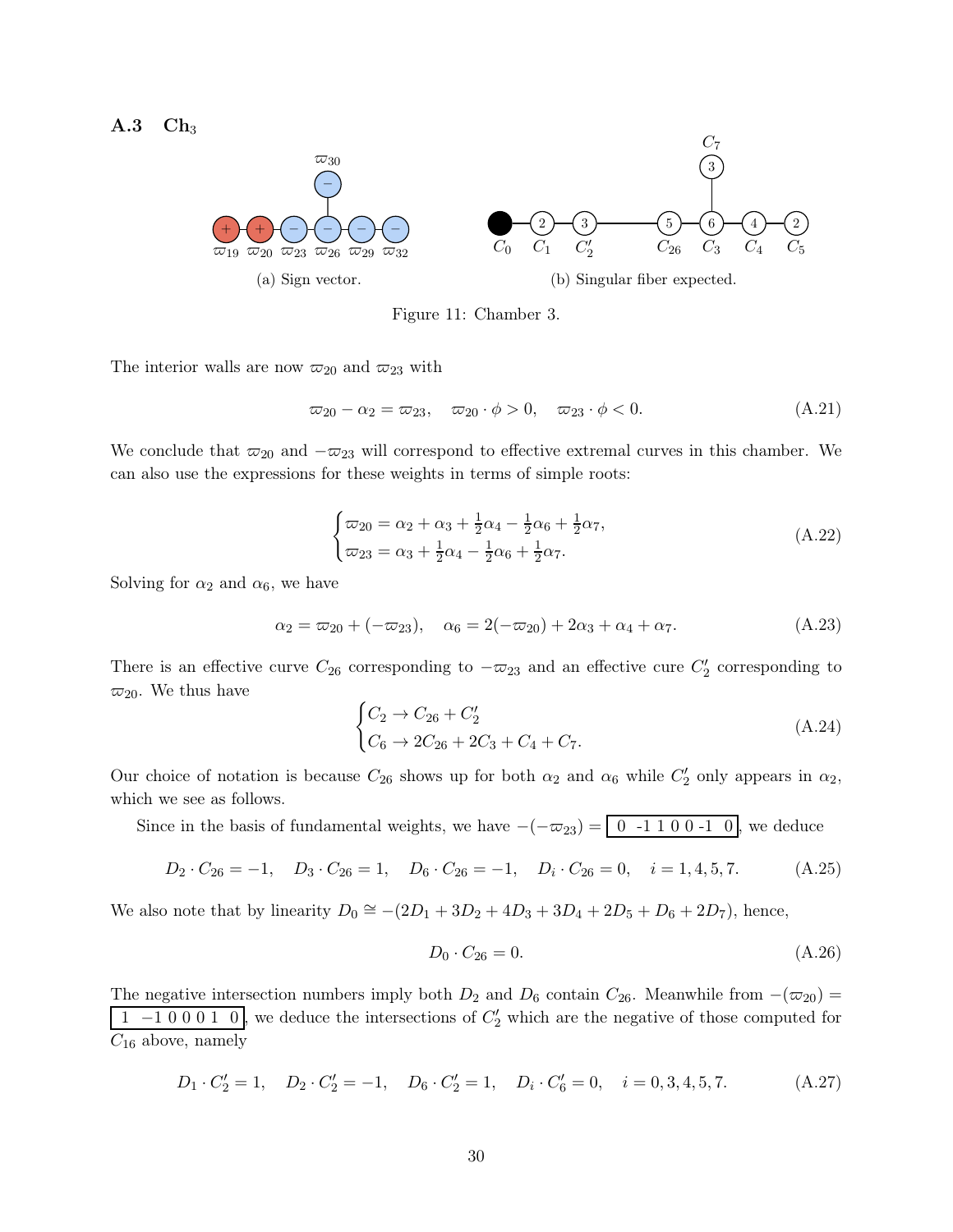### A.3 $\mathrm{Ch}_3$

(a) Sign vector.

(b) Singular fiber expected.

Figure 11: Chamber 3.

The interior walls are now $\varpi_{20}$ and $\varpi_{23}$ with

$$\varpi_{20} - \alpha_2 = \varpi_{23}, \quad \varpi_{20} \cdot \phi > 0, \quad \varpi_{23} \cdot \phi < 0. \tag{A.21}$$

We conclude that $\varpi_{20}$ and $-\varpi_{23}$ will correspond to effective extremal curves in this chamber. We can also use the expressions for these weights in terms of simple roots:

$$\begin{cases} \varpi_{20} = \alpha_2 + \alpha_3 + \frac{1}{2}\alpha_4 - \frac{1}{2}\alpha_6 + \frac{1}{2}\alpha_7, \\ \varpi_{23} = \alpha_3 + \frac{1}{2}\alpha_4 - \frac{1}{2}\alpha_6 + \frac{1}{2}\alpha_7. \end{cases} \tag{A.22}$$

Solving for $\alpha_2$ and $\alpha_6$, we have

$$\alpha_2 = \varpi_{20} + (-\varpi_{23}), \quad \alpha_6 = 2(-\varpi_{20}) + 2\alpha_3 + \alpha_4 + \alpha_7. \tag{A.23}$$

There is an effective curve $C_{26}$ corresponding to $-\varpi_{23}$ and an effective cure $C_2'$ corresponding to $\varpi_{20}$. We thus have

$$\begin{cases} C_2 \to C_{26} + C_2' \\ C_6 \to 2C_{26} + 2C_3 + C_4 + C_7. \end{cases} \tag{A.24}$$

Our choice of notation is because $C_{26}$ shows up for both $\alpha_2$ and $\alpha_6$ while $C_2'$ only appears in $\alpha_2$, which we see as follows.

Since in the basis of fundamental weights, we have $-(-\varpi_{23}) = \boxed{0 \ \ \text{-1} \ 1 \ 0 \ 0 \ \text{-1} \ \ 0}$, we deduce

$$D_2 \cdot C_{26} = -1, \quad D_3 \cdot C_{26} = 1, \quad D_6 \cdot C_{26} = -1, \quad D_i \cdot C_{26} = 0, \quad i = 1, 4, 5, 7. \tag{A.25}$$

We also note that by linearity $D_0 \cong -(2D_1 + 3D_2 + 4D_3 + 3D_4 + 2D_5 + D_6 + 2D_7)$, hence,

$$D_0 \cdot C_{26} = 0. \tag{A.26}$$

The negative intersection numbers imply both $D_2$ and $D_6$ contain $C_{26}$. Meanwhile from $-(\varpi_{20}) = \boxed{1 \ \ -1 \ 0 \ 0 \ 0 \ 1 \ \ 0}$, we deduce the intersections of $C_2'$ which are the negative of those computed for $C_{16}$ above, namely

$$D_1 \cdot C_2' = 1, \quad D_2 \cdot C_2' = -1, \quad D_6 \cdot C_2' = 1, \quad D_i \cdot C_6' = 0, \quad i = 0, 3, 4, 5, 7. \tag{A.27}$$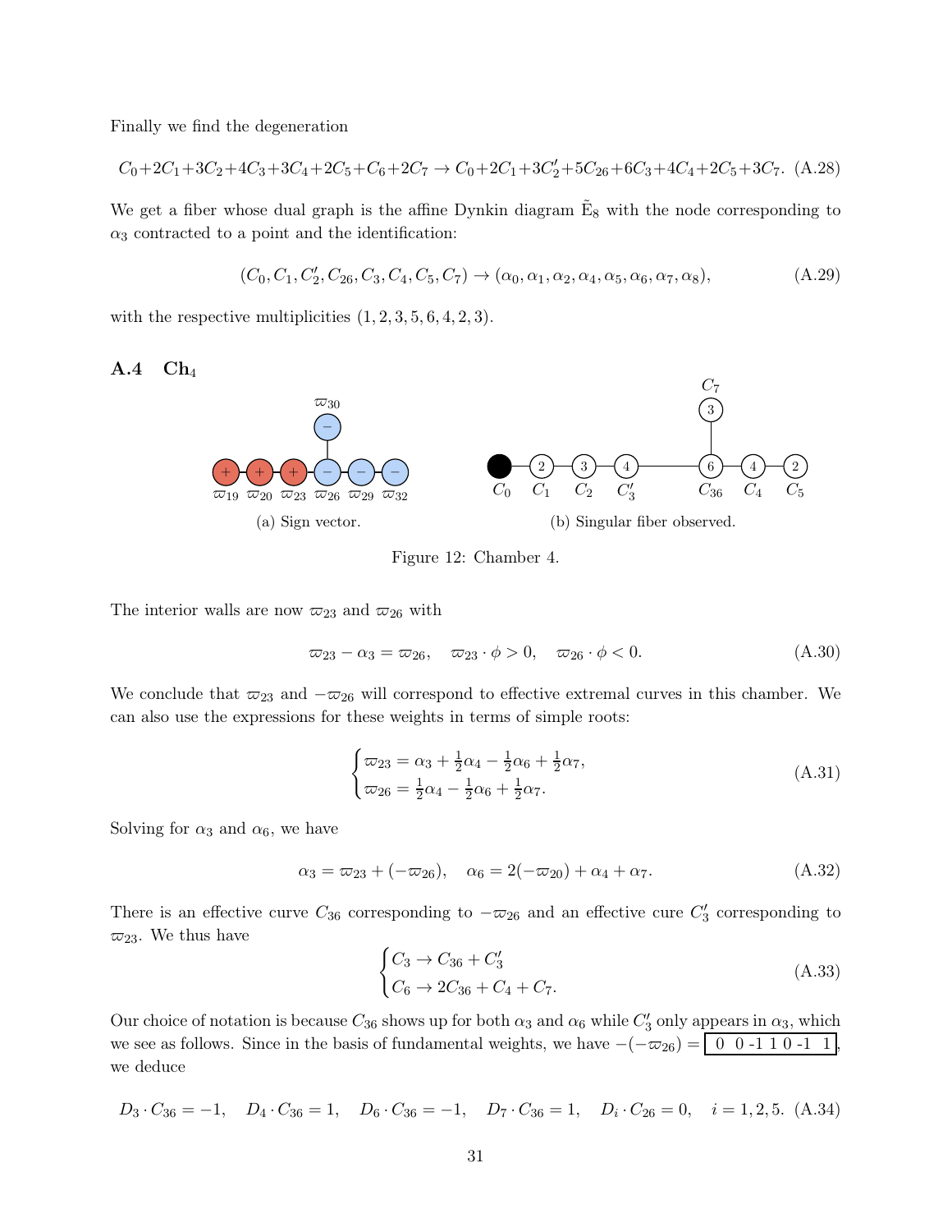Finally we find the degeneration

$$C_0+2C_1+3C_2+4C_3+3C_4+2C_5+C_6+2C_7 \to C_0+2C_1+3C_2'+5C_{26}+6C_3+4C_4+2C_5+3C_7. \quad \text{(A.28)}$$

We get a fiber whose dual graph is the affine Dynkin diagram $\tilde{\text{E}}_8$ with the node corresponding to $\alpha_3$ contracted to a point and the identification:

$$(C_0, C_1, C_2', C_{26}, C_3, C_4, C_5, C_7) \to (\alpha_0, \alpha_1, \alpha_2, \alpha_4, \alpha_5, \alpha_6, \alpha_7, \alpha_8), \quad \text{(A.29)}$$

with the respective multiplicities $(1, 2, 3, 5, 6, 4, 2, 3)$.

## A.4 Ch$_4$

(a) Sign vector.

(b) Singular fiber observed.

Figure 12: Chamber 4.

The interior walls are now $\varpi_{23}$ and $\varpi_{26}$ with

$$\varpi_{23} - \alpha_3 = \varpi_{26}, \quad \varpi_{23} \cdot \phi > 0, \quad \varpi_{26} \cdot \phi < 0. \quad \text{(A.30)}$$

We conclude that $\varpi_{23}$ and $-\varpi_{26}$ will correspond to effective extremal curves in this chamber. We can also use the expressions for these weights in terms of simple roots:

$$\begin{cases} \varpi_{23} = \alpha_3 + \frac{1}{2}\alpha_4 - \frac{1}{2}\alpha_6 + \frac{1}{2}\alpha_7, \\ \varpi_{26} = \frac{1}{2}\alpha_4 - \frac{1}{2}\alpha_6 + \frac{1}{2}\alpha_7. \end{cases} \quad \text{(A.31)}$$

Solving for $\alpha_3$ and $\alpha_6$, we have

$$\alpha_3 = \varpi_{23} + (-\varpi_{26}), \quad \alpha_6 = 2(-\varpi_{20}) + \alpha_4 + \alpha_7. \quad \text{(A.32)}$$

There is an effective curve $C_{36}$ corresponding to $-\varpi_{26}$ and an effective cure $C_3'$ corresponding to $\varpi_{23}$. We thus have

$$\begin{cases} C_3 \to C_{36} + C_3' \\ C_6 \to 2C_{36} + C_4 + C_7. \end{cases} \quad \text{(A.33)}$$

Our choice of notation is because $C_{36}$ shows up for both $\alpha_3$ and $\alpha_6$ while $C_3'$ only appears in $\alpha_3$, which we see as follows. Since in the basis of fundamental weights, we have $-(-\varpi_{26}) =$ [ 0 0 -1 1 0 -1 1 ], we deduce

$$D_3 \cdot C_{36} = -1, \quad D_4 \cdot C_{36} = 1, \quad D_6 \cdot C_{36} = -1, \quad D_7 \cdot C_{36} = 1, \quad D_i \cdot C_{26} = 0, \quad i = 1, 2, 5. \quad \text{(A.34)}$$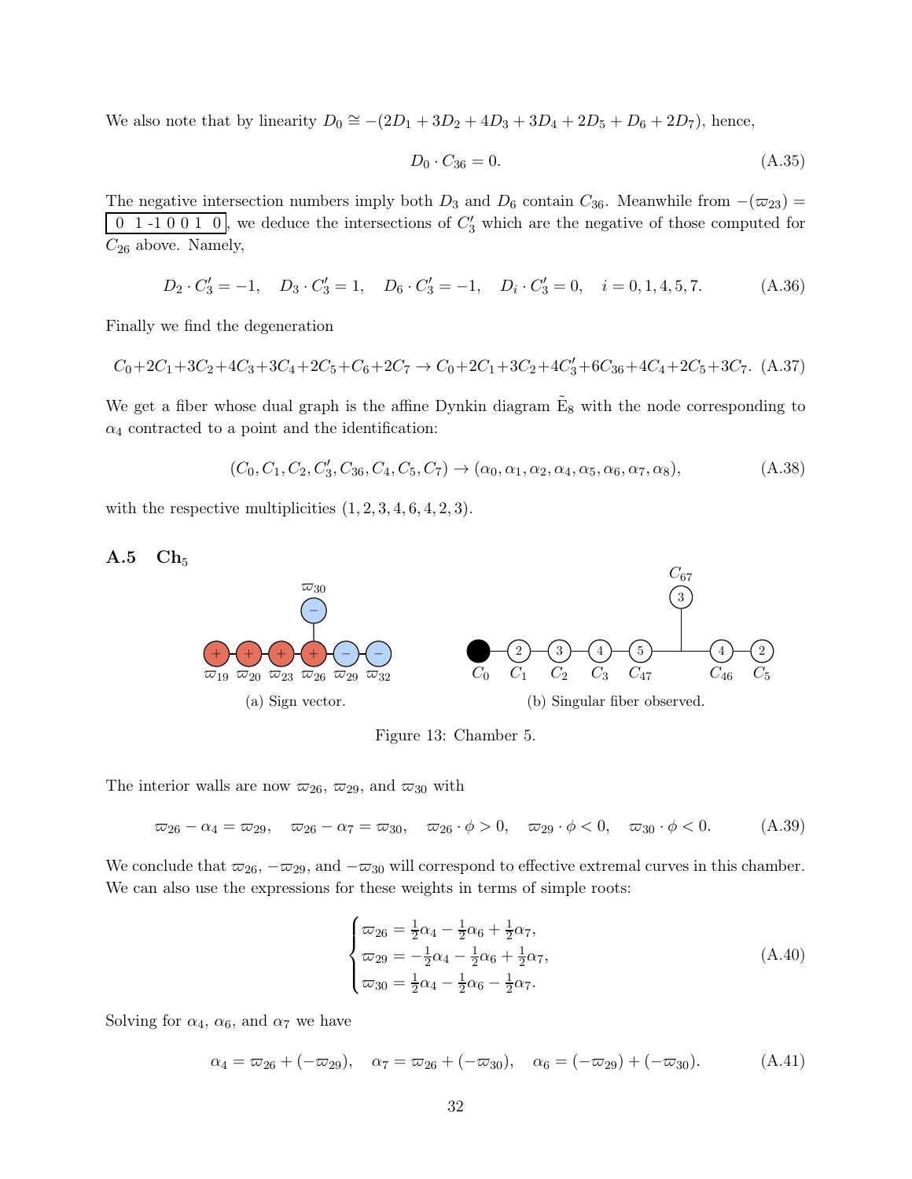We also note that by linearity $D_0 \cong -(2D_1 + 3D_2 + 4D_3 + 3D_4 + 2D_5 + D_6 + 2D_7)$, hence,

$$D_0 \cdot C_{36} = 0. \tag{A.35}$$

The negative intersection numbers imply both $D_3$ and $D_6$ contain $C_{36}$. Meanwhile from $-(\varpi_{23}) =$ $\boxed{0\ 1\ \text{-}1\ 0\ 0\ 1\ 0}$, we deduce the intersections of $C_3'$ which are the negative of those computed for $C_{26}$ above. Namely,

$$D_2 \cdot C_3' = -1, \quad D_3 \cdot C_3' = 1, \quad D_6 \cdot C_3' = -1, \quad D_i \cdot C_3' = 0, \quad i = 0, 1, 4, 5, 7. \tag{A.36}$$

Finally we find the degeneration

$$C_0 + 2C_1 + 3C_2 + 4C_3 + 3C_4 + 2C_5 + C_6 + 2C_7 \to C_0 + 2C_1 + 3C_2 + 4C_3' + 6C_{36} + 4C_4 + 2C_5 + 3C_7. \tag{A.37}$$

We get a fiber whose dual graph is the affine Dynkin diagram $\tilde{\text{E}}_8$ with the node corresponding to $\alpha_4$ contracted to a point and the identification:

$$(C_0, C_1, C_2, C_3', C_{36}, C_4, C_5, C_7) \to (\alpha_0, \alpha_1, \alpha_2, \alpha_4, \alpha_5, \alpha_6, \alpha_7, \alpha_8), \tag{A.38}$$

with the respective multiplicities $(1, 2, 3, 4, 6, 4, 2, 3)$.

### A.5 $\text{Ch}_5$

(a) Sign vector.

(b) Singular fiber observed.

Figure 13: Chamber 5.

The interior walls are now $\varpi_{26}$, $\varpi_{29}$, and $\varpi_{30}$ with

$$\varpi_{26} - \alpha_4 = \varpi_{29}, \quad \varpi_{26} - \alpha_7 = \varpi_{30}, \quad \varpi_{26} \cdot \phi > 0, \quad \varpi_{29} \cdot \phi < 0, \quad \varpi_{30} \cdot \phi < 0. \tag{A.39}$$

We conclude that $\varpi_{26}$, $-\varpi_{29}$, and $-\varpi_{30}$ will correspond to effective extremal curves in this chamber. We can also use the expressions for these weights in terms of simple roots:

$$\begin{cases} \varpi_{26} = \frac{1}{2}\alpha_4 - \frac{1}{2}\alpha_6 + \frac{1}{2}\alpha_7, \\ \varpi_{29} = -\frac{1}{2}\alpha_4 - \frac{1}{2}\alpha_6 + \frac{1}{2}\alpha_7, \\ \varpi_{30} = \frac{1}{2}\alpha_4 - \frac{1}{2}\alpha_6 - \frac{1}{2}\alpha_7. \end{cases} \tag{A.40}$$

Solving for $\alpha_4$, $\alpha_6$, and $\alpha_7$ we have

$$\alpha_4 = \varpi_{26} + (-\varpi_{29}), \quad \alpha_7 = \varpi_{26} + (-\varpi_{30}), \quad \alpha_6 = (-\varpi_{29}) + (-\varpi_{30}). \tag{A.41}$$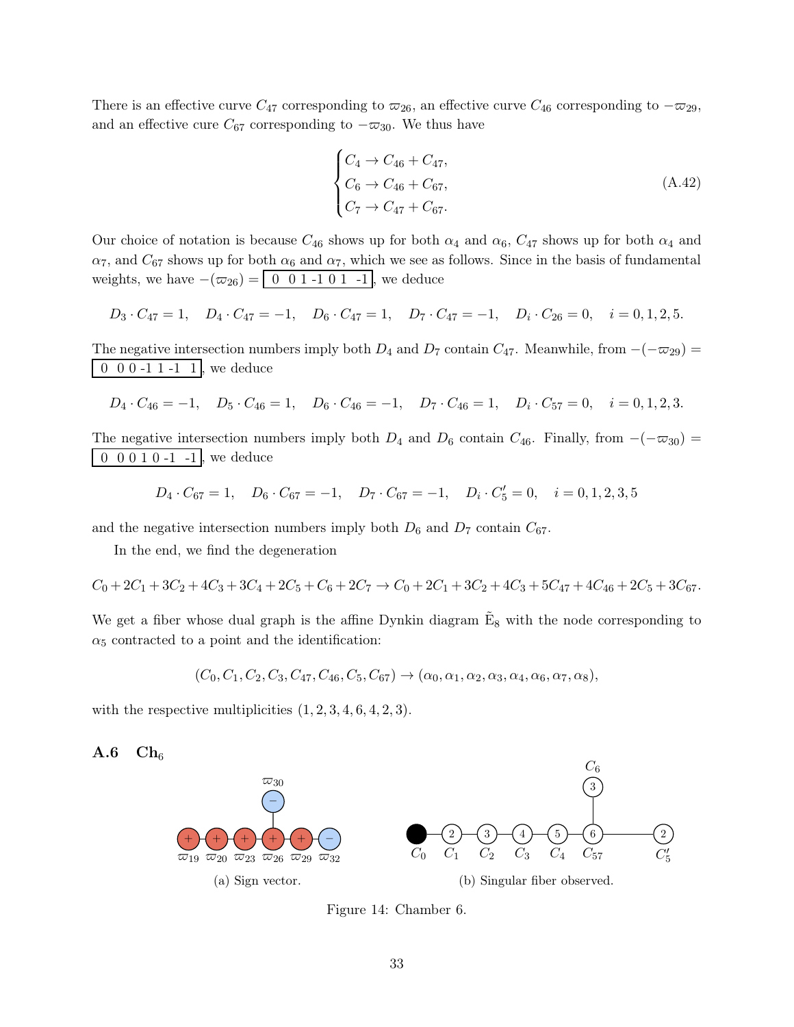There is an effective curve $C_{47}$ corresponding to $\varpi_{26}$, an effective curve $C_{46}$ corresponding to $-\varpi_{29}$, and an effective cure $C_{67}$ corresponding to $-\varpi_{30}$. We thus have

$$\begin{cases} C_4 \to C_{46} + C_{47}, \\ C_6 \to C_{46} + C_{67}, \\ C_7 \to C_{47} + C_{67}. \end{cases} \tag{A.42}$$

Our choice of notation is because $C_{46}$ shows up for both $\alpha_4$ and $\alpha_6$, $C_{47}$ shows up for both $\alpha_4$ and $\alpha_7$, and $C_{67}$ shows up for both $\alpha_6$ and $\alpha_7$, which we see as follows. Since in the basis of fundamental weights, we have $-(\varpi_{26}) = \boxed{0\ \ 0\ 1\ \text{-}1\ 0\ 1\ \ \text{-}1}$, we deduce

$$D_3 \cdot C_{47} = 1, \quad D_4 \cdot C_{47} = -1, \quad D_6 \cdot C_{47} = 1, \quad D_7 \cdot C_{47} = -1, \quad D_i \cdot C_{26} = 0, \quad i = 0, 1, 2, 5.$$

The negative intersection numbers imply both $D_4$ and $D_7$ contain $C_{47}$. Meanwhile, from $-(-\varpi_{29}) = \boxed{0\ \ 0\ 0\ \text{-}1\ 1\ \text{-}1\ \ 1}$, we deduce

$$D_4 \cdot C_{46} = -1, \quad D_5 \cdot C_{46} = 1, \quad D_6 \cdot C_{46} = -1, \quad D_7 \cdot C_{46} = 1, \quad D_i \cdot C_{57} = 0, \quad i = 0, 1, 2, 3.$$

The negative intersection numbers imply both $D_4$ and $D_6$ contain $C_{46}$. Finally, from $-(-\varpi_{30}) = \boxed{0\ \ 0\ 0\ 1\ 0\ \text{-}1\ \ \text{-}1}$, we deduce

$$D_4 \cdot C_{67} = 1, \quad D_6 \cdot C_{67} = -1, \quad D_7 \cdot C_{67} = -1, \quad D_i \cdot C_5' = 0, \quad i = 0, 1, 2, 3, 5$$

and the negative intersection numbers imply both $D_6$ and $D_7$ contain $C_{67}$.

In the end, we find the degeneration

$$C_0 + 2C_1 + 3C_2 + 4C_3 + 3C_4 + 2C_5 + C_6 + 2C_7 \to C_0 + 2C_1 + 3C_2 + 4C_3 + 5C_{47} + 4C_{46} + 2C_5 + 3C_{67}.$$

We get a fiber whose dual graph is the affine Dynkin diagram $\tilde{\mathrm{E}}_8$ with the node corresponding to $\alpha_5$ contracted to a point and the identification:

$$(C_0, C_1, C_2, C_3, C_{47}, C_{46}, C_5, C_{67}) \to (\alpha_0, \alpha_1, \alpha_2, \alpha_3, \alpha_4, \alpha_6, \alpha_7, \alpha_8),$$

with the respective multiplicities $(1, 2, 3, 4, 6, 4, 2, 3)$.

## A.6 $\mathbf{Ch}_6$

(a) Sign vector.

(b) Singular fiber observed.

Figure 14: Chamber 6.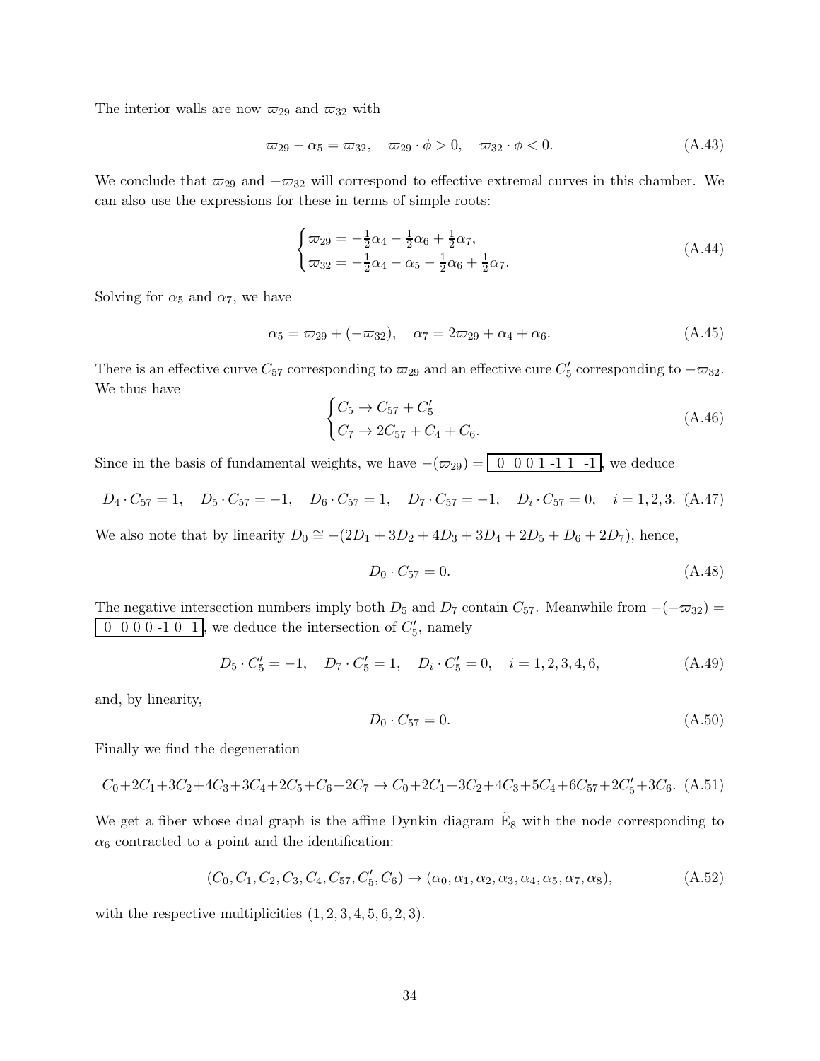The interior walls are now $\varpi_{29}$ and $\varpi_{32}$ with

$$\varpi_{29} - \alpha_5 = \varpi_{32}, \quad \varpi_{29} \cdot \phi > 0, \quad \varpi_{32} \cdot \phi < 0. \tag{A.43}$$

We conclude that $\varpi_{29}$ and $-\varpi_{32}$ will correspond to effective extremal curves in this chamber. We can also use the expressions for these in terms of simple roots:

$$\begin{cases} \varpi_{29} = -\frac{1}{2}\alpha_4 - \frac{1}{2}\alpha_6 + \frac{1}{2}\alpha_7, \\ \varpi_{32} = -\frac{1}{2}\alpha_4 - \alpha_5 - \frac{1}{2}\alpha_6 + \frac{1}{2}\alpha_7. \end{cases} \tag{A.44}$$

Solving for $\alpha_5$ and $\alpha_7$, we have

$$\alpha_5 = \varpi_{29} + (-\varpi_{32}), \quad \alpha_7 = 2\varpi_{29} + \alpha_4 + \alpha_6. \tag{A.45}$$

There is an effective curve $C_{57}$ corresponding to $\varpi_{29}$ and an effective cure $C'_5$ corresponding to $-\varpi_{32}$. We thus have

$$\begin{cases} C_5 \to C_{57} + C'_5 \\ C_7 \to 2C_{57} + C_4 + C_6. \end{cases} \tag{A.46}$$

Since in the basis of fundamental weights, we have $-(\varpi_{29}) = \boxed{0 \ \ 0\ 0\ 1\ \text{-}1\ 1\ \ \text{-}1}$, we deduce

$$D_4 \cdot C_{57} = 1, \quad D_5 \cdot C_{57} = -1, \quad D_6 \cdot C_{57} = 1, \quad D_7 \cdot C_{57} = -1, \quad D_i \cdot C_{57} = 0, \quad i = 1, 2, 3. \tag{A.47}$$

We also note that by linearity $D_0 \cong -(2D_1 + 3D_2 + 4D_3 + 3D_4 + 2D_5 + D_6 + 2D_7)$, hence,

$$D_0 \cdot C_{57} = 0. \tag{A.48}$$

The negative intersection numbers imply both $D_5$ and $D_7$ contain $C_{57}$. Meanwhile from $-(-\varpi_{32}) = \boxed{0 \ \ 0\ 0\ 0\ \text{-}1\ 0\ \ 1}$, we deduce the intersection of $C'_5$, namely

$$D_5 \cdot C'_5 = -1, \quad D_7 \cdot C'_5 = 1, \quad D_i \cdot C'_5 = 0, \quad i = 1, 2, 3, 4, 6, \tag{A.49}$$

and, by linearity,

$$D_0 \cdot C_{57} = 0. \tag{A.50}$$

Finally we find the degeneration

$$C_0 + 2C_1 + 3C_2 + 4C_3 + 3C_4 + 2C_5 + C_6 + 2C_7 \to C_0 + 2C_1 + 3C_2 + 4C_3 + 5C_4 + 6C_{57} + 2C'_5 + 3C_6. \tag{A.51}$$

We get a fiber whose dual graph is the affine Dynkin diagram $\tilde{\text{E}}_8$ with the node corresponding to $\alpha_6$ contracted to a point and the identification:

$$(C_0, C_1, C_2, C_3, C_4, C_{57}, C'_5, C_6) \to (\alpha_0, \alpha_1, \alpha_2, \alpha_3, \alpha_4, \alpha_5, \alpha_7, \alpha_8), \tag{A.52}$$

with the respective multiplicities $(1, 2, 3, 4, 5, 6, 2, 3)$.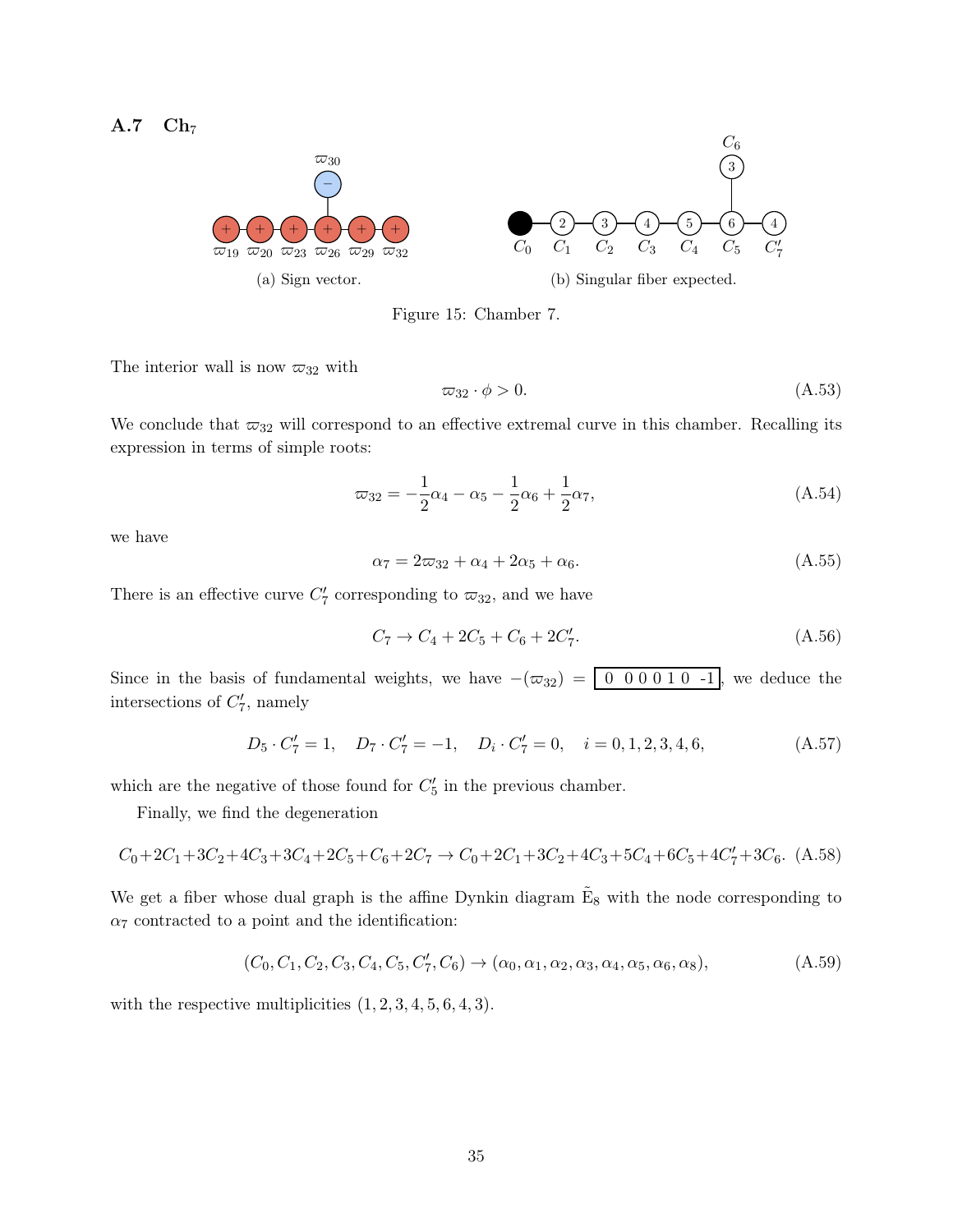### A.7 $\mathrm{Ch}_7$

(a) Sign vector.

(b) Singular fiber expected.

Figure 15: Chamber 7.

The interior wall is now $\varpi_{32}$ with

$$\varpi_{32} \cdot \phi > 0. \tag{A.53}$$

We conclude that $\varpi_{32}$ will correspond to an effective extremal curve in this chamber. Recalling its expression in terms of simple roots:

$$\varpi_{32} = -\frac{1}{2}\alpha_4 - \alpha_5 - \frac{1}{2}\alpha_6 + \frac{1}{2}\alpha_7, \tag{A.54}$$

we have

$$\alpha_7 = 2\varpi_{32} + \alpha_4 + 2\alpha_5 + \alpha_6. \tag{A.55}$$

There is an effective curve $C'_7$ corresponding to $\varpi_{32}$, and we have

$$C_7 \to C_4 + 2C_5 + C_6 + 2C'_7. \tag{A.56}$$

Since in the basis of fundamental weights, we have $-(\varpi_{32}) = \boxed{0 \ \ 0\ 0\ 0\ 1\ 0\ \ \text{-1}}$, we deduce the intersections of $C'_7$, namely

$$D_5 \cdot C'_7 = 1, \quad D_7 \cdot C'_7 = -1, \quad D_i \cdot C'_7 = 0, \quad i = 0, 1, 2, 3, 4, 6, \tag{A.57}$$

which are the negative of those found for $C'_5$ in the previous chamber.

Finally, we find the degeneration

$$C_0+2C_1+3C_2+4C_3+3C_4+2C_5+C_6+2C_7 \to C_0+2C_1+3C_2+4C_3+5C_4+6C_5+4C'_7+3C_6. \tag{A.58}$$

We get a fiber whose dual graph is the affine Dynkin diagram $\tilde{\mathrm{E}}_8$ with the node corresponding to $\alpha_7$ contracted to a point and the identification:

$$(C_0, C_1, C_2, C_3, C_4, C_5, C'_7, C_6) \to (\alpha_0, \alpha_1, \alpha_2, \alpha_3, \alpha_4, \alpha_5, \alpha_6, \alpha_8), \tag{A.59}$$

with the respective multiplicities $(1, 2, 3, 4, 5, 6, 4, 3)$.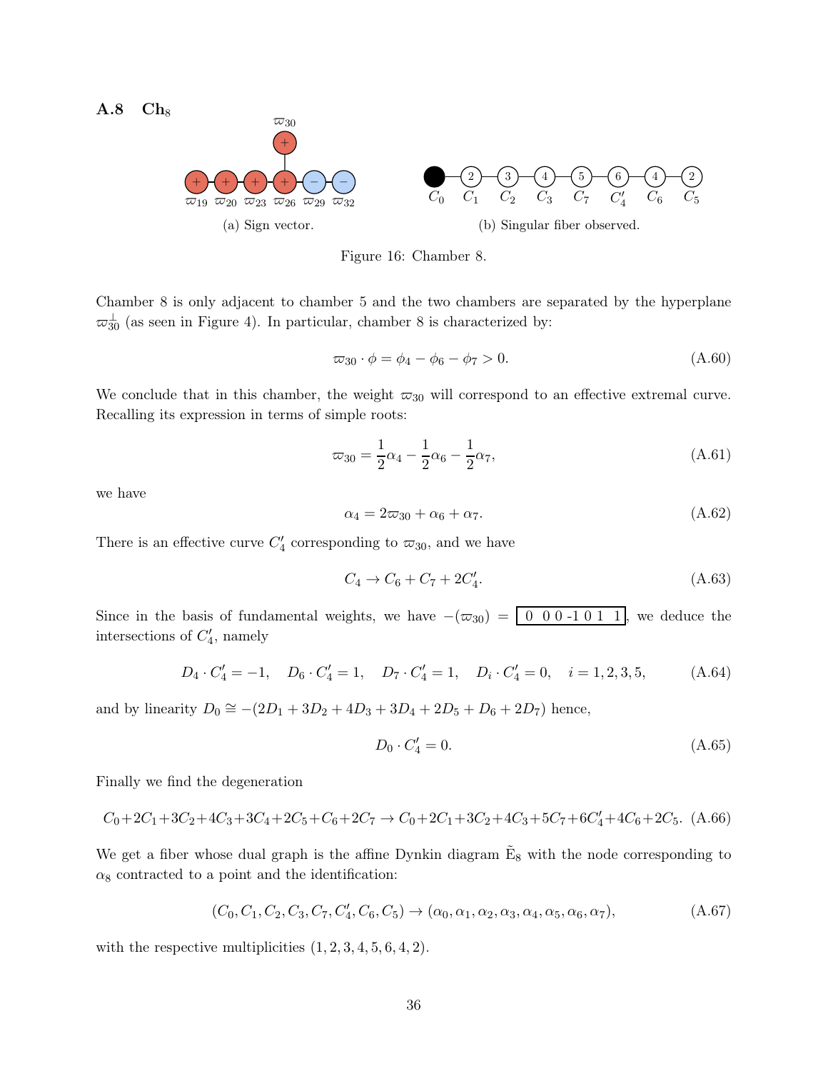### A.8 $\mathbf{Ch_8}$

(a) Sign vector.

(b) Singular fiber observed.

Figure 16: Chamber 8.

Chamber 8 is only adjacent to chamber 5 and the two chambers are separated by the hyperplane $\varpi_{30}^{\perp}$ (as seen in Figure 4). In particular, chamber 8 is characterized by:

$$\varpi_{30} \cdot \phi = \phi_4 - \phi_6 - \phi_7 > 0. \tag{A.60}$$

We conclude that in this chamber, the weight $\varpi_{30}$ will correspond to an effective extremal curve. Recalling its expression in terms of simple roots:

$$\varpi_{30} = \frac{1}{2}\alpha_4 - \frac{1}{2}\alpha_6 - \frac{1}{2}\alpha_7, \tag{A.61}$$

we have

$$\alpha_4 = 2\varpi_{30} + \alpha_6 + \alpha_7. \tag{A.62}$$

There is an effective curve $C_4'$ corresponding to $\varpi_{30}$, and we have

$$C_4 \to C_6 + C_7 + 2C_4'. \tag{A.63}$$

Since in the basis of fundamental weights, we have $-(\varpi_{30}) = \boxed{0 \ \ 0 \ 0 \ \text{-}1 \ 0 \ 1 \ \ 1}$, we deduce the intersections of $C_4'$, namely

$$D_4 \cdot C_4' = -1, \quad D_6 \cdot C_4' = 1, \quad D_7 \cdot C_4' = 1, \quad D_i \cdot C_4' = 0, \quad i = 1, 2, 3, 5, \tag{A.64}$$

and by linearity $D_0 \cong -(2D_1 + 3D_2 + 4D_3 + 3D_4 + 2D_5 + D_6 + 2D_7)$ hence,

$$D_0 \cdot C_4' = 0. \tag{A.65}$$

Finally we find the degeneration

$$C_0+2C_1+3C_2+4C_3+3C_4+2C_5+C_6+2C_7 \to C_0+2C_1+3C_2+4C_3+5C_7+6C_4'+4C_6+2C_5. \tag{A.66}$$

We get a fiber whose dual graph is the affine Dynkin diagram $\tilde{\mathrm{E}}_8$ with the node corresponding to $\alpha_8$ contracted to a point and the identification:

$$(C_0, C_1, C_2, C_3, C_7, C_4', C_6, C_5) \to (\alpha_0, \alpha_1, \alpha_2, \alpha_3, \alpha_4, \alpha_5, \alpha_6, \alpha_7), \tag{A.67}$$

with the respective multiplicities $(1, 2, 3, 4, 5, 6, 4, 2)$.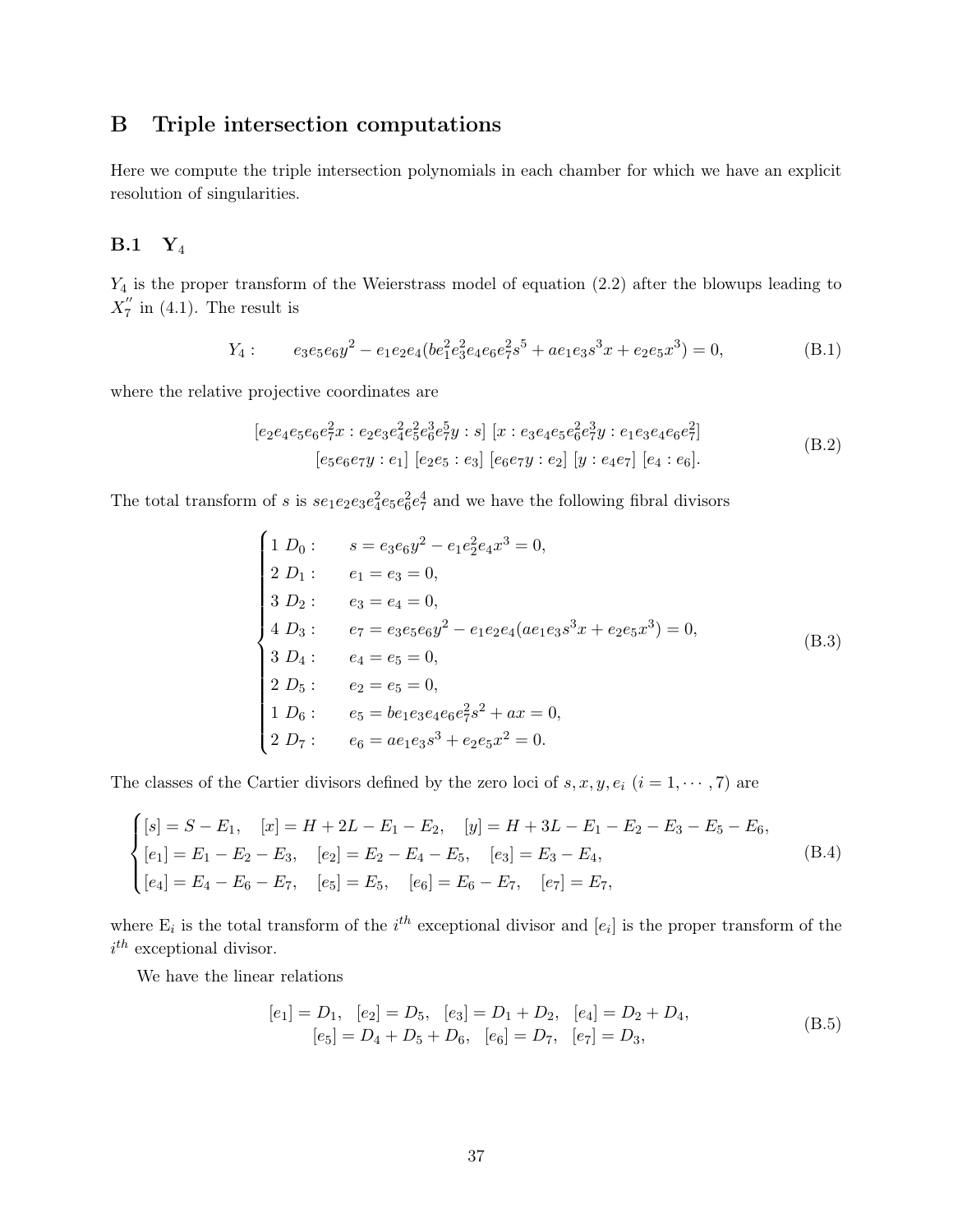## B Triple intersection computations

Here we compute the triple intersection polynomials in each chamber for which we have an explicit resolution of singularities.

### B.1 $\mathbf{Y}_4$

$Y_4$ is the proper transform of the Weierstrass model of equation (2.2) after the blowups leading to $X_7''$ in (4.1). The result is

$$
Y_4: \qquad e_3e_5e_6y^2 - e_1e_2e_4(be_1^2e_3^2e_4e_6e_7^2s^5 + ae_1e_3s^3x + e_2e_5x^3) = 0, \tag{B.1}
$$

where the relative projective coordinates are

$$
\begin{aligned}
&[e_2e_4e_5e_6e_7^2x : e_2e_3e_4^2e_5^2e_6^3e_7^5y : s]\ [x : e_3e_4e_5e_6^2e_7^3y : e_1e_3e_4e_6e_7^2] \\
&\qquad [e_5e_6e_7y : e_1]\ [e_2e_5 : e_3]\ [e_6e_7y : e_2]\ [y : e_4e_7]\ [e_4 : e_6].
\end{aligned} \tag{B.2}
$$

The total transform of $s$ is $se_1e_2e_3e_4^2e_5e_6^2e_7^4$ and we have the following fibral divisors

$$
\begin{cases}
1\ D_0: & s = e_3e_6y^2 - e_1e_2^2e_4x^3 = 0, \\
2\ D_1: & e_1 = e_3 = 0, \\
3\ D_2: & e_3 = e_4 = 0, \\
4\ D_3: & e_7 = e_3e_5e_6y^2 - e_1e_2e_4(ae_1e_3s^3x + e_2e_5x^3) = 0, \\
3\ D_4: & e_4 = e_5 = 0, \\
2\ D_5: & e_2 = e_5 = 0, \\
1\ D_6: & e_5 = be_1e_3e_4e_6e_7^2s^2 + ax = 0, \\
2\ D_7: & e_6 = ae_1e_3s^3 + e_2e_5x^2 = 0.
\end{cases} \tag{B.3}
$$

The classes of the Cartier divisors defined by the zero loci of $s, x, y, e_i$ $(i = 1, \cdots, 7)$ are

$$
\begin{cases}
[s] = S - E_1, \quad [x] = H + 2L - E_1 - E_2, \quad [y] = H + 3L - E_1 - E_2 - E_3 - E_5 - E_6, \\
[e_1] = E_1 - E_2 - E_3, \quad [e_2] = E_2 - E_4 - E_5, \quad [e_3] = E_3 - E_4, \\
[e_4] = E_4 - E_6 - E_7, \quad [e_5] = E_5, \quad [e_6] = E_6 - E_7, \quad [e_7] = E_7,
\end{cases} \tag{B.4}
$$

where $\mathrm{E}_i$ is the total transform of the $i^{th}$ exceptional divisor and $[e_i]$ is the proper transform of the $i^{th}$ exceptional divisor.

We have the linear relations

$$
\begin{aligned}
&[e_1] = D_1, \quad [e_2] = D_5, \quad [e_3] = D_1 + D_2, \quad [e_4] = D_2 + D_4, \\
&\qquad [e_5] = D_4 + D_5 + D_6, \quad [e_6] = D_7, \quad [e_7] = D_3,
\end{aligned} \tag{B.5}
$$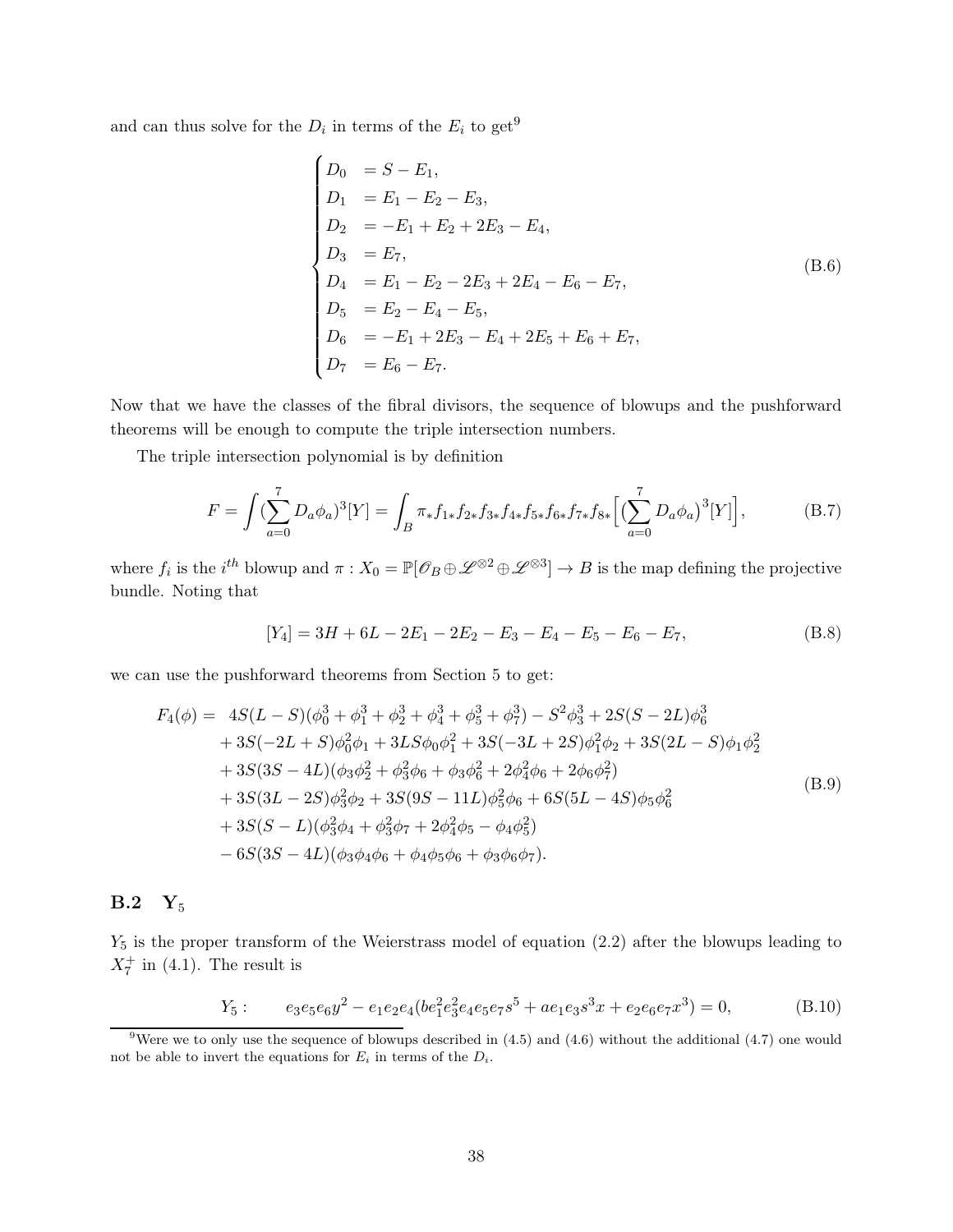and can thus solve for the $D_i$ in terms of the $E_i$ to get[9]

$$
\begin{cases}
D_0 &= S - E_1, \\
D_1 &= E_1 - E_2 - E_3, \\
D_2 &= -E_1 + E_2 + 2E_3 - E_4, \\
D_3 &= E_7, \\
D_4 &= E_1 - E_2 - 2E_3 + 2E_4 - E_6 - E_7, \\
D_5 &= E_2 - E_4 - E_5, \\
D_6 &= -E_1 + 2E_3 - E_4 + 2E_5 + E_6 + E_7, \\
D_7 &= E_6 - E_7.
\end{cases}
\tag{B.6}
$$

Now that we have the classes of the fibral divisors, the sequence of blowups and the pushforward theorems will be enough to compute the triple intersection numbers.

The triple intersection polynomial is by definition

$$
F = \int \Big(\sum_{a=0}^{7} D_a \phi_a\Big)^3 [Y] = \int_B \pi_* f_{1*} f_{2*} f_{3*} f_{4*} f_{5*} f_{6*} f_{7*} f_{8*} \Big[\Big(\sum_{a=0}^{7} D_a \phi_a\Big)^3 [Y]\Big], \tag{B.7}
$$

where $f_i$ is the $i^{th}$ blowup and $\pi : X_0 = \mathbb{P}[\mathscr{O}_B \oplus \mathscr{L}^{\otimes 2} \oplus \mathscr{L}^{\otimes 3}] \to B$ is the map defining the projective bundle. Noting that

$$
[Y_4] = 3H + 6L - 2E_1 - 2E_2 - E_3 - E_4 - E_5 - E_6 - E_7, \tag{B.8}
$$

we can use the pushforward theorems from Section 5 to get:

$$
\begin{aligned}
F_4(\phi) = \ & 4S(L-S)(\phi_0^3 + \phi_1^3 + \phi_2^3 + \phi_4^3 + \phi_5^3 + \phi_7^3) - S^2\phi_3^3 + 2S(S-2L)\phi_6^3 \\
& + 3S(-2L+S)\phi_0^2\phi_1 + 3LS\phi_0\phi_1^2 + 3S(-3L+2S)\phi_1^2\phi_2 + 3S(2L-S)\phi_1\phi_2^2 \\
& + 3S(3S-4L)(\phi_3\phi_2^2 + \phi_3^2\phi_6 + \phi_3\phi_6^2 + 2\phi_4^2\phi_6 + 2\phi_6\phi_7^2) \\
& + 3S(3L-2S)\phi_3^2\phi_2 + 3S(9S-11L)\phi_5^2\phi_6 + 6S(5L-4S)\phi_5\phi_6^2 \\
& + 3S(S-L)(\phi_3^2\phi_4 + \phi_3^2\phi_7 + 2\phi_4^2\phi_5 - \phi_4\phi_5^2) \\
& - 6S(3S-4L)(\phi_3\phi_4\phi_6 + \phi_4\phi_5\phi_6 + \phi_3\phi_6\phi_7).
\end{aligned}
\tag{B.9}
$$

## B.2 $\mathbf{Y}_5$

$Y_5$ is the proper transform of the Weierstrass model of equation (2.2) after the blowups leading to $X_7^+$ in (4.1). The result is

$$
Y_5 : \qquad e_3 e_5 e_6 y^2 - e_1 e_2 e_4 (b e_1^2 e_3^2 e_4 e_5 e_7 s^5 + a e_1 e_3 s^3 x + e_2 e_6 e_7 x^3) = 0, \tag{B.10}
$$

[9] Were we to only use the sequence of blowups described in (4.5) and (4.6) without the additional (4.7) one would not be able to invert the equations for $E_i$ in terms of the $D_i$.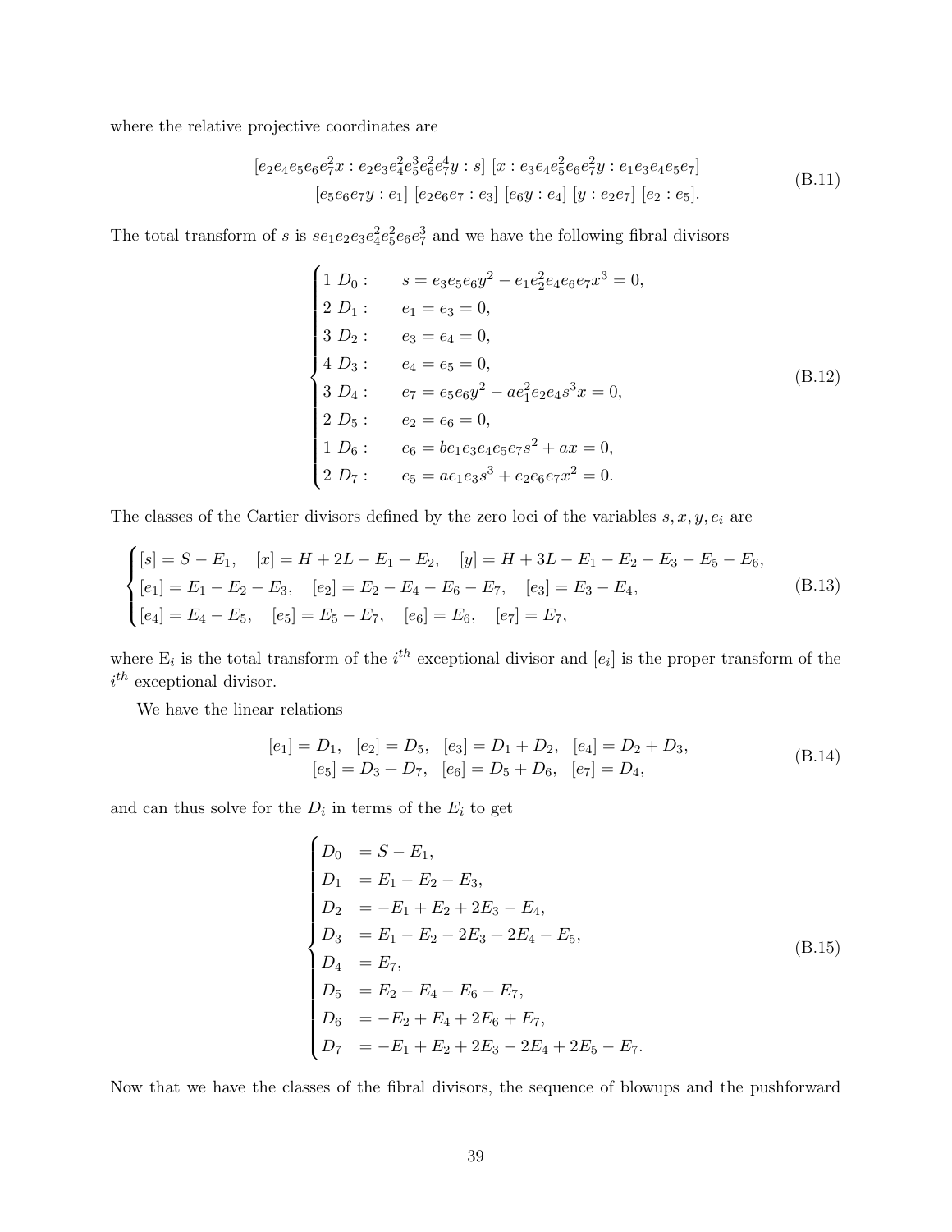where the relative projective coordinates are

$$
\begin{gathered}
[e_2e_4e_5e_6e_7^2x : e_2e_3e_4^2e_5^3e_6^2e_7^4y : s]\ [x : e_3e_4e_5^2e_6e_7^2y : e_1e_3e_4e_5e_7] \\
[e_5e_6e_7y : e_1]\ [e_2e_6e_7 : e_3]\ [e_6y : e_4]\ [y : e_2e_7]\ [e_2 : e_5].
\end{gathered}
\tag{B.11}
$$

The total transform of $s$ is $se_1e_2e_3e_4^2e_5^2e_6e_7^3$ and we have the following fibral divisors

$$
\begin{cases}
1\ D_0 : & s = e_3e_5e_6y^2 - e_1e_2^2e_4e_6e_7x^3 = 0, \\
2\ D_1 : & e_1 = e_3 = 0, \\
3\ D_2 : & e_3 = e_4 = 0, \\
4\ D_3 : & e_4 = e_5 = 0, \\
3\ D_4 : & e_7 = e_5e_6y^2 - ae_1^2e_2e_4s^3x = 0, \\
2\ D_5 : & e_2 = e_6 = 0, \\
1\ D_6 : & e_6 = be_1e_3e_4e_5e_7s^2 + ax = 0, \\
2\ D_7 : & e_5 = ae_1e_3s^3 + e_2e_6e_7x^2 = 0.
\end{cases}
\tag{B.12}
$$

The classes of the Cartier divisors defined by the zero loci of the variables $s, x, y, e_i$ are

$$
\begin{cases}
[s] = S - E_1, \quad [x] = H + 2L - E_1 - E_2, \quad [y] = H + 3L - E_1 - E_2 - E_3 - E_5 - E_6, \\
[e_1] = E_1 - E_2 - E_3, \quad [e_2] = E_2 - E_4 - E_6 - E_7, \quad [e_3] = E_3 - E_4, \\
[e_4] = E_4 - E_5, \quad [e_5] = E_5 - E_7, \quad [e_6] = E_6, \quad [e_7] = E_7,
\end{cases}
\tag{B.13}
$$

where $\mathrm{E}_i$ is the total transform of the $i^{th}$ exceptional divisor and $[e_i]$ is the proper transform of the $i^{th}$ exceptional divisor.

We have the linear relations

$$
\begin{gathered}
[e_1] = D_1, \quad [e_2] = D_5, \quad [e_3] = D_1 + D_2, \quad [e_4] = D_2 + D_3, \\
[e_5] = D_3 + D_7, \quad [e_6] = D_5 + D_6, \quad [e_7] = D_4,
\end{gathered}
\tag{B.14}
$$

and can thus solve for the $D_i$ in terms of the $E_i$ to get

$$
\begin{cases}
D_0 & = S - E_1, \\
D_1 & = E_1 - E_2 - E_3, \\
D_2 & = -E_1 + E_2 + 2E_3 - E_4, \\
D_3 & = E_1 - E_2 - 2E_3 + 2E_4 - E_5, \\
D_4 & = E_7, \\
D_5 & = E_2 - E_4 - E_6 - E_7, \\
D_6 & = -E_2 + E_4 + 2E_6 + E_7, \\
D_7 & = -E_1 + E_2 + 2E_3 - 2E_4 + 2E_5 - E_7.
\end{cases}
\tag{B.15}
$$

Now that we have the classes of the fibral divisors, the sequence of blowups and the pushforward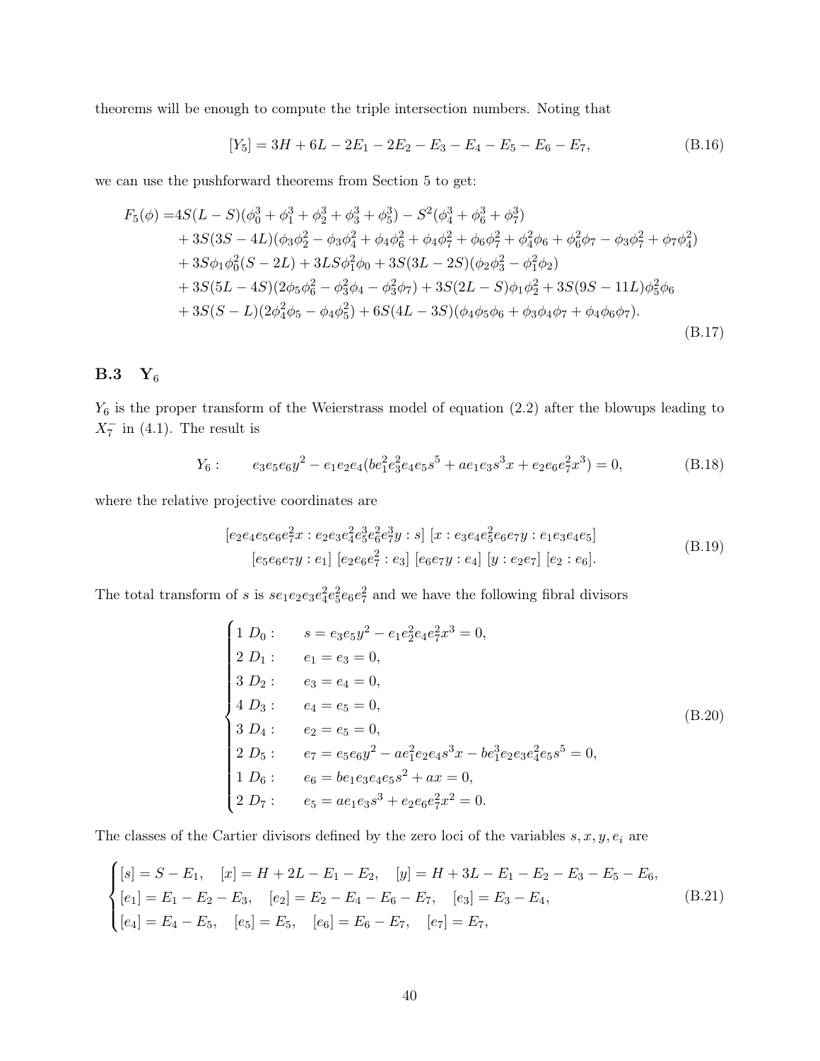theorems will be enough to compute the triple intersection numbers. Noting that

$$[Y_5] = 3H + 6L - 2E_1 - 2E_2 - E_3 - E_4 - E_5 - E_6 - E_7, \tag{B.16}$$

we can use the pushforward theorems from Section 5 to get:

$$\begin{aligned}
F_5(\phi) =& 4S(L-S)(\phi_0^3 + \phi_1^3 + \phi_2^3 + \phi_3^3 + \phi_5^3) - S^2(\phi_4^3 + \phi_6^3 + \phi_7^3) \\
&+ 3S(3S-4L)(\phi_3\phi_2^2 - \phi_3\phi_4^2 + \phi_4\phi_6^2 + \phi_4\phi_7^2 + \phi_6\phi_7^2 + \phi_4^2\phi_6 + \phi_6^2\phi_7 - \phi_3\phi_7^2 + \phi_7\phi_4^2) \\
&+ 3S\phi_1\phi_0^2(S-2L) + 3LS\phi_1^2\phi_0 + 3S(3L-2S)(\phi_2\phi_3^2 - \phi_1^2\phi_2) \\
&+ 3S(5L-4S)(2\phi_5\phi_6^2 - \phi_3^2\phi_4 - \phi_3^2\phi_7) + 3S(2L-S)\phi_1\phi_2^2 + 3S(9S-11L)\phi_5^2\phi_6 \\
&+ 3S(S-L)(2\phi_4^2\phi_5 - \phi_4\phi_5^2) + 6S(4L-3S)(\phi_4\phi_5\phi_6 + \phi_3\phi_4\phi_7 + \phi_4\phi_6\phi_7).
\end{aligned} \tag{B.17}$$

## B.3 $\mathbf{Y}_6$

$Y_6$ is the proper transform of the Weierstrass model of equation (2.2) after the blowups leading to $X_7^-$ in (4.1). The result is

$$Y_6: \qquad e_3e_5e_6y^2 - e_1e_2e_4(be_1^2e_3^2e_4e_5s^5 + ae_1e_3s^3x + e_2e_6e_7^2x^3) = 0, \tag{B.18}$$

where the relative projective coordinates are

$$\begin{aligned}
&[e_2e_4e_5e_6e_7^2x : e_2e_3e_4^2e_5^3e_6^2e_7^3y : s] \; [x : e_3e_4e_5^2e_6e_7y : e_1e_3e_4e_5] \\
&\quad [e_5e_6e_7y : e_1] \; [e_2e_6e_7^2 : e_3] \; [e_6e_7y : e_4] \; [y : e_2e_7] \; [e_2 : e_6].
\end{aligned} \tag{B.19}$$

The total transform of $s$ is $se_1e_2e_3e_4^2e_5^2e_6e_7^2$ and we have the following fibral divisors

$$\begin{cases}
1 \; D_0: & s = e_3e_5y^2 - e_1e_2^2e_4e_7^2x^3 = 0, \\
2 \; D_1: & e_1 = e_3 = 0, \\
3 \; D_2: & e_3 = e_4 = 0, \\
4 \; D_3: & e_4 = e_5 = 0, \\
3 \; D_4: & e_2 = e_5 = 0, \\
2 \; D_5: & e_7 = e_5e_6y^2 - ae_1^2e_2e_4s^3x - be_1^3e_2e_3e_4^2e_5s^5 = 0, \\
1 \; D_6: & e_6 = be_1e_3e_4e_5s^2 + ax = 0, \\
2 \; D_7: & e_5 = ae_1e_3s^3 + e_2e_6e_7^2x^2 = 0.
\end{cases} \tag{B.20}$$

The classes of the Cartier divisors defined by the zero loci of the variables $s, x, y, e_i$ are

$$\begin{cases}
[s] = S - E_1, \quad [x] = H + 2L - E_1 - E_2, \quad [y] = H + 3L - E_1 - E_2 - E_3 - E_5 - E_6, \\
[e_1] = E_1 - E_2 - E_3, \quad [e_2] = E_2 - E_4 - E_6 - E_7, \quad [e_3] = E_3 - E_4, \\
[e_4] = E_4 - E_5, \quad [e_5] = E_5, \quad [e_6] = E_6 - E_7, \quad [e_7] = E_7,
\end{cases} \tag{B.21}$$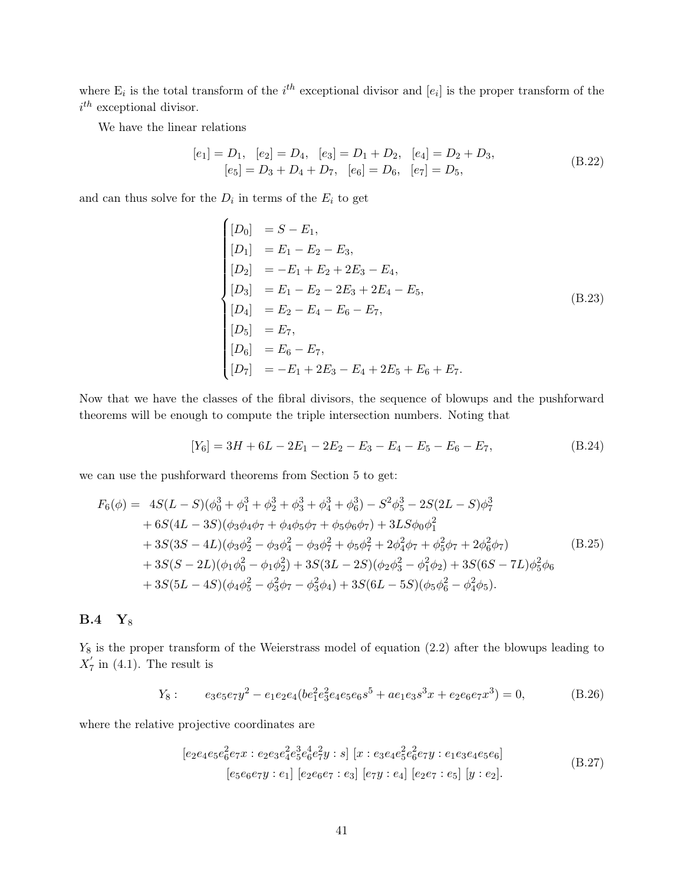where $\mathrm{E}_i$ is the total transform of the $i^{th}$ exceptional divisor and $[e_i]$ is the proper transform of the $i^{th}$ exceptional divisor.

We have the linear relations

$$
\begin{gathered}
[e_1] = D_1, \quad [e_2] = D_4, \quad [e_3] = D_1 + D_2, \quad [e_4] = D_2 + D_3, \\
[e_5] = D_3 + D_4 + D_7, \quad [e_6] = D_6, \quad [e_7] = D_5,
\end{gathered}
\tag{B.22}
$$

and can thus solve for the $D_i$ in terms of the $E_i$ to get

$$
\begin{cases}
[D_0] &= S - E_1, \\
[D_1] &= E_1 - E_2 - E_3, \\
[D_2] &= -E_1 + E_2 + 2E_3 - E_4, \\
[D_3] &= E_1 - E_2 - 2E_3 + 2E_4 - E_5, \\
[D_4] &= E_2 - E_4 - E_6 - E_7, \\
[D_5] &= E_7, \\
[D_6] &= E_6 - E_7, \\
[D_7] &= -E_1 + 2E_3 - E_4 + 2E_5 + E_6 + E_7.
\end{cases}
\tag{B.23}
$$

Now that we have the classes of the fibral divisors, the sequence of blowups and the pushforward theorems will be enough to compute the triple intersection numbers. Noting that

$$
[Y_6] = 3H + 6L - 2E_1 - 2E_2 - E_3 - E_4 - E_5 - E_6 - E_7,
\tag{B.24}
$$

we can use the pushforward theorems from Section 5 to get:

$$
\begin{aligned}
F_6(\phi) = \;& 4S(L-S)(\phi_0^3 + \phi_1^3 + \phi_2^3 + \phi_3^3 + \phi_4^3 + \phi_6^3) - S^2\phi_5^3 - 2S(2L-S)\phi_7^3 \\
&+ 6S(4L-3S)(\phi_3\phi_4\phi_7 + \phi_4\phi_5\phi_7 + \phi_5\phi_6\phi_7) + 3LS\phi_0\phi_1^2 \\
&+ 3S(3S-4L)(\phi_3\phi_2^2 - \phi_3\phi_4^2 - \phi_3\phi_7^2 + \phi_5\phi_7^2 + 2\phi_4^2\phi_7 + \phi_5^2\phi_7 + 2\phi_6^2\phi_7) \\
&+ 3S(S-2L)(\phi_1\phi_0^2 - \phi_1\phi_2^2) + 3S(3L-2S)(\phi_2\phi_3^2 - \phi_1^2\phi_2) + 3S(6S-7L)\phi_5^2\phi_6 \\
&+ 3S(5L-4S)(\phi_4\phi_5^2 - \phi_3^2\phi_7 - \phi_3^2\phi_4) + 3S(6L-5S)(\phi_5\phi_6^2 - \phi_4^2\phi_5).
\end{aligned}
\tag{B.25}
$$

## B.4 $\mathbf{Y}_8$

$Y_8$ is the proper transform of the Weierstrass model of equation (2.2) after the blowups leading to $X_7'$ in (4.1). The result is

$$
Y_8: \qquad e_3e_5e_7y^2 - e_1e_2e_4(be_1^2e_3^2e_4e_5e_6s^5 + ae_1e_3s^3x + e_2e_6e_7x^3) = 0,
\tag{B.26}
$$

where the relative projective coordinates are

$$
\begin{gathered}
[e_2e_4e_5e_6^2e_7x : e_2e_3e_4^2e_5^3e_6^4e_7^2y : s] \; [x : e_3e_4e_5^2e_6^2e_7y : e_1e_3e_4e_5e_6] \\
[e_5e_6e_7y : e_1] \; [e_2e_6e_7 : e_3] \; [e_7y : e_4] \; [e_2e_7 : e_5] \; [y : e_2].
\end{gathered}
\tag{B.27}
$$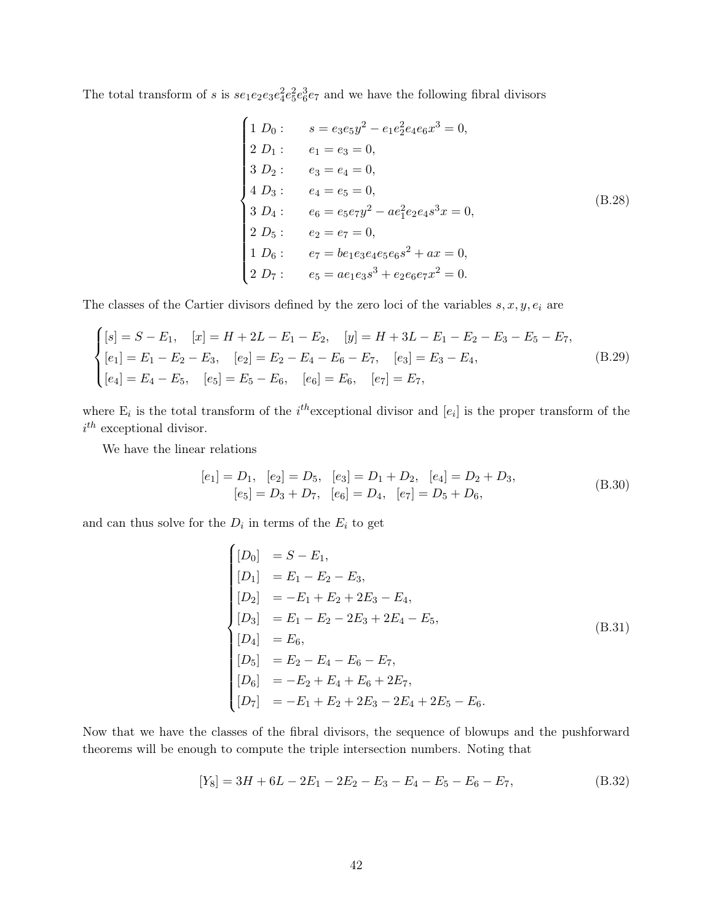The total transform of $s$ is $se_1e_2e_3e_4^2e_5^2e_6^3e_7$ and we have the following fibral divisors

$$
\begin{cases}
1\ D_0: & s = e_3e_5y^2 - e_1e_2^2e_4e_6x^3 = 0,\\
2\ D_1: & e_1 = e_3 = 0,\\
3\ D_2: & e_3 = e_4 = 0,\\
4\ D_3: & e_4 = e_5 = 0,\\
3\ D_4: & e_6 = e_5e_7y^2 - ae_1^2e_2e_4s^3x = 0,\\
2\ D_5: & e_2 = e_7 = 0,\\
1\ D_6: & e_7 = be_1e_3e_4e_5e_6s^2 + ax = 0,\\
2\ D_7: & e_5 = ae_1e_3s^3 + e_2e_6e_7x^2 = 0.
\end{cases}
\tag{B.28}
$$

The classes of the Cartier divisors defined by the zero loci of the variables $s, x, y, e_i$ are

$$
\begin{cases}
[s] = S - E_1, \quad [x] = H + 2L - E_1 - E_2, \quad [y] = H + 3L - E_1 - E_2 - E_3 - E_5 - E_7,\\
[e_1] = E_1 - E_2 - E_3, \quad [e_2] = E_2 - E_4 - E_6 - E_7, \quad [e_3] = E_3 - E_4,\\
[e_4] = E_4 - E_5, \quad [e_5] = E_5 - E_6, \quad [e_6] = E_6, \quad [e_7] = E_7,
\end{cases}
\tag{B.29}
$$

where $\mathrm{E}_i$ is the total transform of the $i^{th}$exceptional divisor and $[e_i]$ is the proper transform of the $i^{th}$ exceptional divisor.

We have the linear relations

$$
\begin{aligned}
&[e_1] = D_1, \quad [e_2] = D_5, \quad [e_3] = D_1 + D_2, \quad [e_4] = D_2 + D_3,\\
&[e_5] = D_3 + D_7, \quad [e_6] = D_4, \quad [e_7] = D_5 + D_6,
\end{aligned}
\tag{B.30}
$$

and can thus solve for the $D_i$ in terms of the $E_i$ to get

$$
\begin{cases}
[D_0] &= S - E_1,\\
[D_1] &= E_1 - E_2 - E_3,\\
[D_2] &= -E_1 + E_2 + 2E_3 - E_4,\\
[D_3] &= E_1 - E_2 - 2E_3 + 2E_4 - E_5,\\
[D_4] &= E_6,\\
[D_5] &= E_2 - E_4 - E_6 - E_7,\\
[D_6] &= -E_2 + E_4 + E_6 + 2E_7,\\
[D_7] &= -E_1 + E_2 + 2E_3 - 2E_4 + 2E_5 - E_6.
\end{cases}
\tag{B.31}
$$

Now that we have the classes of the fibral divisors, the sequence of blowups and the pushforward theorems will be enough to compute the triple intersection numbers. Noting that

$$
[Y_8] = 3H + 6L - 2E_1 - 2E_2 - E_3 - E_4 - E_5 - E_6 - E_7,
\tag{B.32}
$$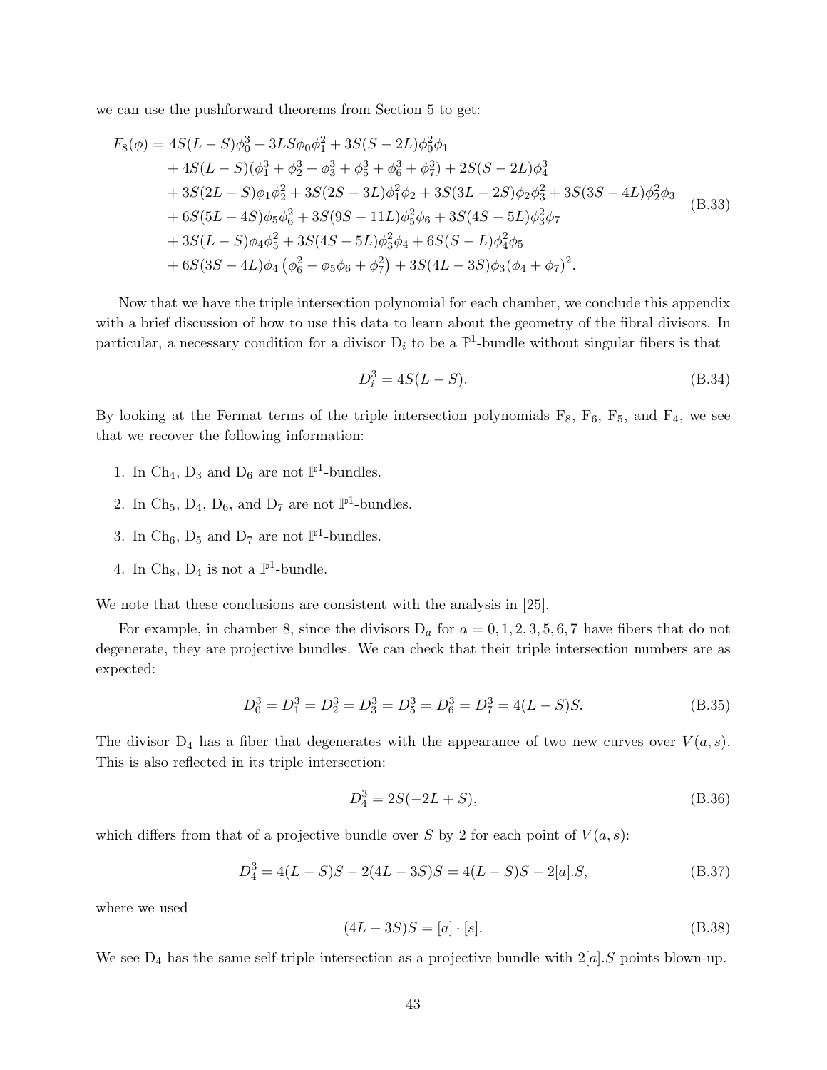we can use the pushforward theorems from Section 5 to get:

$$
\begin{aligned}
F_8(\phi) = \; & 4S(L-S)\phi_0^3 + 3LS\phi_0\phi_1^2 + 3S(S-2L)\phi_0^2\phi_1 \\
& + 4S(L-S)(\phi_1^3 + \phi_2^3 + \phi_3^3 + \phi_5^3 + \phi_6^3 + \phi_7^3) + 2S(S-2L)\phi_4^3 \\
& + 3S(2L-S)\phi_1\phi_2^2 + 3S(2S-3L)\phi_1^2\phi_2 + 3S(3L-2S)\phi_2\phi_3^2 + 3S(3S-4L)\phi_2^2\phi_3 \\
& + 6S(5L-4S)\phi_5\phi_6^2 + 3S(9S-11L)\phi_5^2\phi_6 + 3S(4S-5L)\phi_3^2\phi_7 \\
& + 3S(L-S)\phi_4\phi_5^2 + 3S(4S-5L)\phi_3^2\phi_4 + 6S(S-L)\phi_4^2\phi_5 \\
& + 6S(3S-4L)\phi_4\left(\phi_6^2 - \phi_5\phi_6 + \phi_7^2\right) + 3S(4L-3S)\phi_3(\phi_4+\phi_7)^2.
\end{aligned}
\tag{B.33}
$$

Now that we have the triple intersection polynomial for each chamber, we conclude this appendix with a brief discussion of how to use this data to learn about the geometry of the fibral divisors. In particular, a necessary condition for a divisor $D_i$ to be a $\mathbb{P}^1$-bundle without singular fibers is that

$$
D_i^3 = 4S(L-S). \tag{B.34}
$$

By looking at the Fermat terms of the triple intersection polynomials $F_8$, $F_6$, $F_5$, and $F_4$, we see that we recover the following information:

1. In $\text{Ch}_4$, $D_3$ and $D_6$ are not $\mathbb{P}^1$-bundles.
2. In $\text{Ch}_5$, $D_4$, $D_6$, and $D_7$ are not $\mathbb{P}^1$-bundles.
3. In $\text{Ch}_6$, $D_5$ and $D_7$ are not $\mathbb{P}^1$-bundles.
4. In $\text{Ch}_8$, $D_4$ is not a $\mathbb{P}^1$-bundle.

We note that these conclusions are consistent with the analysis in [25].

For example, in chamber 8, since the divisors $D_a$ for $a = 0, 1, 2, 3, 5, 6, 7$ have fibers that do not degenerate, they are projective bundles. We can check that their triple intersection numbers are as expected:

$$
D_0^3 = D_1^3 = D_2^3 = D_3^3 = D_5^3 = D_6^3 = D_7^3 = 4(L-S)S. \tag{B.35}
$$

The divisor $D_4$ has a fiber that degenerates with the appearance of two new curves over $V(a, s)$. This is also reflected in its triple intersection:

$$
D_4^3 = 2S(-2L+S), \tag{B.36}
$$

which differs from that of a projective bundle over $S$ by 2 for each point of $V(a, s)$:

$$
D_4^3 = 4(L-S)S - 2(4L-3S)S = 4(L-S)S - 2[a].S, \tag{B.37}
$$

where we used

$$
(4L-3S)S = [a] \cdot [s]. \tag{B.38}
$$

We see $D_4$ has the same self-triple intersection as a projective bundle with $2[a].S$ points blown-up.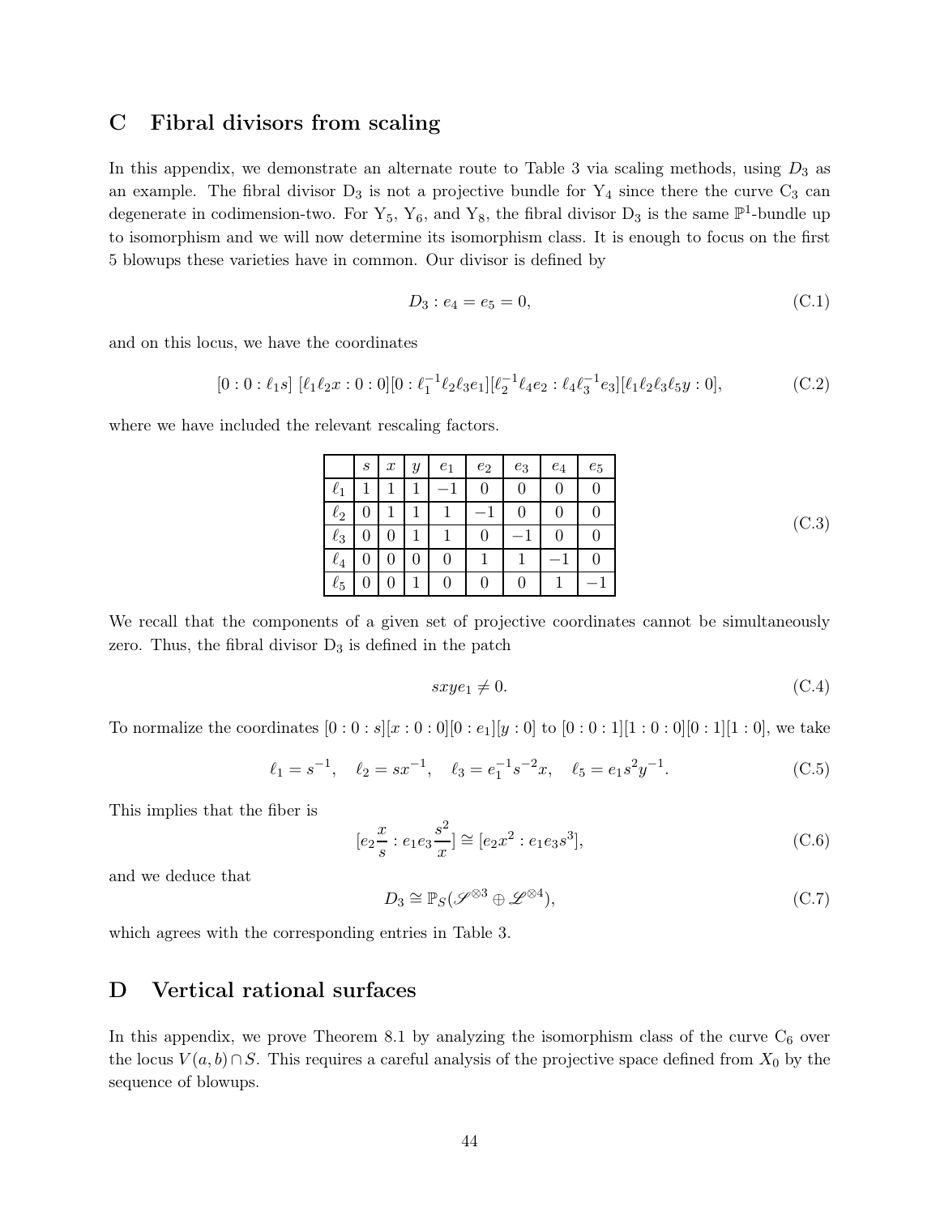## C Fibral divisors from scaling

In this appendix, we demonstrate an alternate route to Table 3 via scaling methods, using $D_3$ as an example. The fibral divisor $\mathrm{D}_3$ is not a projective bundle for $\mathrm{Y}_4$ since there the curve $\mathrm{C}_3$ can degenerate in codimension-two. For $\mathrm{Y}_5$, $\mathrm{Y}_6$, and $\mathrm{Y}_8$, the fibral divisor $\mathrm{D}_3$ is the same $\mathbb{P}^1$-bundle up to isomorphism and we will now determine its isomorphism class. It is enough to focus on the first 5 blowups these varieties have in common. Our divisor is defined by

$$D_3 : e_4 = e_5 = 0, \tag{C.1}$$

and on this locus, we have the coordinates

$$[0 : 0 : \ell_1 s]\ [\ell_1 \ell_2 x : 0 : 0][0 : \ell_1^{-1} \ell_2 \ell_3 e_1][\ell_2^{-1} \ell_4 e_2 : \ell_4 \ell_3^{-1} e_3][\ell_1 \ell_2 \ell_3 \ell_5 y : 0], \tag{C.2}$$

where we have included the relevant rescaling factors.

|  | $s$ | $x$ | $y$ | $e_1$ | $e_2$ | $e_3$ | $e_4$ | $e_5$ |
|---|---|---|---|---|---|---|---|---|
| $\ell_1$ | 1 | 1 | 1 | $-1$ | 0 | 0 | 0 | 0 |
| $\ell_2$ | 0 | 1 | 1 | 1 | $-1$ | 0 | 0 | 0 |
| $\ell_3$ | 0 | 0 | 1 | 1 | 0 | $-1$ | 0 | 0 |
| $\ell_4$ | 0 | 0 | 0 | 0 | 1 | 1 | $-1$ | 0 |
| $\ell_5$ | 0 | 0 | 1 | 0 | 0 | 0 | 1 | $-1$ |

(C.3)

We recall that the components of a given set of projective coordinates cannot be simultaneously zero. Thus, the fibral divisor $\mathrm{D}_3$ is defined in the patch

$$sxye_1 \neq 0. \tag{C.4}$$

To normalize the coordinates $[0 : 0 : s][x : 0 : 0][0 : e_1][y : 0]$ to $[0 : 0 : 1][1 : 0 : 0][0 : 1][1 : 0]$, we take

$$\ell_1 = s^{-1}, \quad \ell_2 = sx^{-1}, \quad \ell_3 = e_1^{-1} s^{-2} x, \quad \ell_5 = e_1 s^2 y^{-1}. \tag{C.5}$$

This implies that the fiber is

$$[e_2 \frac{x}{s} : e_1 e_3 \frac{s^2}{x}] \cong [e_2 x^2 : e_1 e_3 s^3], \tag{C.6}$$

and we deduce that

$$D_3 \cong \mathbb{P}_S(\mathscr{S}^{\otimes 3} \oplus \mathscr{L}^{\otimes 4}), \tag{C.7}$$

which agrees with the corresponding entries in Table 3.

## D Vertical rational surfaces

In this appendix, we prove Theorem 8.1 by analyzing the isomorphism class of the curve $\mathrm{C}_6$ over the locus $V(a, b) \cap S$. This requires a careful analysis of the projective space defined from $X_0$ by the sequence of blowups.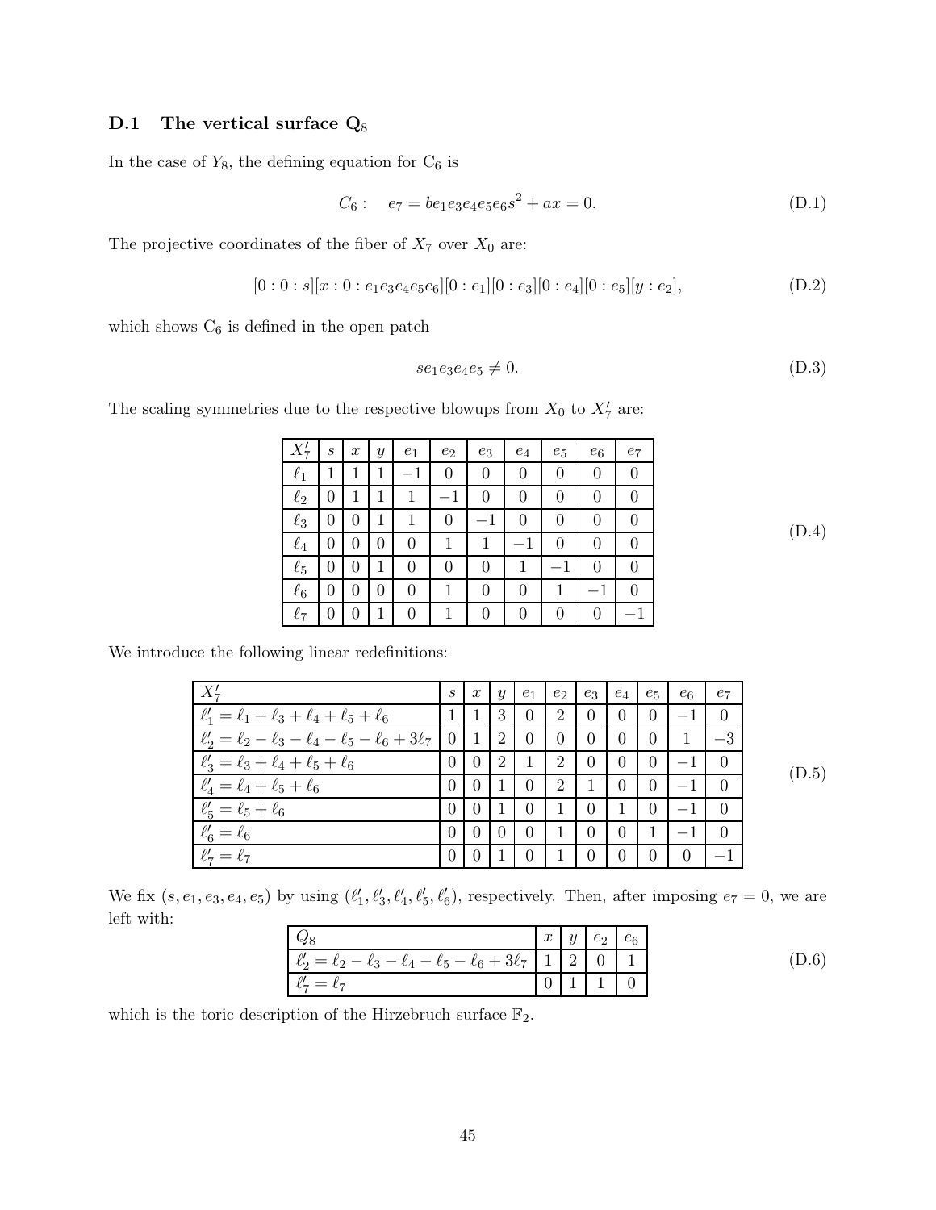### D.1 The vertical surface $Q_8$

In the case of $Y_8$, the defining equation for $C_6$ is

$$C_6: \quad e_7 = b e_1 e_3 e_4 e_5 e_6 s^2 + a x = 0. \tag{D.1}$$

The projective coordinates of the fiber of $X_7$ over $X_0$ are:

$$[0:0:s][x:0:e_1 e_3 e_4 e_5 e_6][0:e_1][0:e_3][0:e_4][0:e_5][y:e_2], \tag{D.2}$$

which shows $C_6$ is defined in the open patch

$$s e_1 e_3 e_4 e_5 \neq 0. \tag{D.3}$$

The scaling symmetries due to the respective blowups from $X_0$ to $X_7'$ are:

| $X_7'$ | $s$ | $x$ | $y$ | $e_1$ | $e_2$ | $e_3$ | $e_4$ | $e_5$ | $e_6$ | $e_7$ |
|---|---|---|---|---|---|---|---|---|---|---|
| $\ell_1$ | 1 | 1 | 1 | $-1$ | 0 | 0 | 0 | 0 | 0 | 0 |
| $\ell_2$ | 0 | 1 | 1 | 1 | $-1$ | 0 | 0 | 0 | 0 | 0 |
| $\ell_3$ | 0 | 0 | 1 | 1 | 0 | $-1$ | 0 | 0 | 0 | 0 |
| $\ell_4$ | 0 | 0 | 0 | 0 | 1 | 1 | $-1$ | 0 | 0 | 0 |
| $\ell_5$ | 0 | 0 | 1 | 0 | 0 | 0 | 1 | $-1$ | 0 | 0 |
| $\ell_6$ | 0 | 0 | 0 | 0 | 1 | 0 | 0 | 1 | $-1$ | 0 |
| $\ell_7$ | 0 | 0 | 1 | 0 | 1 | 0 | 0 | 0 | 0 | $-1$ |

(D.4)

We introduce the following linear redefinitions:

| $X_7'$ | $s$ | $x$ | $y$ | $e_1$ | $e_2$ | $e_3$ | $e_4$ | $e_5$ | $e_6$ | $e_7$ |
|---|---|---|---|---|---|---|---|---|---|---|
| $\ell_1' = \ell_1 + \ell_3 + \ell_4 + \ell_5 + \ell_6$ | 1 | 1 | 3 | 0 | 2 | 0 | 0 | 0 | $-1$ | 0 |
| $\ell_2' = \ell_2 - \ell_3 - \ell_4 - \ell_5 - \ell_6 + 3\ell_7$ | 0 | 1 | 2 | 0 | 0 | 0 | 0 | 0 | 1 | $-3$ |
| $\ell_3' = \ell_3 + \ell_4 + \ell_5 + \ell_6$ | 0 | 0 | 2 | 1 | 2 | 0 | 0 | 0 | $-1$ | 0 |
| $\ell_4' = \ell_4 + \ell_5 + \ell_6$ | 0 | 0 | 1 | 0 | 2 | 1 | 0 | 0 | $-1$ | 0 |
| $\ell_5' = \ell_5 + \ell_6$ | 0 | 0 | 1 | 0 | 1 | 0 | 1 | 0 | $-1$ | 0 |
| $\ell_6' = \ell_6$ | 0 | 0 | 0 | 0 | 1 | 0 | 0 | 1 | $-1$ | 0 |
| $\ell_7' = \ell_7$ | 0 | 0 | 1 | 0 | 1 | 0 | 0 | 0 | 0 | $-1$ |

(D.5)

We fix $(s, e_1, e_3, e_4, e_5)$ by using $(\ell_1', \ell_3', \ell_4', \ell_5', \ell_6')$, respectively. Then, after imposing $e_7 = 0$, we are left with:

| $Q_8$ | $x$ | $y$ | $e_2$ | $e_6$ |
|---|---|---|---|---|
| $\ell_2' = \ell_2 - \ell_3 - \ell_4 - \ell_5 - \ell_6 + 3\ell_7$ | 1 | 2 | 0 | 1 |
| $\ell_7' = \ell_7$ | 0 | 1 | 1 | 0 |

(D.6)

which is the toric description of the Hirzebruch surface $\mathbb{F}_2$.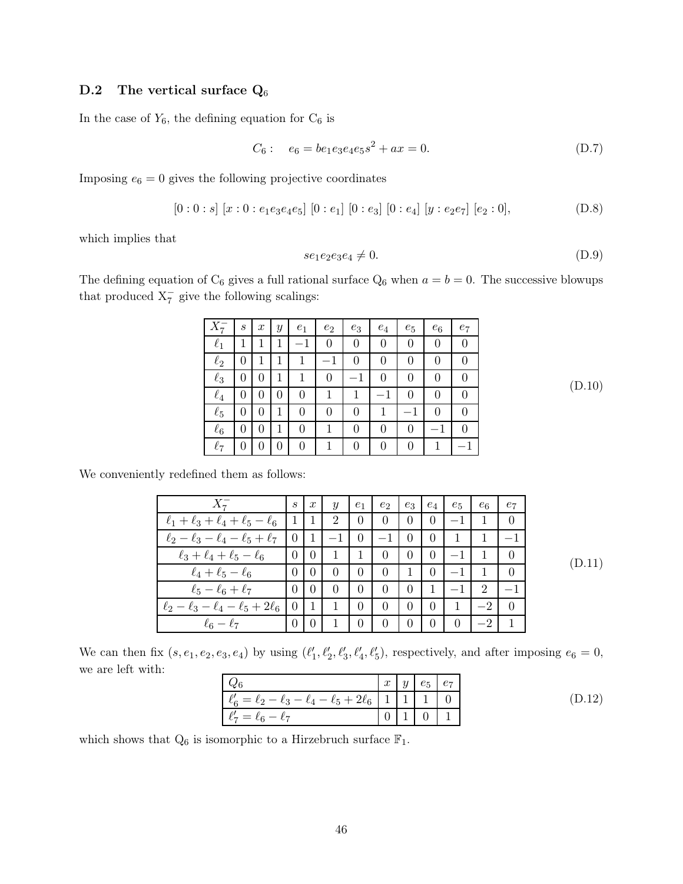### D.2 The vertical surface $\mathrm{Q}_6$

In the case of $Y_6$, the defining equation for $\mathrm{C}_6$ is

$$C_6: \quad e_6 = b e_1 e_3 e_4 e_5 s^2 + a x = 0. \tag{D.7}$$

Imposing $e_6 = 0$ gives the following projective coordinates

$$[0:0:s]\;[x:0:e_1e_3e_4e_5]\;[0:e_1]\;[0:e_3]\;[0:e_4]\;[y:e_2e_7]\;[e_2:0], \tag{D.8}$$

which implies that

$$s e_1 e_2 e_3 e_4 \neq 0. \tag{D.9}$$

The defining equation of $\mathrm{C}_6$ gives a full rational surface $\mathrm{Q}_6$ when $a = b = 0$. The successive blowups that produced $\mathrm{X}_7^-$ give the following scalings:

(D.10)

| $X_7^-$ | $s$ | $x$ | $y$ | $e_1$ | $e_2$ | $e_3$ | $e_4$ | $e_5$ | $e_6$ | $e_7$ |
|---|---|---|---|---|---|---|---|---|---|---|
| $\ell_1$ | 1 | 1 | 1 | $-1$ | 0 | 0 | 0 | 0 | 0 | 0 |
| $\ell_2$ | 0 | 1 | 1 | 1 | $-1$ | 0 | 0 | 0 | 0 | 0 |
| $\ell_3$ | 0 | 0 | 1 | 1 | 0 | $-1$ | 0 | 0 | 0 | 0 |
| $\ell_4$ | 0 | 0 | 0 | 0 | 1 | 1 | $-1$ | 0 | 0 | 0 |
| $\ell_5$ | 0 | 0 | 1 | 0 | 0 | 0 | 1 | $-1$ | 0 | 0 |
| $\ell_6$ | 0 | 0 | 1 | 0 | 1 | 0 | 0 | 0 | $-1$ | 0 |
| $\ell_7$ | 0 | 0 | 0 | 0 | 1 | 0 | 0 | 0 | 1 | $-1$ |

We conveniently redefined them as follows:

(D.11)

| $X_7^-$ | $s$ | $x$ | $y$ | $e_1$ | $e_2$ | $e_3$ | $e_4$ | $e_5$ | $e_6$ | $e_7$ |
|---|---|---|---|---|---|---|---|---|---|---|
| $\ell_1 + \ell_3 + \ell_4 + \ell_5 - \ell_6$ | 1 | 1 | 2 | 0 | 0 | 0 | 0 | $-1$ | 1 | 0 |
| $\ell_2 - \ell_3 - \ell_4 - \ell_5 + \ell_7$ | 0 | 1 | $-1$ | 0 | $-1$ | 0 | 0 | 1 | 1 | $-1$ |
| $\ell_3 + \ell_4 + \ell_5 - \ell_6$ | 0 | 0 | 1 | 1 | 0 | 0 | 0 | $-1$ | 1 | 0 |
| $\ell_4 + \ell_5 - \ell_6$ | 0 | 0 | 0 | 0 | 0 | 1 | 0 | $-1$ | 1 | 0 |
| $\ell_5 - \ell_6 + \ell_7$ | 0 | 0 | 0 | 0 | 0 | 0 | 1 | $-1$ | 2 | $-1$ |
| $\ell_2 - \ell_3 - \ell_4 - \ell_5 + 2\ell_6$ | 0 | 1 | 1 | 0 | 0 | 0 | 0 | 1 | $-2$ | 0 |
| $\ell_6 - \ell_7$ | 0 | 0 | 1 | 0 | 0 | 0 | 0 | 0 | $-2$ | 1 |

We can then fix $(s, e_1, e_2, e_3, e_4)$ by using $(\ell_1', \ell_2', \ell_3', \ell_4', \ell_5')$, respectively, and after imposing $e_6 = 0$, we are left with:

(D.12)

| $Q_6$ | $x$ | $y$ | $e_5$ | $e_7$ |
|---|---|---|---|---|
| $\ell_6' = \ell_2 - \ell_3 - \ell_4 - \ell_5 + 2\ell_6$ | 1 | 1 | 1 | 0 |
| $\ell_7' = \ell_6 - \ell_7$ | 0 | 1 | 0 | 1 |

which shows that $\mathrm{Q}_6$ is isomorphic to a Hirzebruch surface $\mathbb{F}_1$.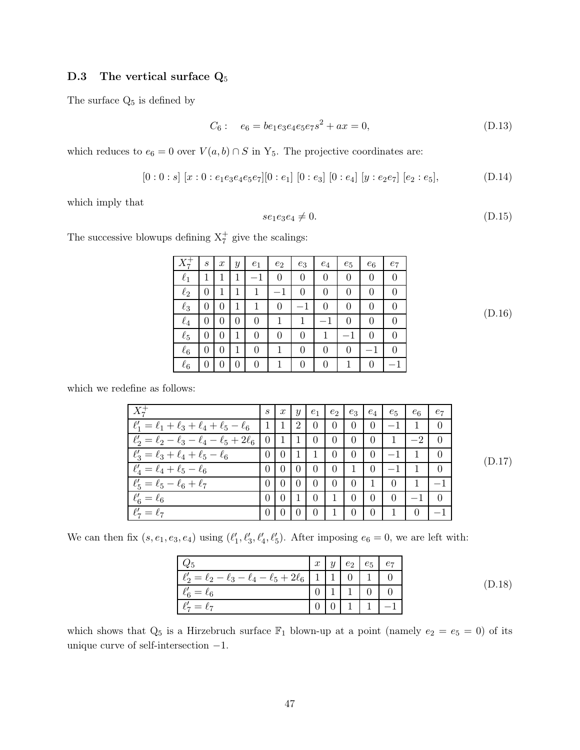### D.3 The vertical surface $\mathrm{Q}_5$

The surface $\mathrm{Q}_5$ is defined by

$$C_6: \quad e_6 = be_1e_3e_4e_5e_7s^2 + ax = 0, \tag{D.13}$$

which reduces to $e_6 = 0$ over $V(a,b) \cap S$ in $\mathrm{Y}_5$. The projective coordinates are:

$$[0:0:s]\ [x:0:e_1e_3e_4e_5e_7][0:e_1]\ [0:e_3]\ [0:e_4]\ [y:e_2e_7]\ [e_2:e_5], \tag{D.14}$$

which imply that

$$se_1e_3e_4 \neq 0. \tag{D.15}$$

The successive blowups defining $\mathrm{X}_7^+$ give the scalings:

| $X_7^+$ | $s$ | $x$ | $y$ | $e_1$ | $e_2$ | $e_3$ | $e_4$ | $e_5$ | $e_6$ | $e_7$ |
|---|---|---|---|---|---|---|---|---|---|---|
| $\ell_1$ | 1 | 1 | 1 | $-1$ | 0 | 0 | 0 | 0 | 0 | 0 |
| $\ell_2$ | 0 | 1 | 1 | 1 | $-1$ | 0 | 0 | 0 | 0 | 0 |
| $\ell_3$ | 0 | 0 | 1 | 1 | 0 | $-1$ | 0 | 0 | 0 | 0 |
| $\ell_4$ | 0 | 0 | 0 | 0 | 1 | 1 | $-1$ | 0 | 0 | 0 |
| $\ell_5$ | 0 | 0 | 1 | 0 | 0 | 0 | 1 | $-1$ | 0 | 0 |
| $\ell_6$ | 0 | 0 | 1 | 0 | 1 | 0 | 0 | 0 | $-1$ | 0 |
| $\ell_6$ | 0 | 0 | 0 | 0 | 1 | 0 | 0 | 1 | 0 | $-1$ |

(D.16)

which we redefine as follows:

| $X_7^+$ | $s$ | $x$ | $y$ | $e_1$ | $e_2$ | $e_3$ | $e_4$ | $e_5$ | $e_6$ | $e_7$ |
|---|---|---|---|---|---|---|---|---|---|---|
| $\ell_1' = \ell_1 + \ell_3 + \ell_4 + \ell_5 - \ell_6$ | 1 | 1 | 2 | 0 | 0 | 0 | 0 | $-1$ | 1 | 0 |
| $\ell_2' = \ell_2 - \ell_3 - \ell_4 - \ell_5 + 2\ell_6$ | 0 | 1 | 1 | 0 | 0 | 0 | 0 | 1 | $-2$ | 0 |
| $\ell_3' = \ell_3 + \ell_4 + \ell_5 - \ell_6$ | 0 | 0 | 1 | 1 | 0 | 0 | 0 | $-1$ | 1 | 0 |
| $\ell_4' = \ell_4 + \ell_5 - \ell_6$ | 0 | 0 | 0 | 0 | 0 | 1 | 0 | $-1$ | 1 | 0 |
| $\ell_5' = \ell_5 - \ell_6 + \ell_7$ | 0 | 0 | 0 | 0 | 0 | 0 | 1 | 0 | 1 | $-1$ |
| $\ell_6' = \ell_6$ | 0 | 0 | 1 | 0 | 1 | 0 | 0 | 0 | $-1$ | 0 |
| $\ell_7' = \ell_7$ | 0 | 0 | 0 | 0 | 1 | 0 | 0 | 1 | 0 | $-1$ |

(D.17)

We can then fix $(s, e_1, e_3, e_4)$ using $(\ell_1', \ell_3', \ell_4', \ell_5')$. After imposing $e_6 = 0$, we are left with:

| $Q_5$ | $x$ | $y$ | $e_2$ | $e_5$ | $e_7$ |
|---|---|---|---|---|---|
| $\ell_2' = \ell_2 - \ell_3 - \ell_4 - \ell_5 + 2\ell_6$ | 1 | 1 | 0 | 1 | 0 |
| $\ell_6' = \ell_6$ | 0 | 1 | 1 | 0 | 0 |
| $\ell_7' = \ell_7$ | 0 | 0 | 1 | 1 | $-1$ |

(D.18)

which shows that $\mathrm{Q}_5$ is a Hirzebruch surface $\mathbb{F}_1$ blown-up at a point (namely $e_2 = e_5 = 0$) of its unique curve of self-intersection $-1$.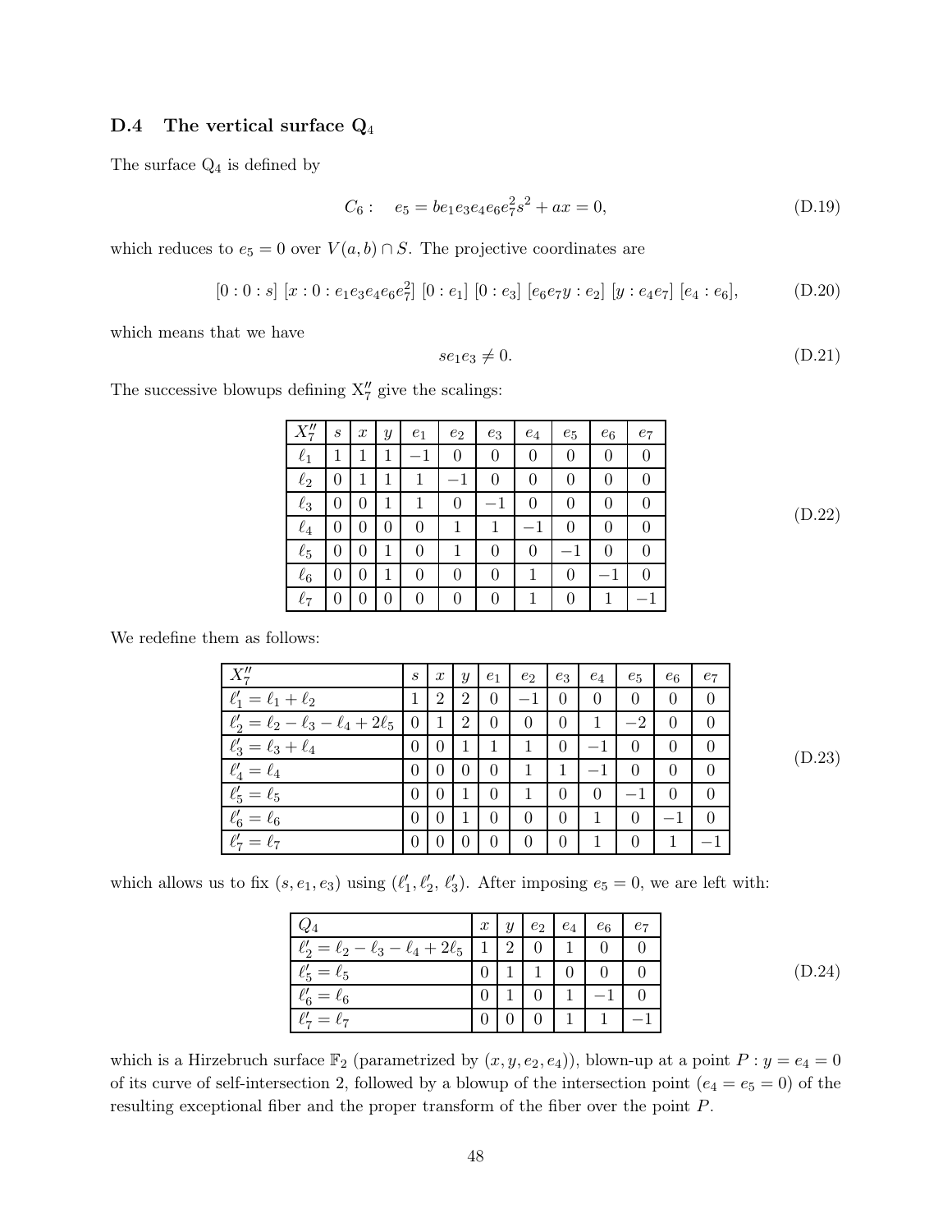### D.4 The vertical surface $\mathrm{Q}_4$

The surface $\mathrm{Q}_4$ is defined by

$$C_6: \quad e_5 = be_1e_3e_4e_6e_7^2s^2 + ax = 0, \tag{D.19}$$

which reduces to $e_5 = 0$ over $V(a,b) \cap S$. The projective coordinates are

$$[0:0:s]\ [x:0:e_1e_3e_4e_6e_7^2]\ [0:e_1]\ [0:e_3]\ [e_6e_7y:e_2]\ [y:e_4e_7]\ [e_4:e_6], \tag{D.20}$$

which means that we have

$$se_1e_3 \neq 0. \tag{D.21}$$

The successive blowups defining $\mathrm{X}_7''$ give the scalings:

$$\begin{array}{|c|c|c|c|c|c|c|c|c|c|c|}
\hline
X_7'' & s & x & y & e_1 & e_2 & e_3 & e_4 & e_5 & e_6 & e_7 \\
\hline
\ell_1 & 1 & 1 & 1 & -1 & 0 & 0 & 0 & 0 & 0 & 0 \\
\hline
\ell_2 & 0 & 1 & 1 & 1 & -1 & 0 & 0 & 0 & 0 & 0 \\
\hline
\ell_3 & 0 & 0 & 1 & 1 & 0 & -1 & 0 & 0 & 0 & 0 \\
\hline
\ell_4 & 0 & 0 & 0 & 0 & 1 & 1 & -1 & 0 & 0 & 0 \\
\hline
\ell_5 & 0 & 0 & 1 & 0 & 1 & 0 & 0 & -1 & 0 & 0 \\
\hline
\ell_6 & 0 & 0 & 1 & 0 & 0 & 0 & 1 & 0 & -1 & 0 \\
\hline
\ell_7 & 0 & 0 & 0 & 0 & 0 & 0 & 1 & 0 & 1 & -1 \\
\hline
\end{array} \tag{D.22}$$

We redefine them as follows:

$$\begin{array}{|l|c|c|c|c|c|c|c|c|c|c|}
\hline
X_7'' & s & x & y & e_1 & e_2 & e_3 & e_4 & e_5 & e_6 & e_7 \\
\hline
\ell_1' = \ell_1 + \ell_2 & 1 & 2 & 2 & 0 & -1 & 0 & 0 & 0 & 0 & 0 \\
\hline
\ell_2' = \ell_2 - \ell_3 - \ell_4 + 2\ell_5 & 0 & 1 & 2 & 0 & 0 & 0 & 1 & -2 & 0 & 0 \\
\hline
\ell_3' = \ell_3 + \ell_4 & 0 & 0 & 1 & 1 & 1 & 0 & -1 & 0 & 0 & 0 \\
\hline
\ell_4' = \ell_4 & 0 & 0 & 0 & 0 & 1 & 1 & -1 & 0 & 0 & 0 \\
\hline
\ell_5' = \ell_5 & 0 & 0 & 1 & 0 & 1 & 0 & 0 & -1 & 0 & 0 \\
\hline
\ell_6' = \ell_6 & 0 & 0 & 1 & 0 & 0 & 0 & 1 & 0 & -1 & 0 \\
\hline
\ell_7' = \ell_7 & 0 & 0 & 0 & 0 & 0 & 0 & 1 & 0 & 1 & -1 \\
\hline
\end{array} \tag{D.23}$$

which allows us to fix $(s, e_1, e_3)$ using $(\ell_1', \ell_2', \ell_3')$. After imposing $e_5 = 0$, we are left with:

$$\begin{array}{|l|c|c|c|c|c|c|}
\hline
Q_4 & x & y & e_2 & e_4 & e_6 & e_7 \\
\hline
\ell_2' = \ell_2 - \ell_3 - \ell_4 + 2\ell_5 & 1 & 2 & 0 & 1 & 0 & 0 \\
\hline
\ell_5' = \ell_5 & 0 & 1 & 1 & 0 & 0 & 0 \\
\hline
\ell_6' = \ell_6 & 0 & 1 & 0 & 1 & -1 & 0 \\
\hline
\ell_7' = \ell_7 & 0 & 0 & 0 & 1 & 1 & -1 \\
\hline
\end{array} \tag{D.24}$$

which is a Hirzebruch surface $\mathbb{F}_2$ (parametrized by $(x, y, e_2, e_4)$), blown-up at a point $P : y = e_4 = 0$ of its curve of self-intersection 2, followed by a blowup of the intersection point ($e_4 = e_5 = 0$) of the resulting exceptional fiber and the proper transform of the fiber over the point $P$.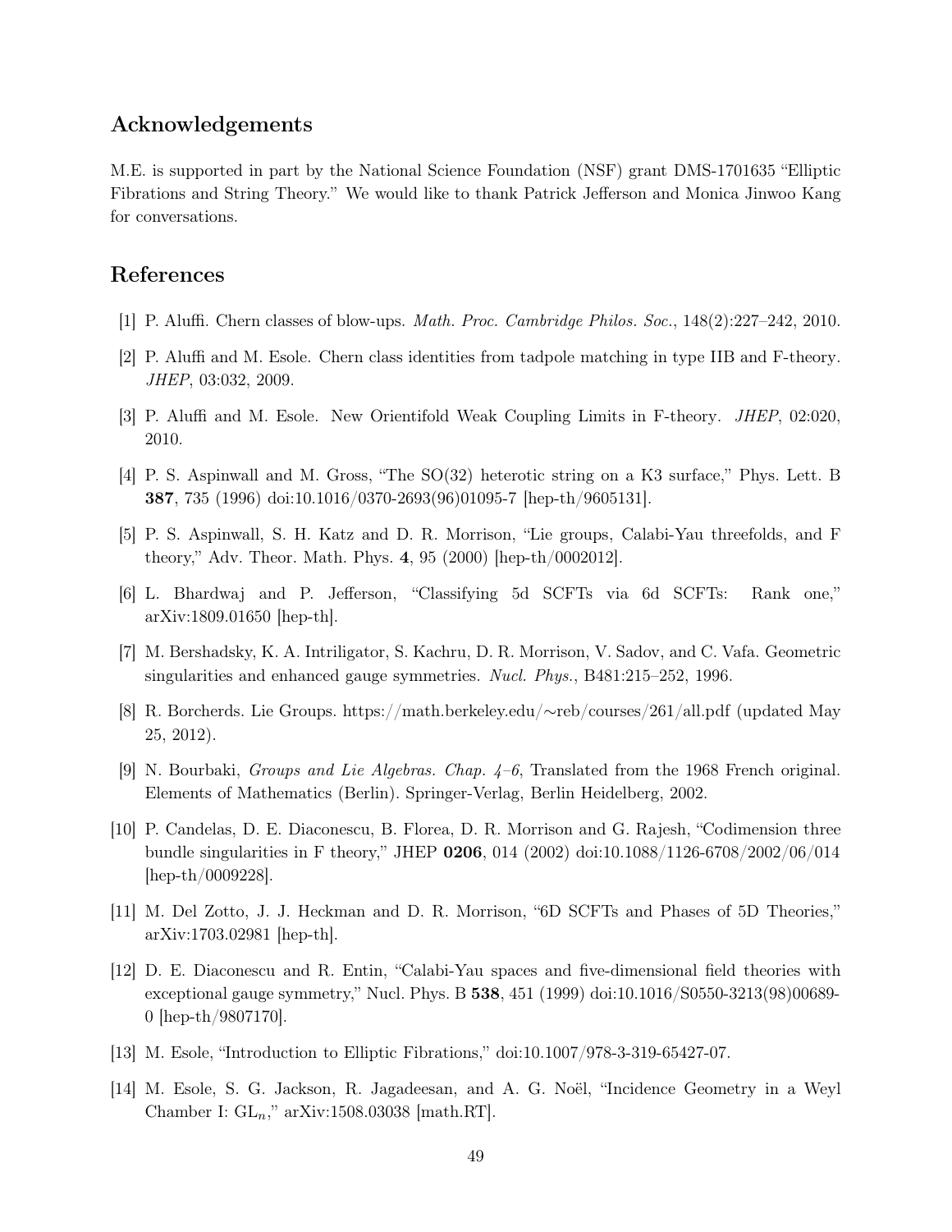## Acknowledgements

M.E. is supported in part by the National Science Foundation (NSF) grant DMS-1701635 "Elliptic Fibrations and String Theory." We would like to thank Patrick Jefferson and Monica Jinwoo Kang for conversations.

## References

[1] P. Aluffi. Chern classes of blow-ups. *Math. Proc. Cambridge Philos. Soc.*, 148(2):227–242, 2010.

[2] P. Aluffi and M. Esole. Chern class identities from tadpole matching in type IIB and F-theory. *JHEP*, 03:032, 2009.

[3] P. Aluffi and M. Esole. New Orientifold Weak Coupling Limits in F-theory. *JHEP*, 02:020, 2010.

[4] P. S. Aspinwall and M. Gross, "The SO(32) heterotic string on a K3 surface," Phys. Lett. B **387**, 735 (1996) doi:10.1016/0370-2693(96)01095-7 [hep-th/9605131].

[5] P. S. Aspinwall, S. H. Katz and D. R. Morrison, "Lie groups, Calabi-Yau threefolds, and F theory," Adv. Theor. Math. Phys. **4**, 95 (2000) [hep-th/0002012].

[6] L. Bhardwaj and P. Jefferson, "Classifying 5d SCFTs via 6d SCFTs: Rank one," arXiv:1809.01650 [hep-th].

[7] M. Bershadsky, K. A. Intriligator, S. Kachru, D. R. Morrison, V. Sadov, and C. Vafa. Geometric singularities and enhanced gauge symmetries. *Nucl. Phys.*, B481:215–252, 1996.

[8] R. Borcherds. Lie Groups. https://math.berkeley.edu/∼reb/courses/261/all.pdf (updated May 25, 2012).

[9] N. Bourbaki, *Groups and Lie Algebras. Chap. 4–6*, Translated from the 1968 French original. Elements of Mathematics (Berlin). Springer-Verlag, Berlin Heidelberg, 2002.

[10] P. Candelas, D. E. Diaconescu, B. Florea, D. R. Morrison and G. Rajesh, "Codimension three bundle singularities in F theory," JHEP **0206**, 014 (2002) doi:10.1088/1126-6708/2002/06/014 [hep-th/0009228].

[11] M. Del Zotto, J. J. Heckman and D. R. Morrison, "6D SCFTs and Phases of 5D Theories," arXiv:1703.02981 [hep-th].

[12] D. E. Diaconescu and R. Entin, "Calabi-Yau spaces and five-dimensional field theories with exceptional gauge symmetry," Nucl. Phys. B **538**, 451 (1999) doi:10.1016/S0550-3213(98)00689-0 [hep-th/9807170].

[13] M. Esole, "Introduction to Elliptic Fibrations," doi:10.1007/978-3-319-65427-07.

[14] M. Esole, S. G. Jackson, R. Jagadeesan, and A. G. Noël, "Incidence Geometry in a Weyl Chamber I: $\mathrm{GL}_n$," arXiv:1508.03038 [math.RT].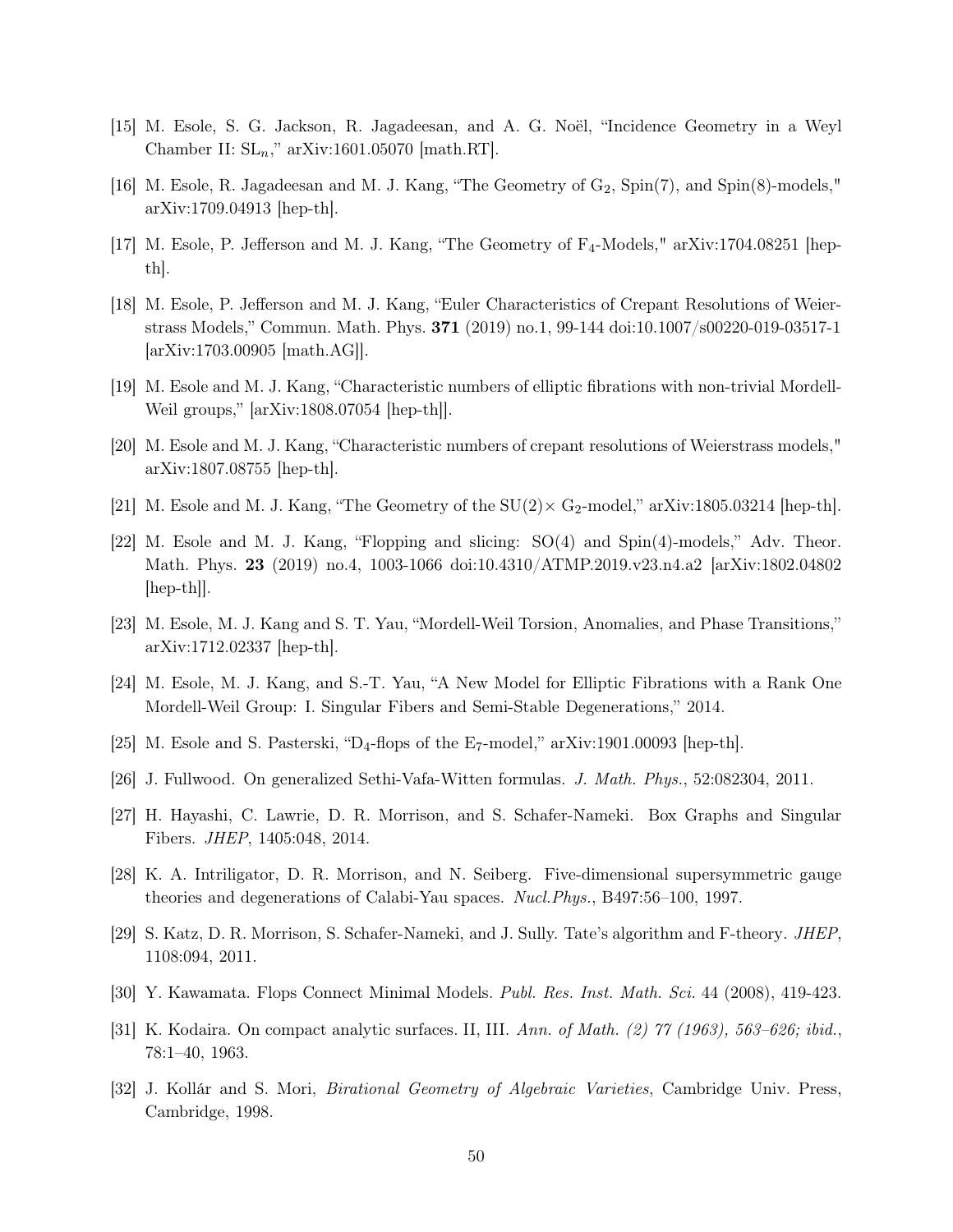[15] M. Esole, S. G. Jackson, R. Jagadeesan, and A. G. Noël, "Incidence Geometry in a Weyl Chamber II: $SL_n$," arXiv:1601.05070 [math.RT].

[16] M. Esole, R. Jagadeesan and M. J. Kang, "The Geometry of $G_2$, Spin(7), and Spin(8)-models," arXiv:1709.04913 [hep-th].

[17] M. Esole, P. Jefferson and M. J. Kang, "The Geometry of $F_4$-Models," arXiv:1704.08251 [hep-th].

[18] M. Esole, P. Jefferson and M. J. Kang, "Euler Characteristics of Crepant Resolutions of Weierstrass Models," Commun. Math. Phys. **371** (2019) no.1, 99-144 doi:10.1007/s00220-019-03517-1 [arXiv:1703.00905 [math.AG]].

[19] M. Esole and M. J. Kang, "Characteristic numbers of elliptic fibrations with non-trivial Mordell-Weil groups," [arXiv:1808.07054 [hep-th]].

[20] M. Esole and M. J. Kang, "Characteristic numbers of crepant resolutions of Weierstrass models," arXiv:1807.08755 [hep-th].

[21] M. Esole and M. J. Kang, "The Geometry of the SU(2)× $G_2$-model," arXiv:1805.03214 [hep-th].

[22] M. Esole and M. J. Kang, "Flopping and slicing: SO(4) and Spin(4)-models," Adv. Theor. Math. Phys. **23** (2019) no.4, 1003-1066 doi:10.4310/ATMP.2019.v23.n4.a2 [arXiv:1802.04802 [hep-th]].

[23] M. Esole, M. J. Kang and S. T. Yau, "Mordell-Weil Torsion, Anomalies, and Phase Transitions," arXiv:1712.02337 [hep-th].

[24] M. Esole, M. J. Kang, and S.-T. Yau, "A New Model for Elliptic Fibrations with a Rank One Mordell-Weil Group: I. Singular Fibers and Semi-Stable Degenerations," 2014.

[25] M. Esole and S. Pasterski, "$D_4$-flops of the $E_7$-model," arXiv:1901.00093 [hep-th].

[26] J. Fullwood. On generalized Sethi-Vafa-Witten formulas. *J. Math. Phys.*, 52:082304, 2011.

[27] H. Hayashi, C. Lawrie, D. R. Morrison, and S. Schafer-Nameki. Box Graphs and Singular Fibers. *JHEP*, 1405:048, 2014.

[28] K. A. Intriligator, D. R. Morrison, and N. Seiberg. Five-dimensional supersymmetric gauge theories and degenerations of Calabi-Yau spaces. *Nucl.Phys.*, B497:56–100, 1997.

[29] S. Katz, D. R. Morrison, S. Schafer-Nameki, and J. Sully. Tate's algorithm and F-theory. *JHEP*, 1108:094, 2011.

[30] Y. Kawamata. Flops Connect Minimal Models. *Publ. Res. Inst. Math. Sci.* 44 (2008), 419-423.

[31] K. Kodaira. On compact analytic surfaces. II, III. *Ann. of Math. (2) 77 (1963), 563–626; ibid.*, 78:1–40, 1963.

[32] J. Kollár and S. Mori, *Birational Geometry of Algebraic Varieties*, Cambridge Univ. Press, Cambridge, 1998.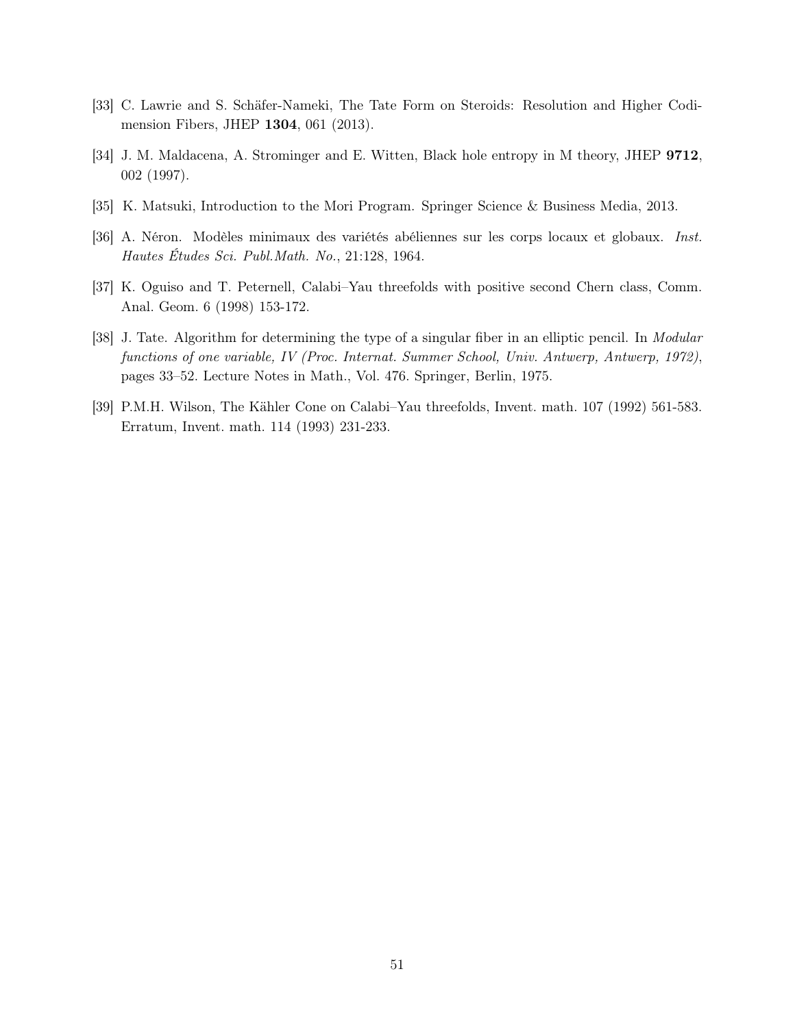[33] C. Lawrie and S. Schäfer-Nameki, The Tate Form on Steroids: Resolution and Higher Codimension Fibers, JHEP **1304**, 061 (2013).

[34] J. M. Maldacena, A. Strominger and E. Witten, Black hole entropy in M theory, JHEP **9712**, 002 (1997).

[35] K. Matsuki, Introduction to the Mori Program. Springer Science & Business Media, 2013.

[36] A. Néron. Modèles minimaux des variétés abéliennes sur les corps locaux et globaux. *Inst. Hautes Études Sci. Publ.Math. No.*, 21:128, 1964.

[37] K. Oguiso and T. Peternell, Calabi–Yau threefolds with positive second Chern class, Comm. Anal. Geom. 6 (1998) 153-172.

[38] J. Tate. Algorithm for determining the type of a singular fiber in an elliptic pencil. In *Modular functions of one variable, IV (Proc. Internat. Summer School, Univ. Antwerp, Antwerp, 1972)*, pages 33–52. Lecture Notes in Math., Vol. 476. Springer, Berlin, 1975.

[39] P.M.H. Wilson, The Kähler Cone on Calabi–Yau threefolds, Invent. math. 107 (1992) 561-583. Erratum, Invent. math. 114 (1993) 231-233.